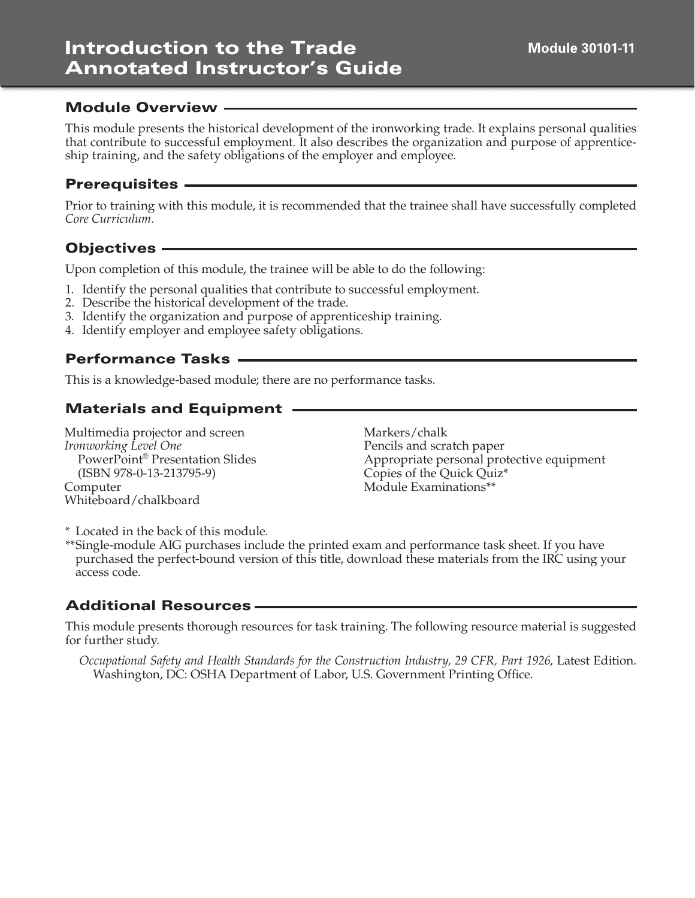# Introduction to the Trade Annotated Instructor's Guide

**Module 30101-11**

## Module Overview

This module presents the historical development of the ironworking trade. It explains personal qualities that contribute to successful employment. It also describes the organization and purpose of apprenticeship training, and the safety obligations of the employer and employee.

## Prerequisites

Prior to training with this module, it is recommended that the trainee shall have successfully completed *Core Curriculum*.

## Objectives

Upon completion of this module, the trainee will be able to do the following:

1. Identify the personal qualities that contribute to successful employment.
2. Describe the historical development of the trade.
3. Identify the organization and purpose of apprenticeship training.
4. Identify employer and employee safety obligations.

## Performance Tasks

This is a knowledge-based module; there are no performance tasks.

## Materials and Equipment

Multimedia projector and screen
*Ironworking Level One* PowerPoint® Presentation Slides (ISBN 978-0-13-213795-9)
Computer
Whiteboard/chalkboard
Markers/chalk
Pencils and scratch paper
Appropriate personal protective equipment
Copies of the Quick Quiz*
Module Examinations**

\* Located in the back of this module.
\*\*Single-module AIG purchases include the printed exam and performance task sheet. If you have purchased the perfect-bound version of this title, download these materials from the IRC using your access code.

## Additional Resources

This module presents thorough resources for task training. The following resource material is suggested for further study.

*Occupational Safety and Health Standards for the Construction Industry, 29 CFR, Part 1926*, Latest Edition. Washington, DC: OSHA Department of Labor, U.S. Government Printing Office.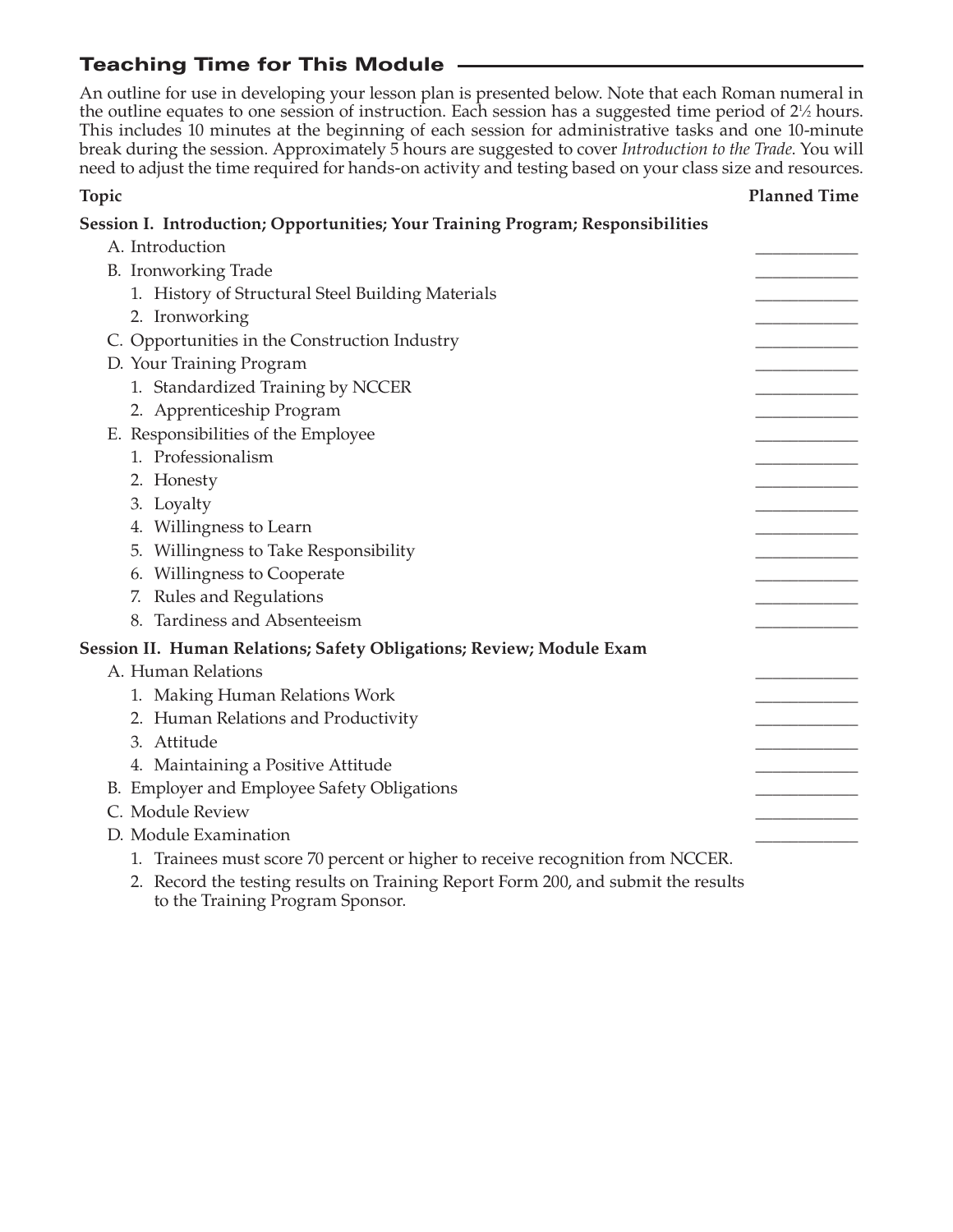## Teaching Time for This Module

An outline for use in developing your lesson plan is presented below. Note that each Roman numeral in the outline equates to one session of instruction. Each session has a suggested time period of 2½ hours. This includes 10 minutes at the beginning of each session for administrative tasks and one 10-minute break during the session. Approximately 5 hours are suggested to cover *Introduction to the Trade*. You will need to adjust the time required for hands-on activity and testing based on your class size and resources.

| Topic | Planned Time |
|---|---|
| **Session I. Introduction; Opportunities; Your Training Program; Responsibilities** | |
| A. Introduction | ____________ |
| B. Ironworking Trade | ____________ |
| 1. History of Structural Steel Building Materials | ____________ |
| 2. Ironworking | ____________ |
| C. Opportunities in the Construction Industry | ____________ |
| D. Your Training Program | ____________ |
| 1. Standardized Training by NCCER | ____________ |
| 2. Apprenticeship Program | ____________ |
| E. Responsibilities of the Employee | ____________ |
| 1. Professionalism | ____________ |
| 2. Honesty | ____________ |
| 3. Loyalty | ____________ |
| 4. Willingness to Learn | ____________ |
| 5. Willingness to Take Responsibility | ____________ |
| 6. Willingness to Cooperate | ____________ |
| 7. Rules and Regulations | ____________ |
| 8. Tardiness and Absenteeism | ____________ |
| **Session II. Human Relations; Safety Obligations; Review; Module Exam** | |
| A. Human Relations | ____________ |
| 1. Making Human Relations Work | ____________ |
| 2. Human Relations and Productivity | ____________ |
| 3. Attitude | ____________ |
| 4. Maintaining a Positive Attitude | ____________ |
| B. Employer and Employee Safety Obligations | ____________ |
| C. Module Review | ____________ |
| D. Module Examination | ____________ |
| 1. Trainees must score 70 percent or higher to receive recognition from NCCER. | |
| 2. Record the testing results on Training Report Form 200, and submit the results to the Training Program Sponsor. | |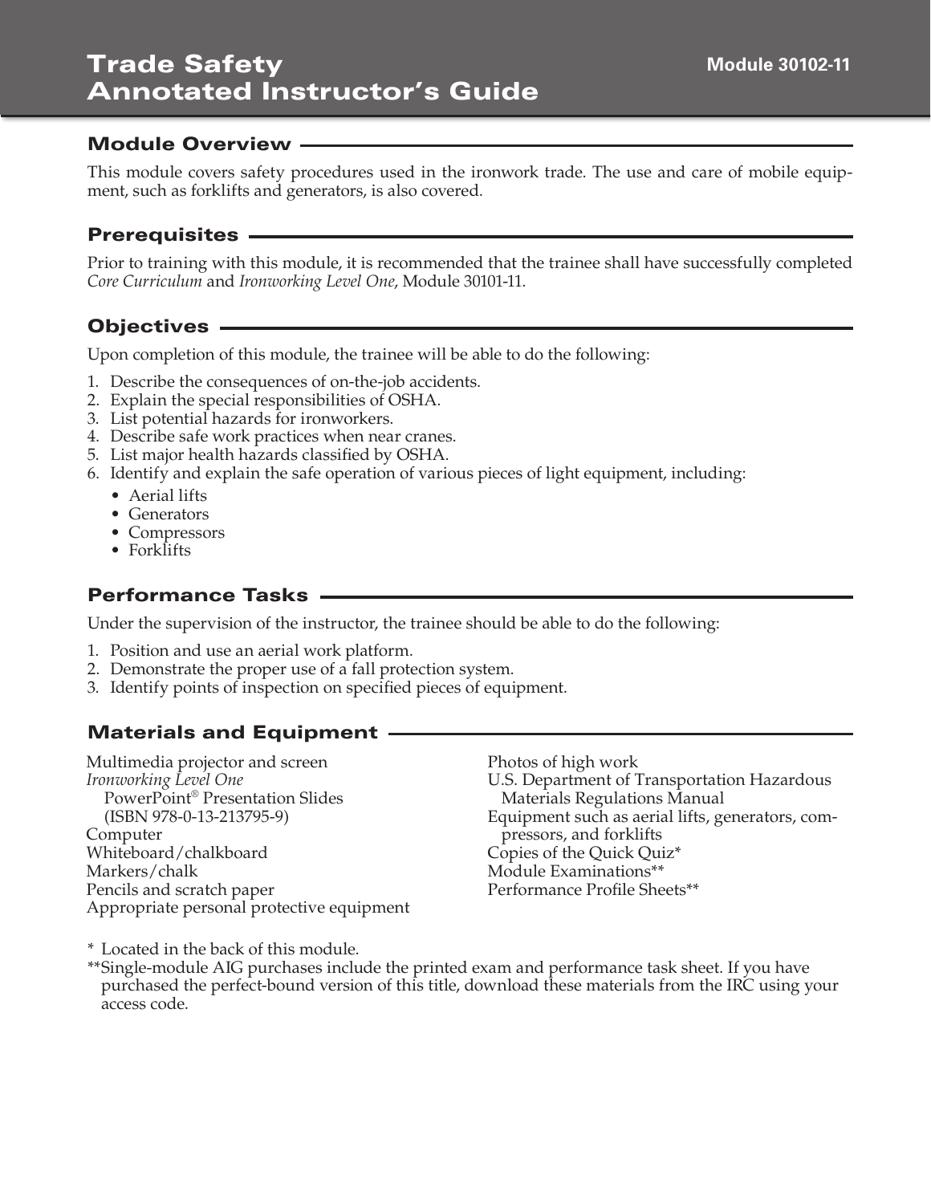# Trade Safety Annotated Instructor's Guide

Module 30102-11

## Module Overview

This module covers safety procedures used in the ironwork trade. The use and care of mobile equipment, such as forklifts and generators, is also covered.

## Prerequisites

Prior to training with this module, it is recommended that the trainee shall have successfully completed *Core Curriculum* and *Ironworking Level One*, Module 30101-11.

## Objectives

Upon completion of this module, the trainee will be able to do the following:

1. Describe the consequences of on-the-job accidents.
2. Explain the special responsibilities of OSHA.
3. List potential hazards for ironworkers.
4. Describe safe work practices when near cranes.
5. List major health hazards classified by OSHA.
6. Identify and explain the safe operation of various pieces of light equipment, including:
   - Aerial lifts
   - Generators
   - Compressors
   - Forklifts

## Performance Tasks

Under the supervision of the instructor, the trainee should be able to do the following:

1. Position and use an aerial work platform.
2. Demonstrate the proper use of a fall protection system.
3. Identify points of inspection on specified pieces of equipment.

## Materials and Equipment

Multimedia projector and screen
*Ironworking Level One* PowerPoint® Presentation Slides (ISBN 978-0-13-213795-9)
Computer
Whiteboard/chalkboard
Markers/chalk
Pencils and scratch paper
Appropriate personal protective equipment
Photos of high work
U.S. Department of Transportation Hazardous Materials Regulations Manual
Equipment such as aerial lifts, generators, compressors, and forklifts
Copies of the Quick Quiz*
Module Examinations**
Performance Profile Sheets**

\* Located in the back of this module.

\*\*Single-module AIG purchases include the printed exam and performance task sheet. If you have purchased the perfect-bound version of this title, download these materials from the IRC using your access code.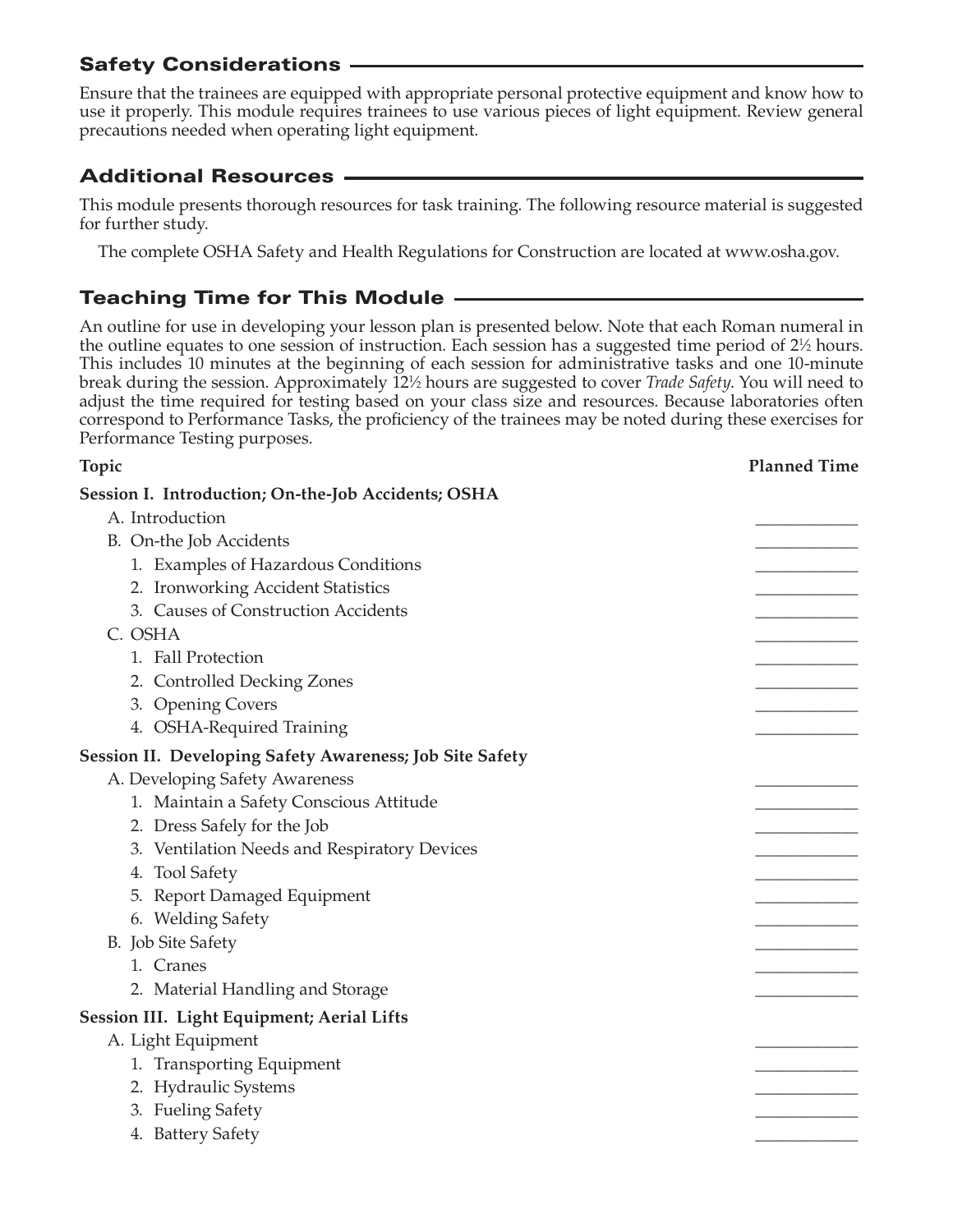## Safety Considerations

Ensure that the trainees are equipped with appropriate personal protective equipment and know how to use it properly. This module requires trainees to use various pieces of light equipment. Review general precautions needed when operating light equipment.

## Additional Resources

This module presents thorough resources for task training. The following resource material is suggested for further study.

The complete OSHA Safety and Health Regulations for Construction are located at www.osha.gov.

## Teaching Time for This Module

An outline for use in developing your lesson plan is presented below. Note that each Roman numeral in the outline equates to one session of instruction. Each session has a suggested time period of 2½ hours. This includes 10 minutes at the beginning of each session for administrative tasks and one 10-minute break during the session. Approximately 12½ hours are suggested to cover *Trade Safety*. You will need to adjust the time required for testing based on your class size and resources. Because laboratories often correspond to Performance Tasks, the proficiency of the trainees may be noted during these exercises for Performance Testing purposes.

| Topic | Planned Time |
|---|---|
| **Session I. Introduction; On-the-Job Accidents; OSHA** | |
| A. Introduction | ____________ |
| B. On-the Job Accidents | ____________ |
| 1. Examples of Hazardous Conditions | ____________ |
| 2. Ironworking Accident Statistics | ____________ |
| 3. Causes of Construction Accidents | ____________ |
| C. OSHA | ____________ |
| 1. Fall Protection | ____________ |
| 2. Controlled Decking Zones | ____________ |
| 3. Opening Covers | ____________ |
| 4. OSHA-Required Training | ____________ |
| **Session II. Developing Safety Awareness; Job Site Safety** | |
| A. Developing Safety Awareness | ____________ |
| 1. Maintain a Safety Conscious Attitude | ____________ |
| 2. Dress Safely for the Job | ____________ |
| 3. Ventilation Needs and Respiratory Devices | ____________ |
| 4. Tool Safety | ____________ |
| 5. Report Damaged Equipment | ____________ |
| 6. Welding Safety | ____________ |
| B. Job Site Safety | ____________ |
| 1. Cranes | ____________ |
| 2. Material Handling and Storage | ____________ |
| **Session III. Light Equipment; Aerial Lifts** | |
| A. Light Equipment | ____________ |
| 1. Transporting Equipment | ____________ |
| 2. Hydraulic Systems | ____________ |
| 3. Fueling Safety | ____________ |
| 4. Battery Safety | ____________ |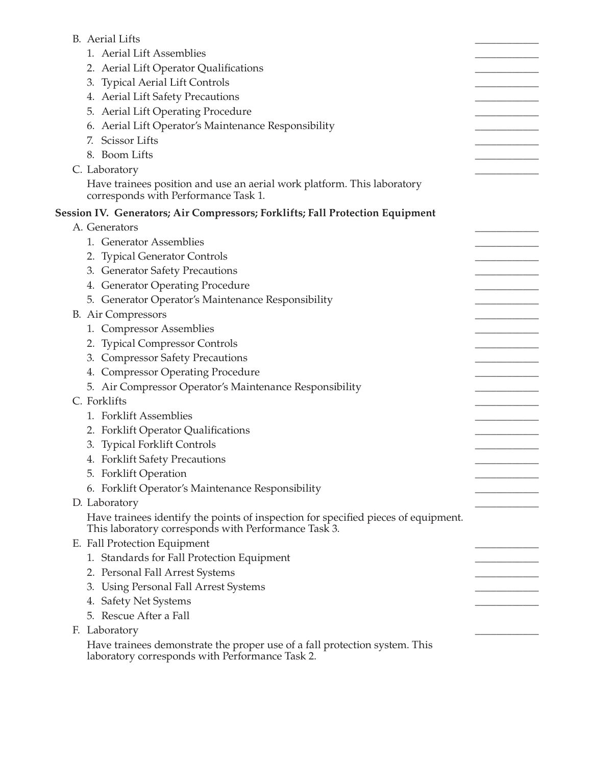B. Aerial Lifts ____________
  1. Aerial Lift Assemblies ____________
  2. Aerial Lift Operator Qualifications ____________
  3. Typical Aerial Lift Controls ____________
  4. Aerial Lift Safety Precautions ____________
  5. Aerial Lift Operating Procedure ____________
  6. Aerial Lift Operator's Maintenance Responsibility ____________
  7. Scissor Lifts ____________
  8. Boom Lifts ____________

C. Laboratory ____________

  Have trainees position and use an aerial work platform. This laboratory corresponds with Performance Task 1.

**Session IV. Generators; Air Compressors; Forklifts; Fall Protection Equipment**

A. Generators ____________
  1. Generator Assemblies ____________
  2. Typical Generator Controls ____________
  3. Generator Safety Precautions ____________
  4. Generator Operating Procedure ____________
  5. Generator Operator's Maintenance Responsibility ____________

B. Air Compressors ____________
  1. Compressor Assemblies ____________
  2. Typical Compressor Controls ____________
  3. Compressor Safety Precautions ____________
  4. Compressor Operating Procedure ____________
  5. Air Compressor Operator's Maintenance Responsibility ____________

C. Forklifts ____________
  1. Forklift Assemblies ____________
  2. Forklift Operator Qualifications ____________
  3. Typical Forklift Controls ____________
  4. Forklift Safety Precautions ____________
  5. Forklift Operation ____________
  6. Forklift Operator's Maintenance Responsibility ____________

D. Laboratory ____________

  Have trainees identify the points of inspection for specified pieces of equipment. This laboratory corresponds with Performance Task 3.

E. Fall Protection Equipment ____________
  1. Standards for Fall Protection Equipment ____________
  2. Personal Fall Arrest Systems ____________
  3. Using Personal Fall Arrest Systems ____________
  4. Safety Net Systems ____________
  5. Rescue After a Fall

F. Laboratory ____________

  Have trainees demonstrate the proper use of a fall protection system. This laboratory corresponds with Performance Task 2.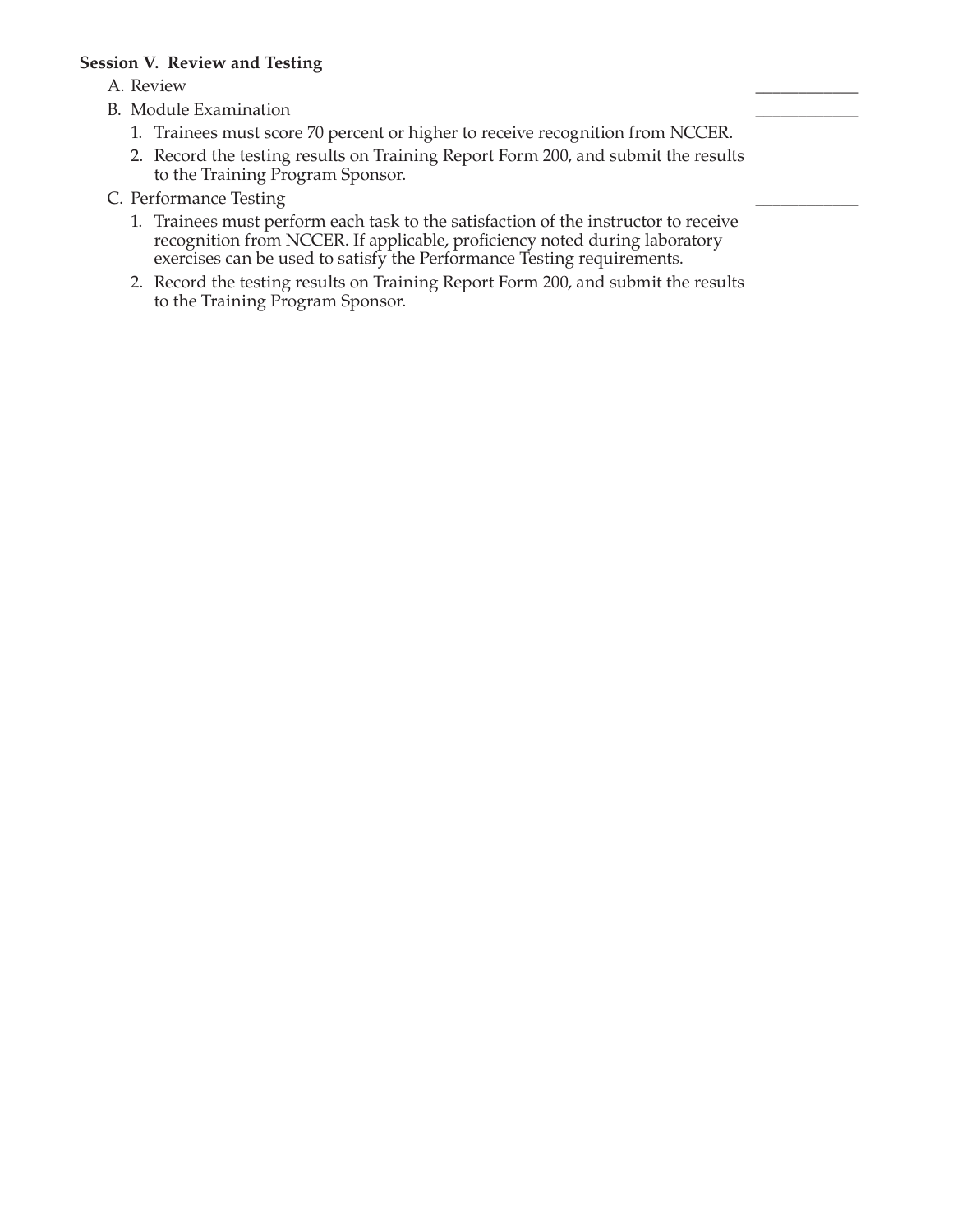**Session V. Review and Testing**

A. Review \_\_\_\_\_\_\_\_\_\_\_\_

B. Module Examination \_\_\_\_\_\_\_\_\_\_\_\_

1. Trainees must score 70 percent or higher to receive recognition from NCCER.
2. Record the testing results on Training Report Form 200, and submit the results to the Training Program Sponsor.

C. Performance Testing \_\_\_\_\_\_\_\_\_\_\_\_

1. Trainees must perform each task to the satisfaction of the instructor to receive recognition from NCCER. If applicable, proficiency noted during laboratory exercises can be used to satisfy the Performance Testing requirements.
2. Record the testing results on Training Report Form 200, and submit the results to the Training Program Sponsor.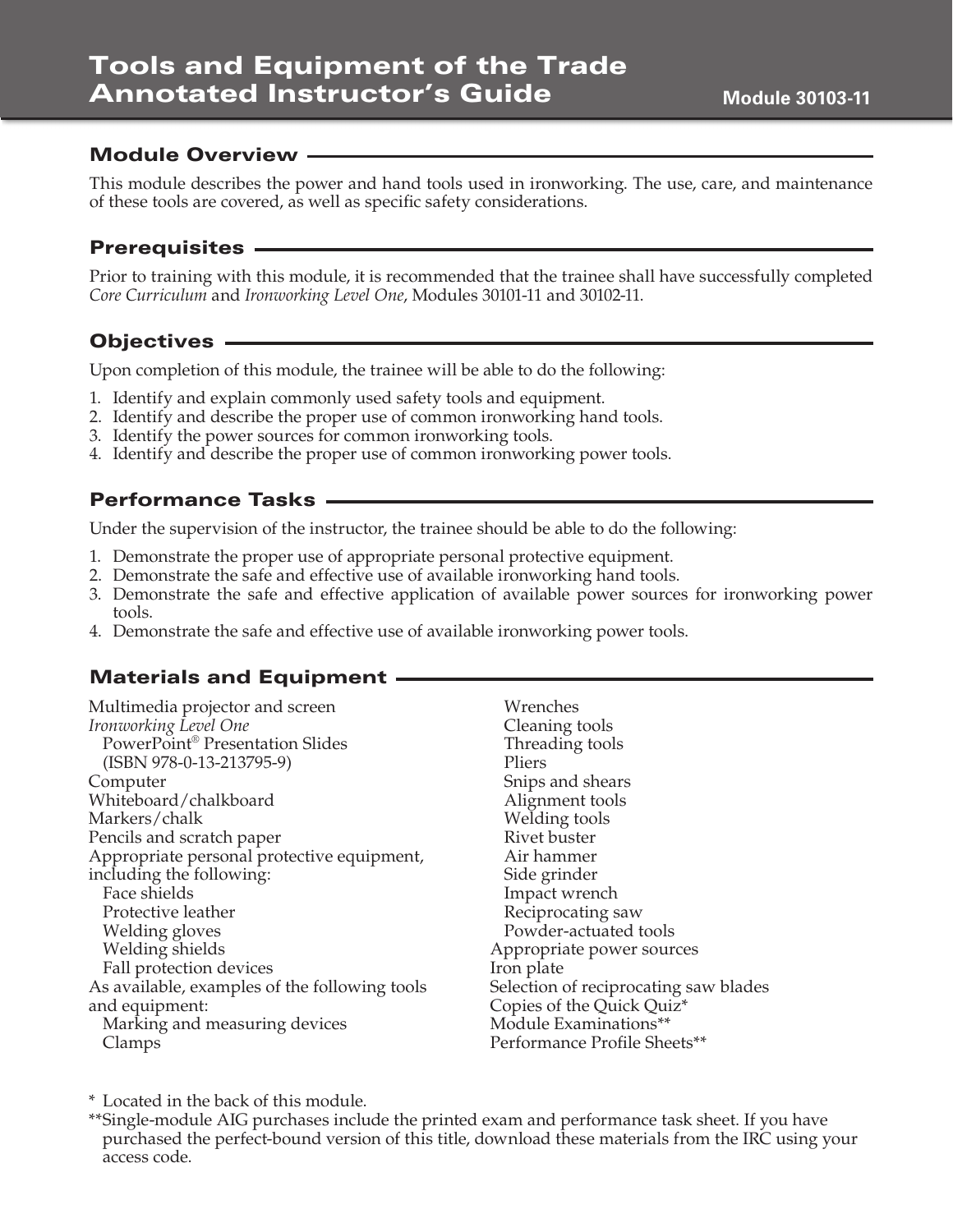# Tools and Equipment of the Trade Annotated Instructor's Guide

Module 30103-11

## Module Overview

This module describes the power and hand tools used in ironworking. The use, care, and maintenance of these tools are covered, as well as specific safety considerations.

## Prerequisites

Prior to training with this module, it is recommended that the trainee shall have successfully completed *Core Curriculum* and *Ironworking Level One*, Modules 30101-11 and 30102-11.

## Objectives

Upon completion of this module, the trainee will be able to do the following:

1. Identify and explain commonly used safety tools and equipment.
2. Identify and describe the proper use of common ironworking hand tools.
3. Identify the power sources for common ironworking tools.
4. Identify and describe the proper use of common ironworking power tools.

## Performance Tasks

Under the supervision of the instructor, the trainee should be able to do the following:

1. Demonstrate the proper use of appropriate personal protective equipment.
2. Demonstrate the safe and effective use of available ironworking hand tools.
3. Demonstrate the safe and effective application of available power sources for ironworking power tools.
4. Demonstrate the safe and effective use of available ironworking power tools.

## Materials and Equipment

Multimedia projector and screen
*Ironworking Level One*
  PowerPoint® Presentation Slides
  (ISBN 978-0-13-213795-9)
Computer
Whiteboard/chalkboard
Markers/chalk
Pencils and scratch paper
Appropriate personal protective equipment, including the following:
  Face shields
  Protective leather
  Welding gloves
  Welding shields
  Fall protection devices
As available, examples of the following tools and equipment:
  Marking and measuring devices
  Clamps
  Wrenches
  Cleaning tools
  Threading tools
  Pliers
  Snips and shears
  Alignment tools
  Welding tools
  Rivet buster
  Air hammer
  Side grinder
  Impact wrench
  Reciprocating saw
  Powder-actuated tools
Appropriate power sources
Iron plate
Selection of reciprocating saw blades
Copies of the Quick Quiz*
Module Examinations**
Performance Profile Sheets**

\* Located in the back of this module.

\*\*Single-module AIG purchases include the printed exam and performance task sheet. If you have purchased the perfect-bound version of this title, download these materials from the IRC using your access code.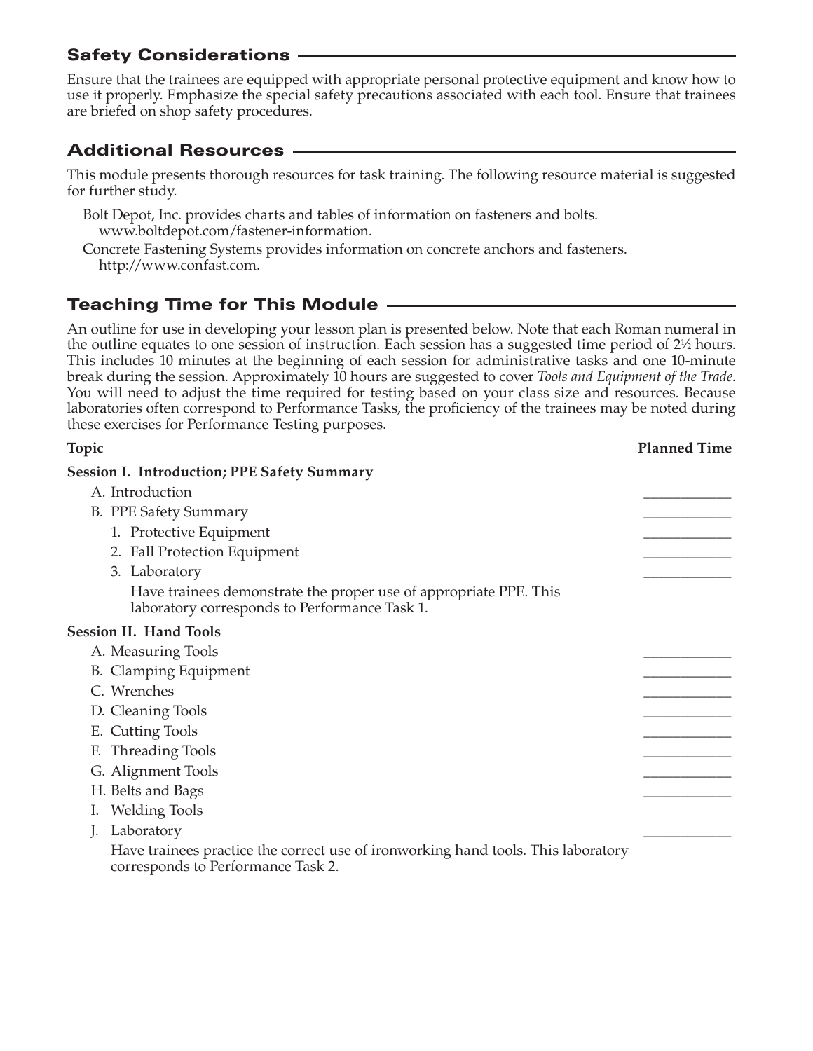## Safety Considerations

Ensure that the trainees are equipped with appropriate personal protective equipment and know how to use it properly. Emphasize the special safety precautions associated with each tool. Ensure that trainees are briefed on shop safety procedures.

## Additional Resources

This module presents thorough resources for task training. The following resource material is suggested for further study.

Bolt Depot, Inc. provides charts and tables of information on fasteners and bolts. www.boltdepot.com/fastener-information.

Concrete Fastening Systems provides information on concrete anchors and fasteners. http://www.confast.com.

## Teaching Time for This Module

An outline for use in developing your lesson plan is presented below. Note that each Roman numeral in the outline equates to one session of instruction. Each session has a suggested time period of 2½ hours. This includes 10 minutes at the beginning of each session for administrative tasks and one 10-minute break during the session. Approximately 10 hours are suggested to cover *Tools and Equipment of the Trade*. You will need to adjust the time required for testing based on your class size and resources. Because laboratories often correspond to Performance Tasks, the proficiency of the trainees may be noted during these exercises for Performance Testing purposes.

| Topic | Planned Time |
|---|---|
| **Session I. Introduction; PPE Safety Summary** | |
| A. Introduction | ____________ |
| B. PPE Safety Summary | ____________ |
| 1. Protective Equipment | ____________ |
| 2. Fall Protection Equipment | ____________ |
| 3. Laboratory | ____________ |
| Have trainees demonstrate the proper use of appropriate PPE. This laboratory corresponds to Performance Task 1. | |
| **Session II. Hand Tools** | |
| A. Measuring Tools | ____________ |
| B. Clamping Equipment | ____________ |
| C. Wrenches | ____________ |
| D. Cleaning Tools | ____________ |
| E. Cutting Tools | ____________ |
| F. Threading Tools | ____________ |
| G. Alignment Tools | ____________ |
| H. Belts and Bags | ____________ |
| I. Welding Tools | |
| J. Laboratory | ____________ |
| Have trainees practice the correct use of ironworking hand tools. This laboratory corresponds to Performance Task 2. | |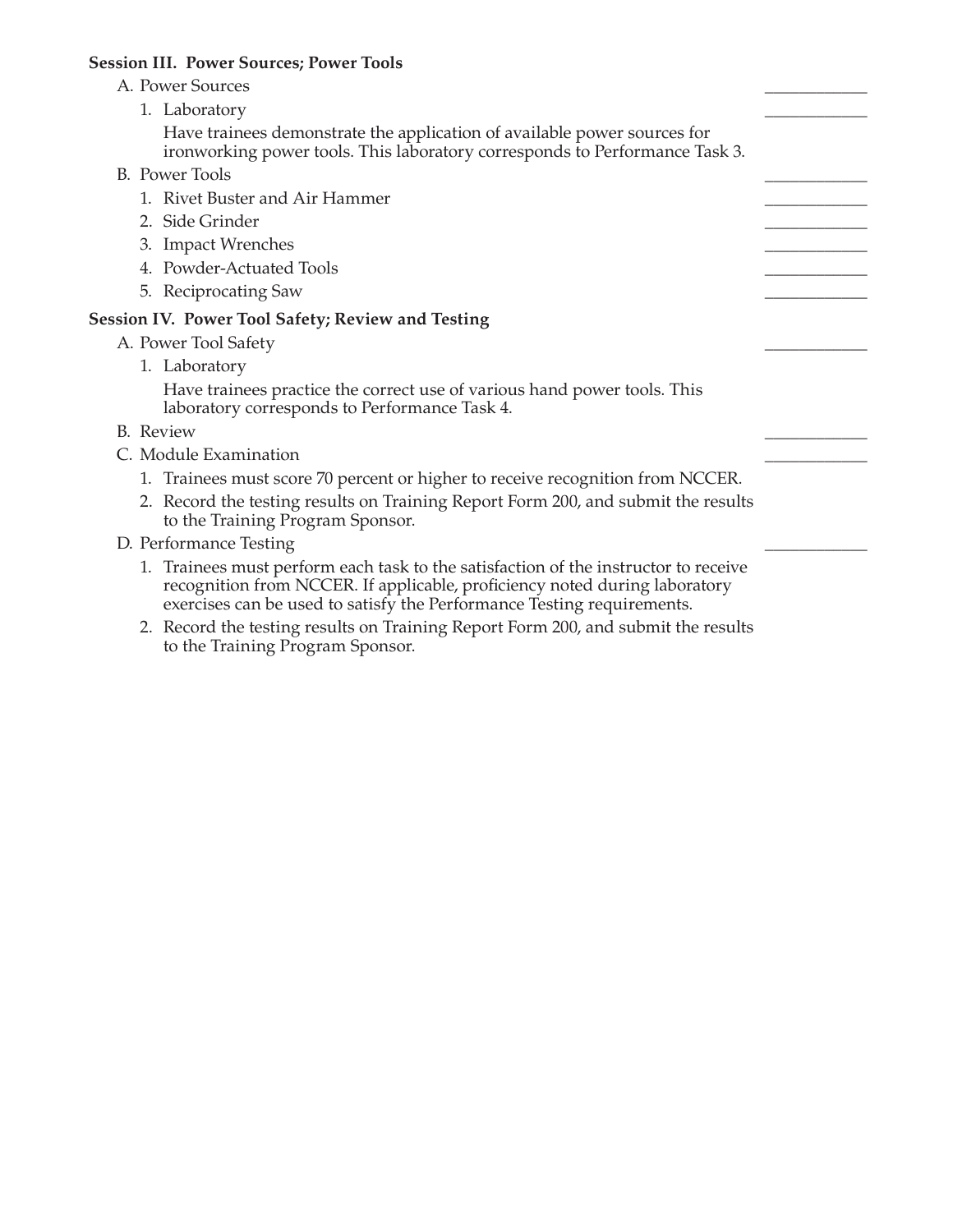**Session III. Power Sources; Power Tools**

A. Power Sources \_\_\_\_\_\_\_\_\_\_\_\_

1. Laboratory \_\_\_\_\_\_\_\_\_\_\_\_

   Have trainees demonstrate the application of available power sources for ironworking power tools. This laboratory corresponds to Performance Task 3.

B. Power Tools \_\_\_\_\_\_\_\_\_\_\_\_

1. Rivet Buster and Air Hammer \_\_\_\_\_\_\_\_\_\_\_\_
2. Side Grinder \_\_\_\_\_\_\_\_\_\_\_\_
3. Impact Wrenches \_\_\_\_\_\_\_\_\_\_\_\_
4. Powder-Actuated Tools \_\_\_\_\_\_\_\_\_\_\_\_
5. Reciprocating Saw \_\_\_\_\_\_\_\_\_\_\_\_

**Session IV. Power Tool Safety; Review and Testing**

A. Power Tool Safety \_\_\_\_\_\_\_\_\_\_\_\_

1. Laboratory

   Have trainees practice the correct use of various hand power tools. This laboratory corresponds to Performance Task 4.

B. Review \_\_\_\_\_\_\_\_\_\_\_\_

C. Module Examination \_\_\_\_\_\_\_\_\_\_\_\_

1. Trainees must score 70 percent or higher to receive recognition from NCCER.
2. Record the testing results on Training Report Form 200, and submit the results to the Training Program Sponsor.

D. Performance Testing \_\_\_\_\_\_\_\_\_\_\_\_

1. Trainees must perform each task to the satisfaction of the instructor to receive recognition from NCCER. If applicable, proficiency noted during laboratory exercises can be used to satisfy the Performance Testing requirements.
2. Record the testing results on Training Report Form 200, and submit the results to the Training Program Sponsor.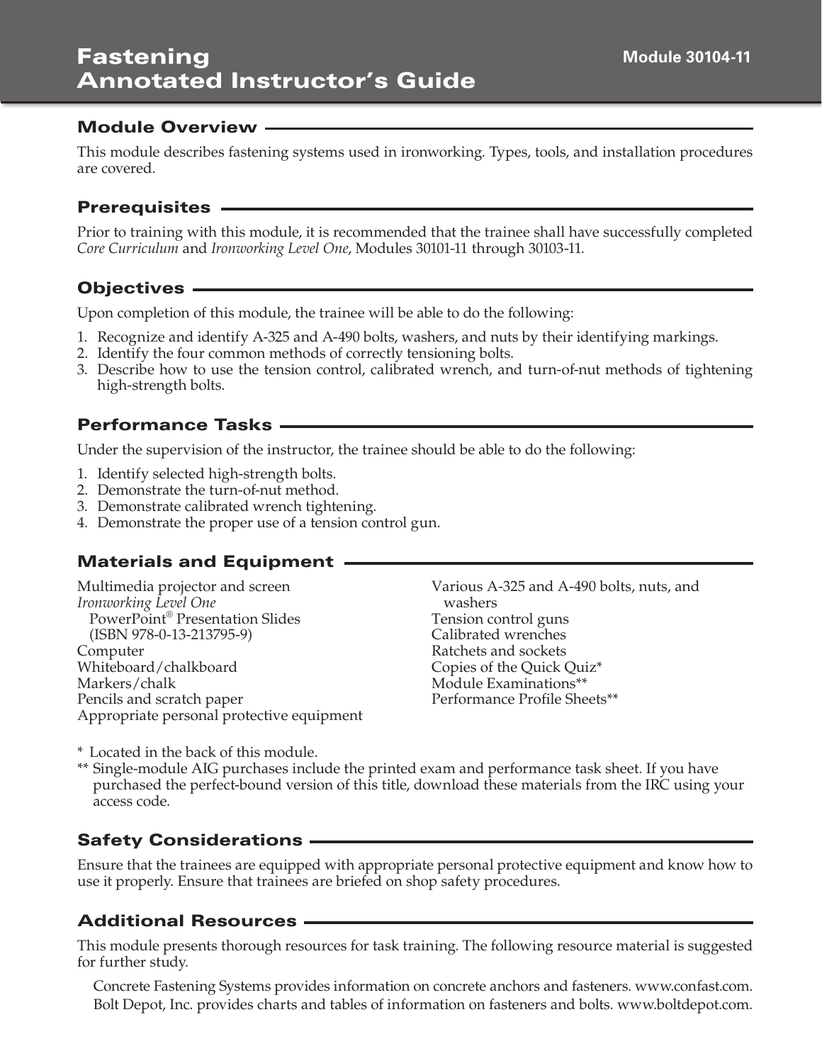# Fastening Annotated Instructor's Guide

Module 30104-11

## Module Overview

This module describes fastening systems used in ironworking. Types, tools, and installation procedures are covered.

## Prerequisites

Prior to training with this module, it is recommended that the trainee shall have successfully completed *Core Curriculum* and *Ironworking Level One*, Modules 30101-11 through 30103-11.

## Objectives

Upon completion of this module, the trainee will be able to do the following:

1. Recognize and identify A-325 and A-490 bolts, washers, and nuts by their identifying markings.
2. Identify the four common methods of correctly tensioning bolts.
3. Describe how to use the tension control, calibrated wrench, and turn-of-nut methods of tightening high-strength bolts.

## Performance Tasks

Under the supervision of the instructor, the trainee should be able to do the following:

1. Identify selected high-strength bolts.
2. Demonstrate the turn-of-nut method.
3. Demonstrate calibrated wrench tightening.
4. Demonstrate the proper use of a tension control gun.

## Materials and Equipment

Multimedia projector and screen
*Ironworking Level One* PowerPoint® Presentation Slides (ISBN 978-0-13-213795-9)
Computer
Whiteboard/chalkboard
Markers/chalk
Pencils and scratch paper
Appropriate personal protective equipment
Various A-325 and A-490 bolts, nuts, and washers
Tension control guns
Calibrated wrenches
Ratchets and sockets
Copies of the Quick Quiz*
Module Examinations**
Performance Profile Sheets**

\* Located in the back of this module.
\** Single-module AIG purchases include the printed exam and performance task sheet. If you have purchased the perfect-bound version of this title, download these materials from the IRC using your access code.

## Safety Considerations

Ensure that the trainees are equipped with appropriate personal protective equipment and know how to use it properly. Ensure that trainees are briefed on shop safety procedures.

## Additional Resources

This module presents thorough resources for task training. The following resource material is suggested for further study.

Concrete Fastening Systems provides information on concrete anchors and fasteners. www.confast.com.
Bolt Depot, Inc. provides charts and tables of information on fasteners and bolts. www.boltdepot.com.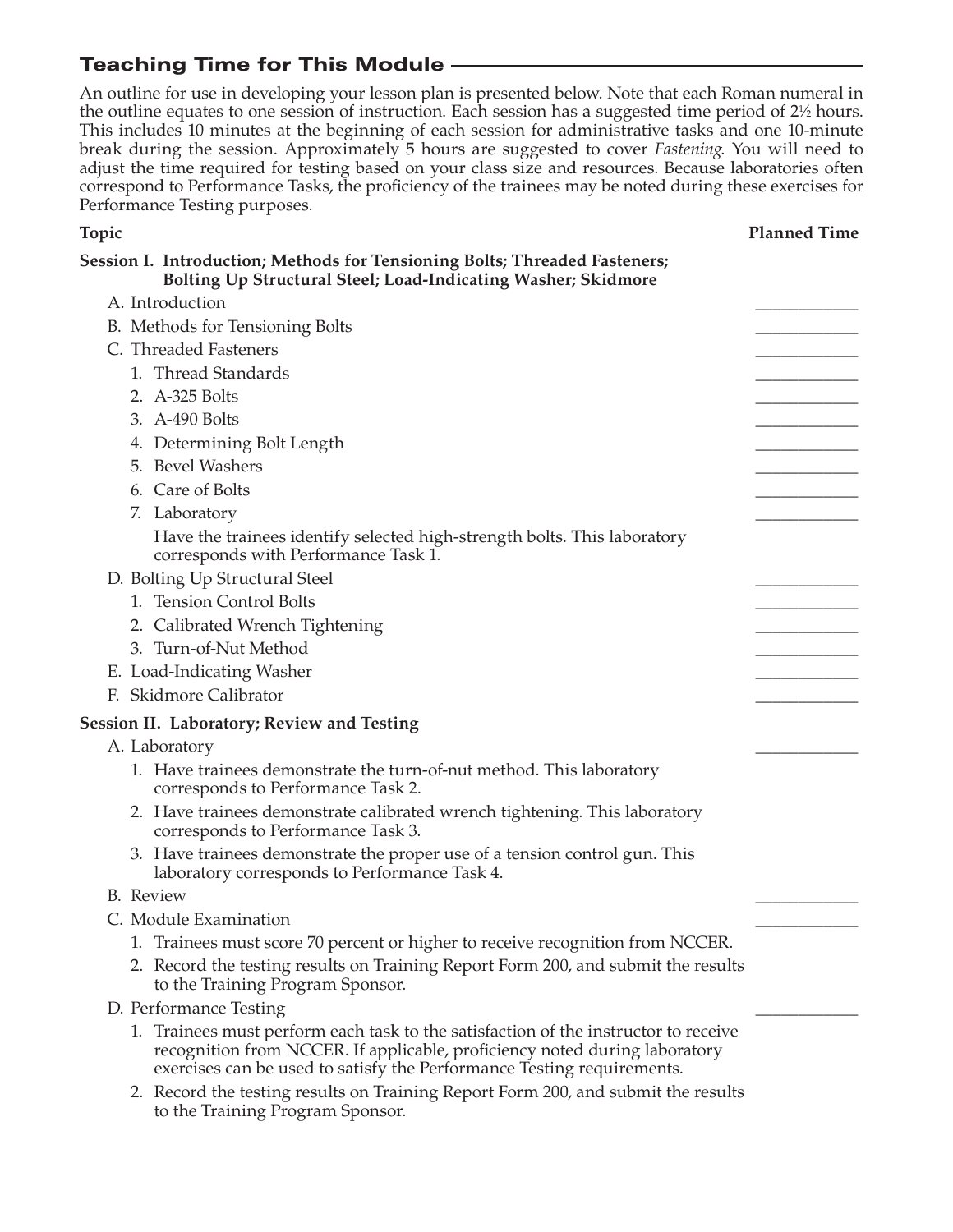## Teaching Time for This Module

An outline for use in developing your lesson plan is presented below. Note that each Roman numeral in the outline equates to one session of instruction. Each session has a suggested time period of 2½ hours. This includes 10 minutes at the beginning of each session for administrative tasks and one 10-minute break during the session. Approximately 5 hours are suggested to cover *Fastening*. You will need to adjust the time required for testing based on your class size and resources. Because laboratories often correspond to Performance Tasks, the proficiency of the trainees may be noted during these exercises for Performance Testing purposes.

| Topic | Planned Time |
|---|---|
| **Session I. Introduction; Methods for Tensioning Bolts; Threaded Fasteners; Bolting Up Structural Steel; Load-Indicating Washer; Skidmore** | |
| A. Introduction | ____________ |
| B. Methods for Tensioning Bolts | ____________ |
| C. Threaded Fasteners | ____________ |
| 1. Thread Standards | ____________ |
| 2. A-325 Bolts | ____________ |
| 3. A-490 Bolts | ____________ |
| 4. Determining Bolt Length | ____________ |
| 5. Bevel Washers | ____________ |
| 6. Care of Bolts | ____________ |
| 7. Laboratory | ____________ |
| Have the trainees identify selected high-strength bolts. This laboratory corresponds with Performance Task 1. | |
| D. Bolting Up Structural Steel | ____________ |
| 1. Tension Control Bolts | ____________ |
| 2. Calibrated Wrench Tightening | ____________ |
| 3. Turn-of-Nut Method | ____________ |
| E. Load-Indicating Washer | ____________ |
| F. Skidmore Calibrator | ____________ |
| **Session II. Laboratory; Review and Testing** | |
| A. Laboratory | ____________ |
| 1. Have trainees demonstrate the turn-of-nut method. This laboratory corresponds to Performance Task 2. | |
| 2. Have trainees demonstrate calibrated wrench tightening. This laboratory corresponds to Performance Task 3. | |
| 3. Have trainees demonstrate the proper use of a tension control gun. This laboratory corresponds to Performance Task 4. | |
| B. Review | ____________ |
| C. Module Examination | ____________ |
| 1. Trainees must score 70 percent or higher to receive recognition from NCCER. | |
| 2. Record the testing results on Training Report Form 200, and submit the results to the Training Program Sponsor. | |
| D. Performance Testing | ____________ |
| 1. Trainees must perform each task to the satisfaction of the instructor to receive recognition from NCCER. If applicable, proficiency noted during laboratory exercises can be used to satisfy the Performance Testing requirements. | |
| 2. Record the testing results on Training Report Form 200, and submit the results to the Training Program Sponsor. | |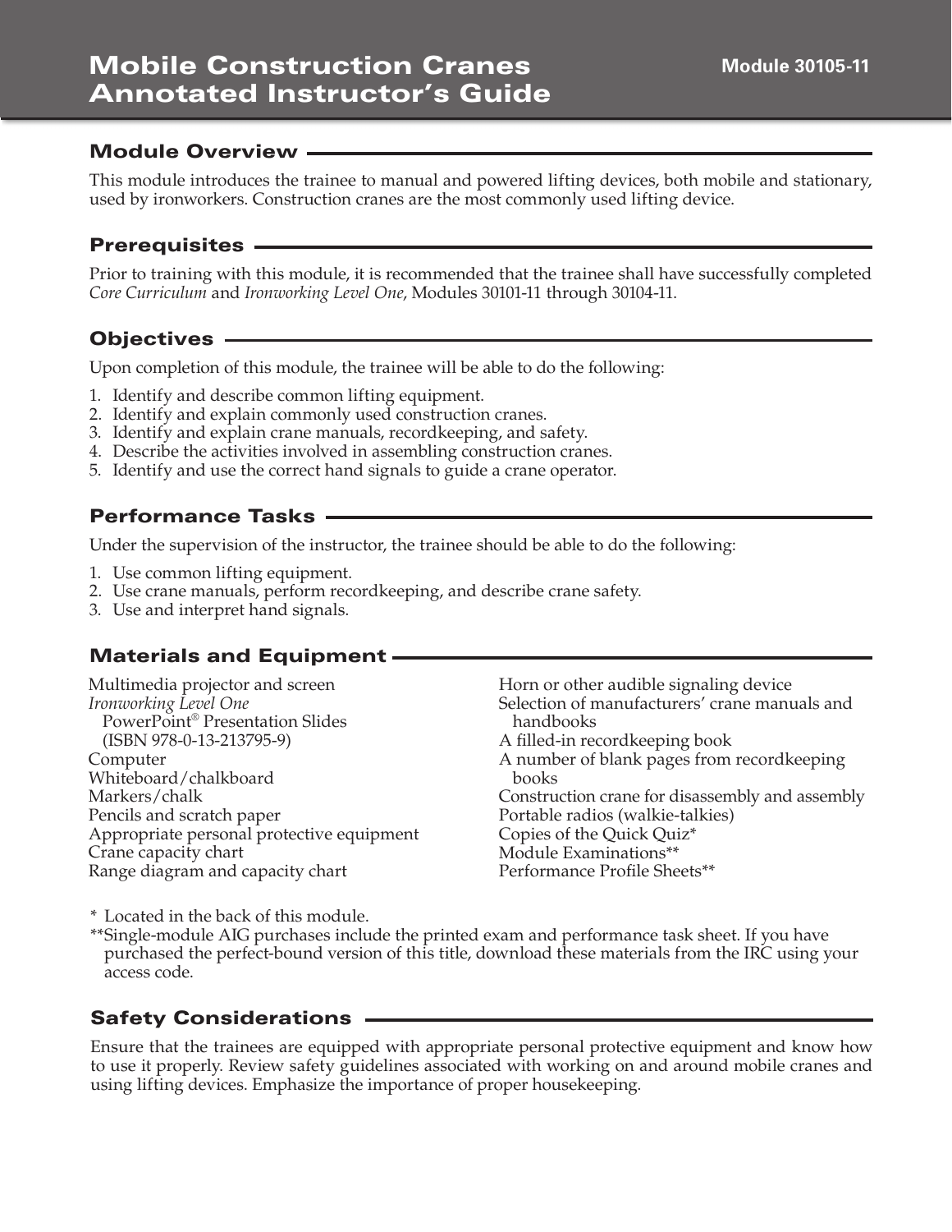# Mobile Construction Cranes Annotated Instructor's Guide

Module 30105-11

## Module Overview

This module introduces the trainee to manual and powered lifting devices, both mobile and stationary, used by ironworkers. Construction cranes are the most commonly used lifting device.

## Prerequisites

Prior to training with this module, it is recommended that the trainee shall have successfully completed *Core Curriculum* and *Ironworking Level One*, Modules 30101-11 through 30104-11.

## Objectives

Upon completion of this module, the trainee will be able to do the following:

1. Identify and describe common lifting equipment.
2. Identify and explain commonly used construction cranes.
3. Identify and explain crane manuals, recordkeeping, and safety.
4. Describe the activities involved in assembling construction cranes.
5. Identify and use the correct hand signals to guide a crane operator.

## Performance Tasks

Under the supervision of the instructor, the trainee should be able to do the following:

1. Use common lifting equipment.
2. Use crane manuals, perform recordkeeping, and describe crane safety.
3. Use and interpret hand signals.

## Materials and Equipment

Multimedia projector and screen
*Ironworking Level One* PowerPoint® Presentation Slides (ISBN 978-0-13-213795-9)
Computer
Whiteboard/chalkboard
Markers/chalk
Pencils and scratch paper
Appropriate personal protective equipment
Crane capacity chart
Range diagram and capacity chart
Horn or other audible signaling device
Selection of manufacturers' crane manuals and handbooks
A filled-in recordkeeping book
A number of blank pages from recordkeeping books
Construction crane for disassembly and assembly
Portable radios (walkie-talkies)
Copies of the Quick Quiz*
Module Examinations**
Performance Profile Sheets**

\* Located in the back of this module.
\*\*Single-module AIG purchases include the printed exam and performance task sheet. If you have purchased the perfect-bound version of this title, download these materials from the IRC using your access code.

## Safety Considerations

Ensure that the trainees are equipped with appropriate personal protective equipment and know how to use it properly. Review safety guidelines associated with working on and around mobile cranes and using lifting devices. Emphasize the importance of proper housekeeping.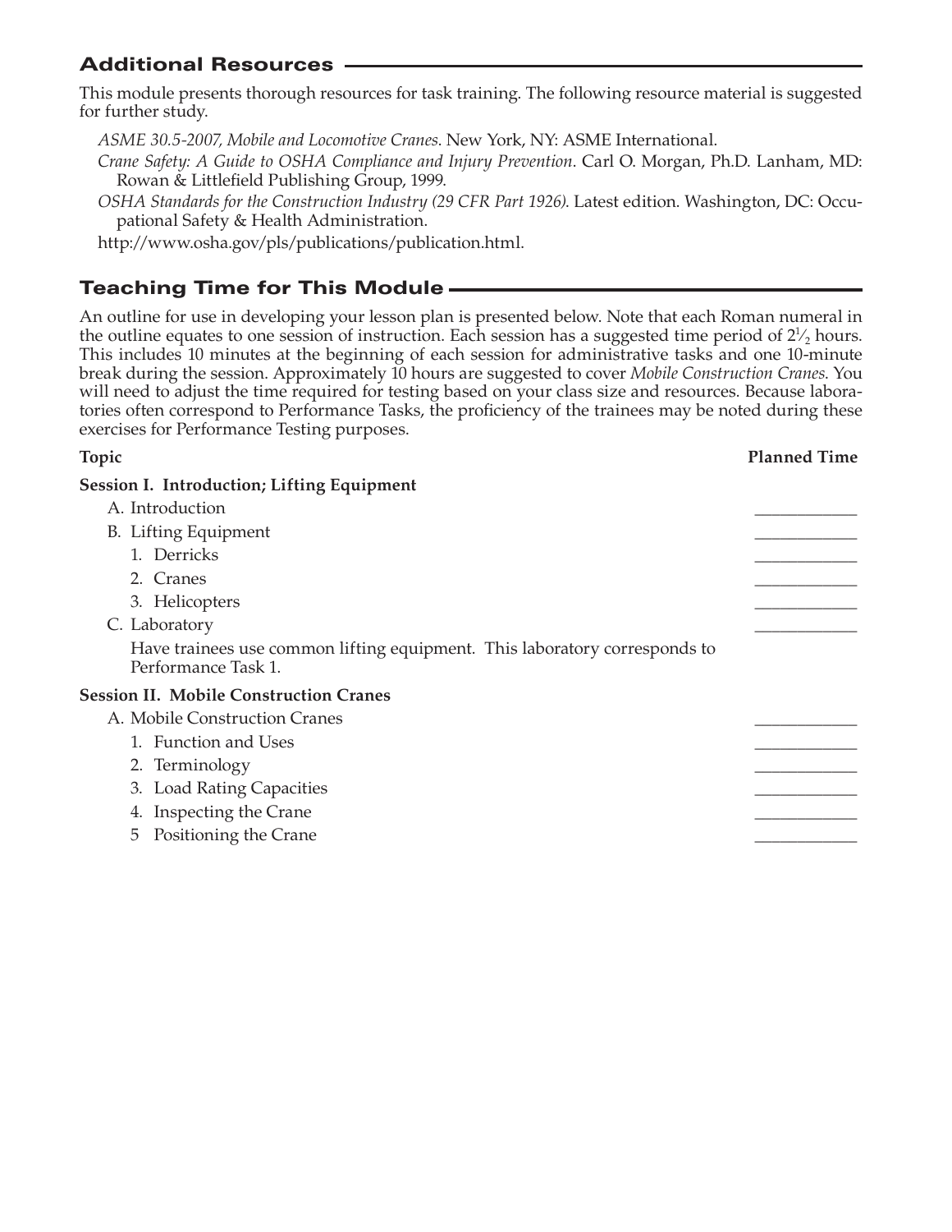## Additional Resources

This module presents thorough resources for task training. The following resource material is suggested for further study.

*ASME 30.5-2007, Mobile and Locomotive Cranes*. New York, NY: ASME International.

*Crane Safety: A Guide to OSHA Compliance and Injury Prevention*. Carl O. Morgan, Ph.D. Lanham, MD: Rowan & Littlefield Publishing Group, 1999.

*OSHA Standards for the Construction Industry (29 CFR Part 1926)*. Latest edition. Washington, DC: Occupational Safety & Health Administration.

http://www.osha.gov/pls/publications/publication.html.

## Teaching Time for This Module

An outline for use in developing your lesson plan is presented below. Note that each Roman numeral in the outline equates to one session of instruction. Each session has a suggested time period of 2½ hours. This includes 10 minutes at the beginning of each session for administrative tasks and one 10-minute break during the session. Approximately 10 hours are suggested to cover *Mobile Construction Cranes*. You will need to adjust the time required for testing based on your class size and resources. Because laboratories often correspond to Performance Tasks, the proficiency of the trainees may be noted during these exercises for Performance Testing purposes.

| Topic | Planned Time |
|---|---|
| **Session I. Introduction; Lifting Equipment** | |
| A. Introduction | ____________ |
| B. Lifting Equipment | ____________ |
| 1. Derricks | ____________ |
| 2. Cranes | ____________ |
| 3. Helicopters | ____________ |
| C. Laboratory | ____________ |
| Have trainees use common lifting equipment. This laboratory corresponds to Performance Task 1. | |
| **Session II. Mobile Construction Cranes** | |
| A. Mobile Construction Cranes | ____________ |
| 1. Function and Uses | ____________ |
| 2. Terminology | ____________ |
| 3. Load Rating Capacities | ____________ |
| 4. Inspecting the Crane | ____________ |
| 5 Positioning the Crane | ____________ |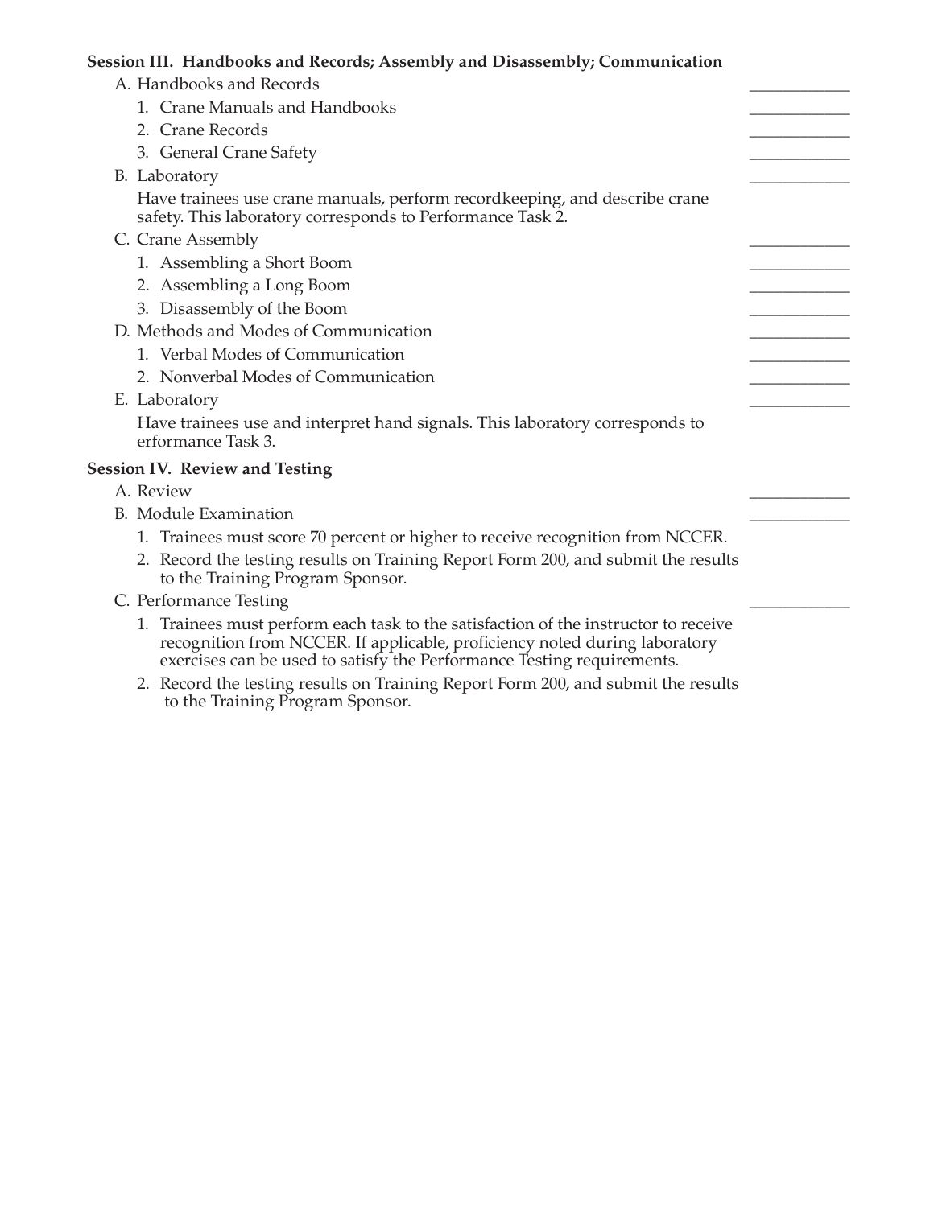**Session III. Handbooks and Records; Assembly and Disassembly; Communication**

A. Handbooks and Records ____________

1. Crane Manuals and Handbooks ____________
2. Crane Records ____________
3. General Crane Safety ____________

B. Laboratory ____________

Have trainees use crane manuals, perform recordkeeping, and describe crane safety. This laboratory corresponds to Performance Task 2.

C. Crane Assembly ____________

1. Assembling a Short Boom ____________
2. Assembling a Long Boom ____________
3. Disassembly of the Boom ____________

D. Methods and Modes of Communication ____________

1. Verbal Modes of Communication ____________
2. Nonverbal Modes of Communication ____________

E. Laboratory ____________

Have trainees use and interpret hand signals. This laboratory corresponds to erformance Task 3.

**Session IV. Review and Testing**

A. Review ____________

B. Module Examination ____________

1. Trainees must score 70 percent or higher to receive recognition from NCCER.
2. Record the testing results on Training Report Form 200, and submit the results to the Training Program Sponsor.

C. Performance Testing ____________

1. Trainees must perform each task to the satisfaction of the instructor to receive recognition from NCCER. If applicable, proficiency noted during laboratory exercises can be used to satisfy the Performance Testing requirements.
2. Record the testing results on Training Report Form 200, and submit the results to the Training Program Sponsor.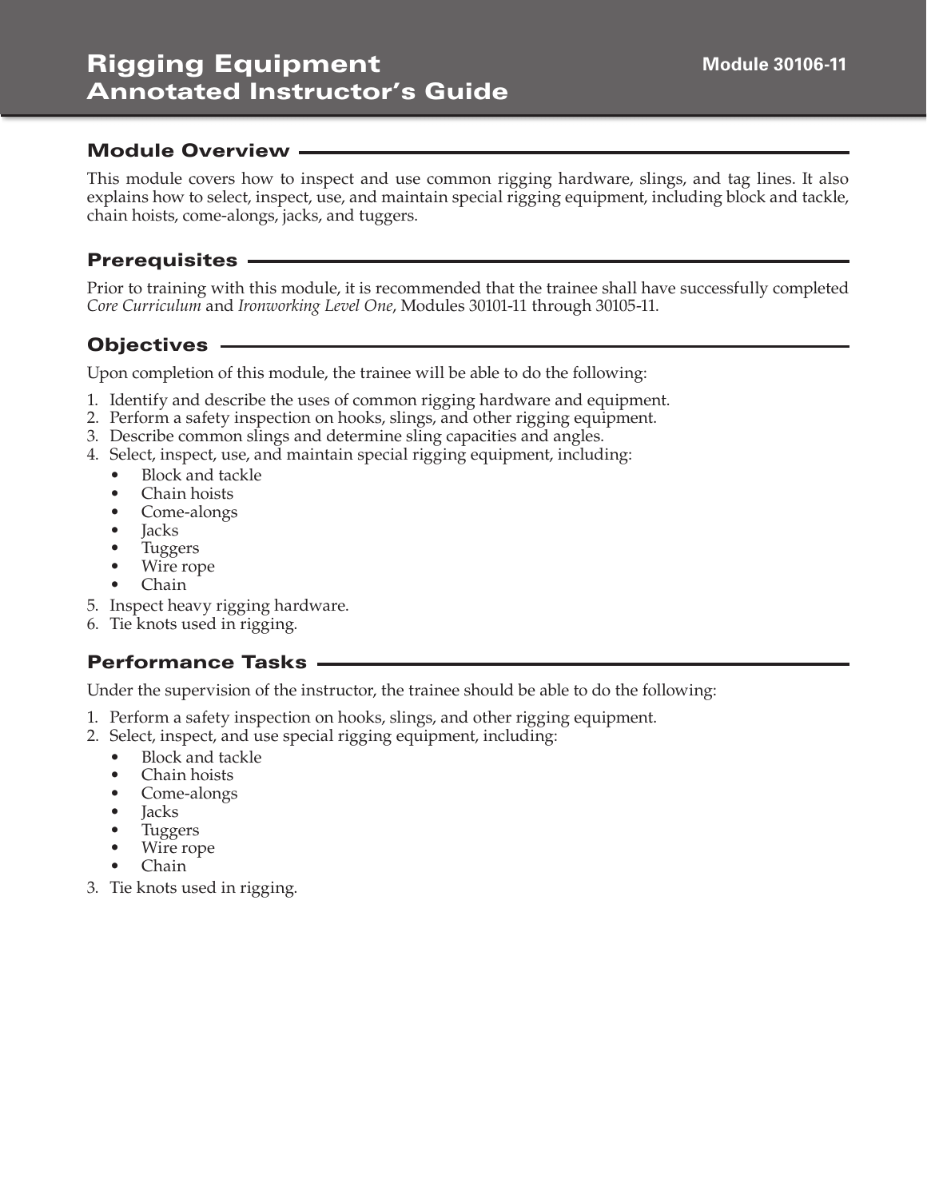# Rigging Equipment Annotated Instructor's Guide

Module 30106-11

## Module Overview

This module covers how to inspect and use common rigging hardware, slings, and tag lines. It also explains how to select, inspect, use, and maintain special rigging equipment, including block and tackle, chain hoists, come-alongs, jacks, and tuggers.

## Prerequisites

Prior to training with this module, it is recommended that the trainee shall have successfully completed *Core Curriculum* and *Ironworking Level One*, Modules 30101-11 through 30105-11.

## Objectives

Upon completion of this module, the trainee will be able to do the following:

1. Identify and describe the uses of common rigging hardware and equipment.
2. Perform a safety inspection on hooks, slings, and other rigging equipment.
3. Describe common slings and determine sling capacities and angles.
4. Select, inspect, use, and maintain special rigging equipment, including:
   - Block and tackle
   - Chain hoists
   - Come-alongs
   - Jacks
   - Tuggers
   - Wire rope
   - Chain
5. Inspect heavy rigging hardware.
6. Tie knots used in rigging.

## Performance Tasks

Under the supervision of the instructor, the trainee should be able to do the following:

1. Perform a safety inspection on hooks, slings, and other rigging equipment.
2. Select, inspect, and use special rigging equipment, including:
   - Block and tackle
   - Chain hoists
   - Come-alongs
   - Jacks
   - Tuggers
   - Wire rope
   - Chain
3. Tie knots used in rigging.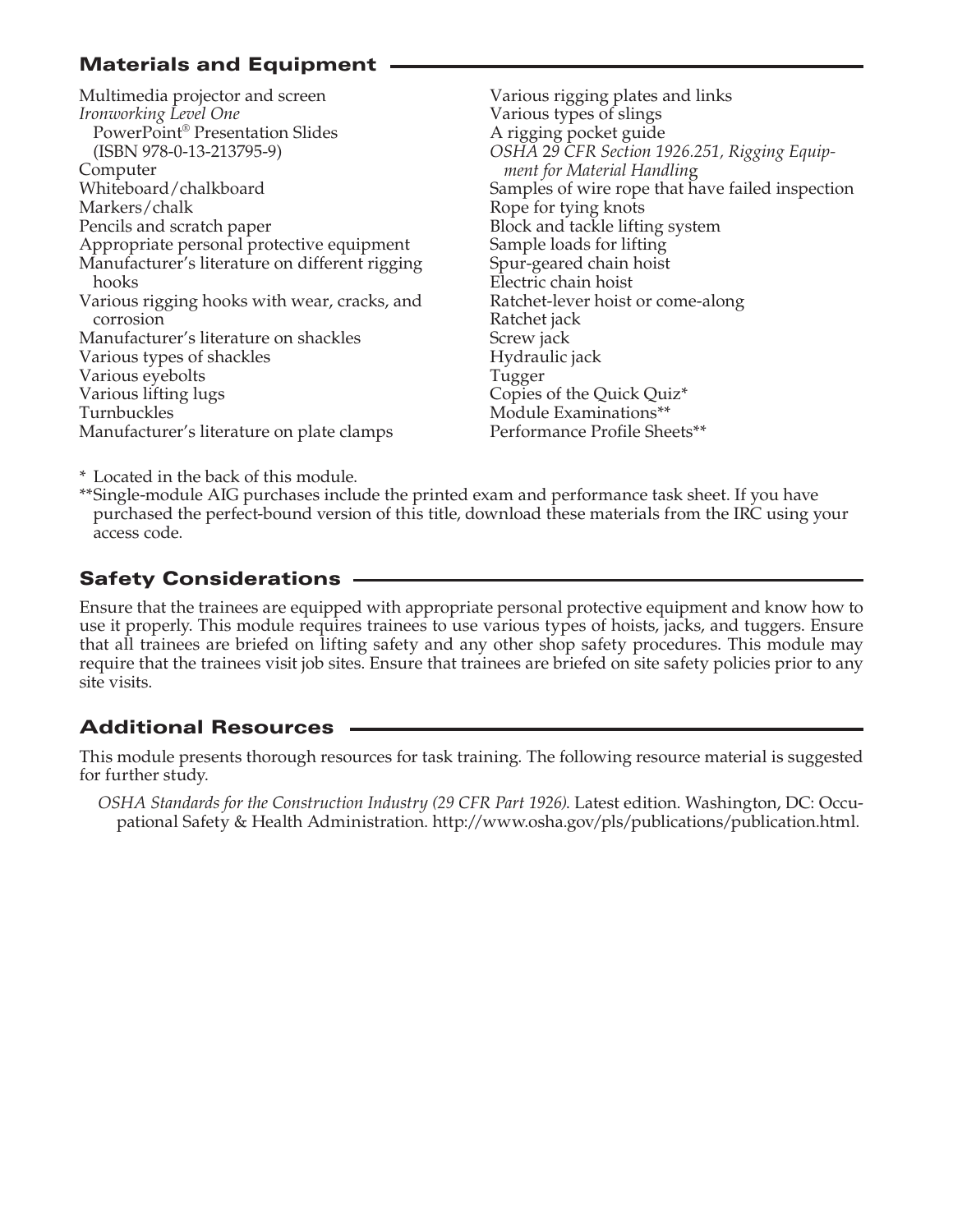## Materials and Equipment

Multimedia projector and screen
*Ironworking Level One* PowerPoint® Presentation Slides (ISBN 978-0-13-213795-9)
Computer
Whiteboard/chalkboard
Markers/chalk
Pencils and scratch paper
Appropriate personal protective equipment
Manufacturer's literature on different rigging hooks
Various rigging hooks with wear, cracks, and corrosion
Manufacturer's literature on shackles
Various types of shackles
Various eyebolts
Various lifting lugs
Turnbuckles
Manufacturer's literature on plate clamps
Various rigging plates and links
Various types of slings
A rigging pocket guide
*OSHA 29 CFR Section 1926.251, Rigging Equipment for Material Handling*
Samples of wire rope that have failed inspection
Rope for tying knots
Block and tackle lifting system
Sample loads for lifting
Spur-geared chain hoist
Electric chain hoist
Ratchet-lever hoist or come-along
Ratchet jack
Screw jack
Hydraulic jack
Tugger
Copies of the Quick Quiz*
Module Examinations**
Performance Profile Sheets**

\* Located in the back of this module.
\*\*Single-module AIG purchases include the printed exam and performance task sheet. If you have purchased the perfect-bound version of this title, download these materials from the IRC using your access code.

## Safety Considerations

Ensure that the trainees are equipped with appropriate personal protective equipment and know how to use it properly. This module requires trainees to use various types of hoists, jacks, and tuggers. Ensure that all trainees are briefed on lifting safety and any other shop safety procedures. This module may require that the trainees visit job sites. Ensure that trainees are briefed on site safety policies prior to any site visits.

## Additional Resources

This module presents thorough resources for task training. The following resource material is suggested for further study.

*OSHA Standards for the Construction Industry (29 CFR Part 1926)*. Latest edition. Washington, DC: Occupational Safety & Health Administration. http://www.osha.gov/pls/publications/publication.html.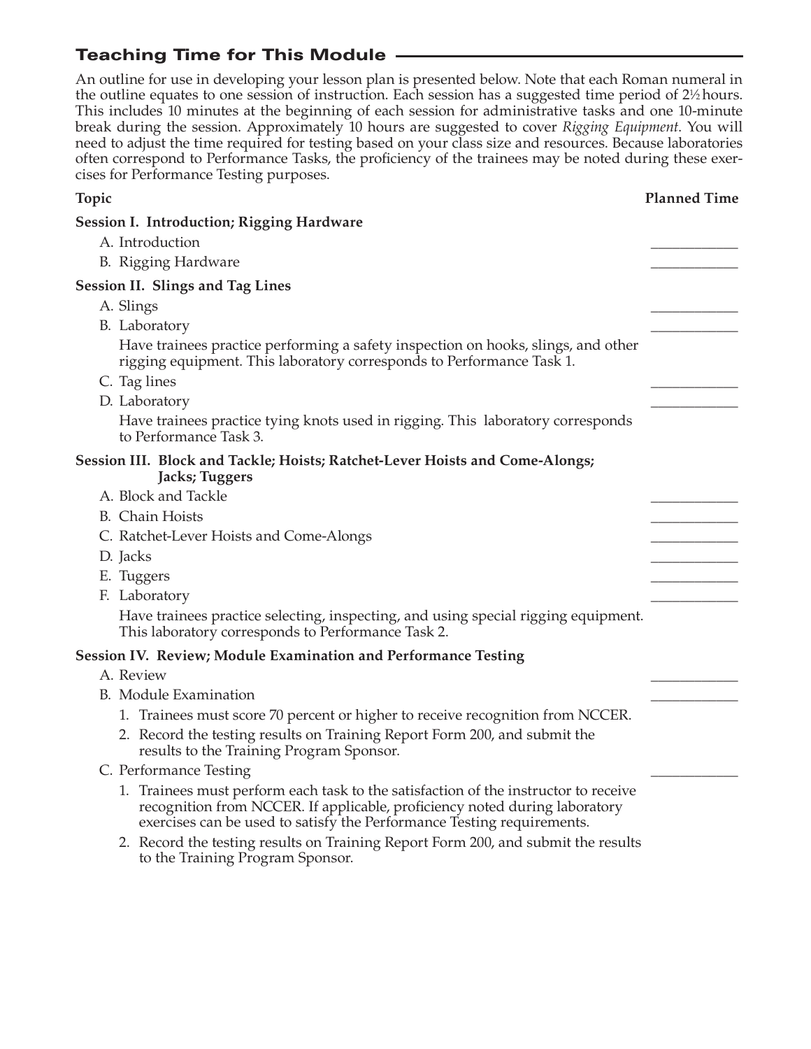## Teaching Time for This Module

An outline for use in developing your lesson plan is presented below. Note that each Roman numeral in the outline equates to one session of instruction. Each session has a suggested time period of 2½ hours. This includes 10 minutes at the beginning of each session for administrative tasks and one 10-minute break during the session. Approximately 10 hours are suggested to cover *Rigging Equipment*. You will need to adjust the time required for testing based on your class size and resources. Because laboratories often correspond to Performance Tasks, the proficiency of the trainees may be noted during these exercises for Performance Testing purposes.

| Topic | Planned Time |
|---|---|
| **Session I. Introduction; Rigging Hardware** | |
| A. Introduction | ____________ |
| B. Rigging Hardware | ____________ |
| **Session II. Slings and Tag Lines** | |
| A. Slings | ____________ |
| B. Laboratory | ____________ |
| Have trainees practice performing a safety inspection on hooks, slings, and other rigging equipment. This laboratory corresponds to Performance Task 1. | |
| C. Tag lines | ____________ |
| D. Laboratory | ____________ |
| Have trainees practice tying knots used in rigging. This laboratory corresponds to Performance Task 3. | |
| **Session III. Block and Tackle; Hoists; Ratchet-Lever Hoists and Come-Alongs; Jacks; Tuggers** | |
| A. Block and Tackle | ____________ |
| B. Chain Hoists | ____________ |
| C. Ratchet-Lever Hoists and Come-Alongs | ____________ |
| D. Jacks | ____________ |
| E. Tuggers | ____________ |
| F. Laboratory | ____________ |
| Have trainees practice selecting, inspecting, and using special rigging equipment. This laboratory corresponds to Performance Task 2. | |
| **Session IV. Review; Module Examination and Performance Testing** | |
| A. Review | ____________ |
| B. Module Examination | ____________ |
| 1. Trainees must score 70 percent or higher to receive recognition from NCCER. | |
| 2. Record the testing results on Training Report Form 200, and submit the results to the Training Program Sponsor. | |
| C. Performance Testing | ____________ |
| 1. Trainees must perform each task to the satisfaction of the instructor to receive recognition from NCCER. If applicable, proficiency noted during laboratory exercises can be used to satisfy the Performance Testing requirements. | |
| 2. Record the testing results on Training Report Form 200, and submit the results to the Training Program Sponsor. | |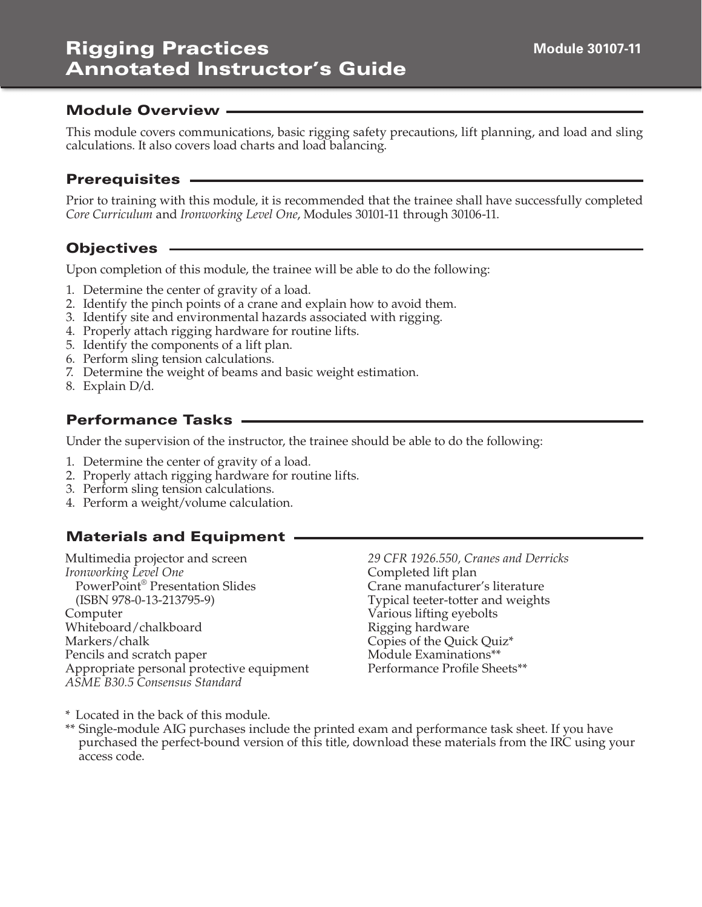# Rigging Practices Annotated Instructor's Guide

**Module 30107-11**

## Module Overview

This module covers communications, basic rigging safety precautions, lift planning, and load and sling calculations. It also covers load charts and load balancing.

## Prerequisites

Prior to training with this module, it is recommended that the trainee shall have successfully completed *Core Curriculum* and *Ironworking Level One*, Modules 30101-11 through 30106-11.

## Objectives

Upon completion of this module, the trainee will be able to do the following:

1. Determine the center of gravity of a load.
2. Identify the pinch points of a crane and explain how to avoid them.
3. Identify site and environmental hazards associated with rigging.
4. Properly attach rigging hardware for routine lifts.
5. Identify the components of a lift plan.
6. Perform sling tension calculations.
7. Determine the weight of beams and basic weight estimation.
8. Explain D/d.

## Performance Tasks

Under the supervision of the instructor, the trainee should be able to do the following:

1. Determine the center of gravity of a load.
2. Properly attach rigging hardware for routine lifts.
3. Perform sling tension calculations.
4. Perform a weight/volume calculation.

## Materials and Equipment

Multimedia projector and screen
*Ironworking Level One*
PowerPoint® Presentation Slides
(ISBN 978-0-13-213795-9)
Computer
Whiteboard/chalkboard
Markers/chalk
Pencils and scratch paper
Appropriate personal protective equipment
*ASME B30.5 Consensus Standard*
*29 CFR 1926.550, Cranes and Derricks*
Completed lift plan
Crane manufacturer's literature
Typical teeter-totter and weights
Various lifting eyebolts
Rigging hardware
Copies of the Quick Quiz*
Module Examinations**
Performance Profile Sheets**

\* Located in the back of this module.

** Single-module AIG purchases include the printed exam and performance task sheet. If you have purchased the perfect-bound version of this title, download these materials from the IRC using your access code.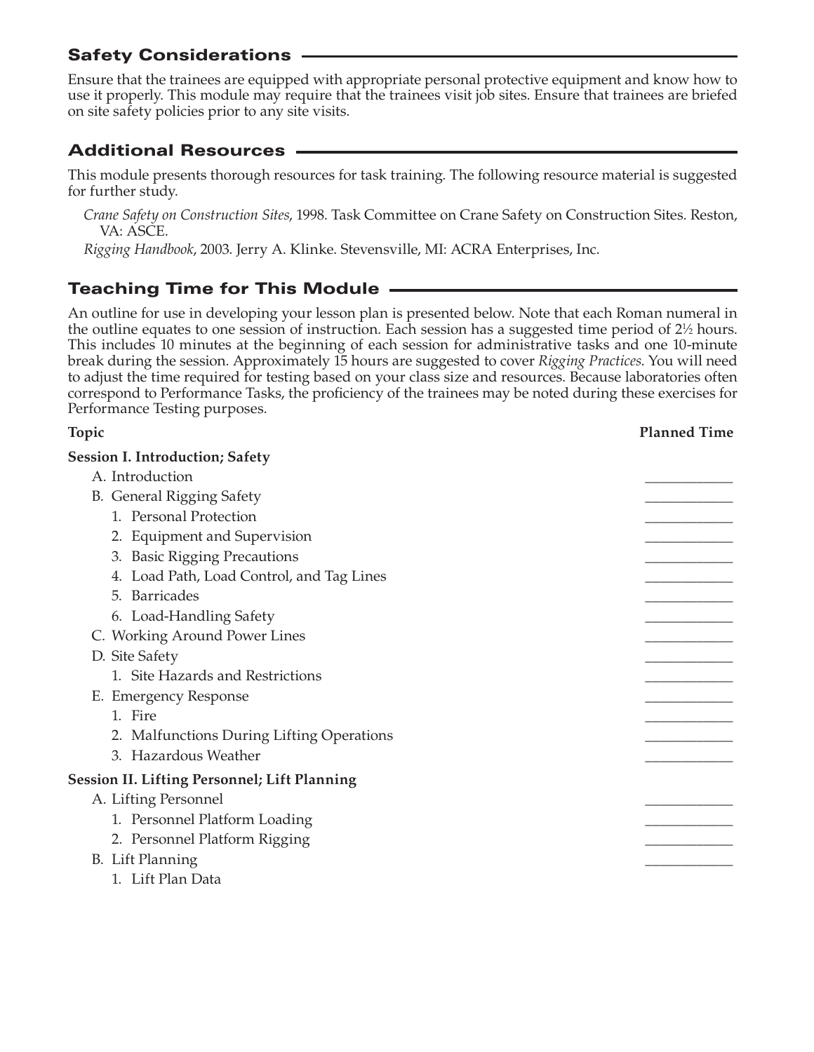## Safety Considerations

Ensure that the trainees are equipped with appropriate personal protective equipment and know how to use it properly. This module may require that the trainees visit job sites. Ensure that trainees are briefed on site safety policies prior to any site visits.

## Additional Resources

This module presents thorough resources for task training. The following resource material is suggested for further study.

*Crane Safety on Construction Sites*, 1998. Task Committee on Crane Safety on Construction Sites. Reston, VA: ASCE.

*Rigging Handbook*, 2003. Jerry A. Klinke. Stevensville, MI: ACRA Enterprises, Inc.

## Teaching Time for This Module

An outline for use in developing your lesson plan is presented below. Note that each Roman numeral in the outline equates to one session of instruction. Each session has a suggested time period of 2½ hours. This includes 10 minutes at the beginning of each session for administrative tasks and one 10-minute break during the session. Approximately 15 hours are suggested to cover *Rigging Practices*. You will need to adjust the time required for testing based on your class size and resources. Because laboratories often correspond to Performance Tasks, the proficiency of the trainees may be noted during these exercises for Performance Testing purposes.

| Topic | Planned Time |
|---|---|
| **Session I. Introduction; Safety** | |
| A. Introduction | ____________ |
| B. General Rigging Safety | ____________ |
| 1. Personal Protection | ____________ |
| 2. Equipment and Supervision | ____________ |
| 3. Basic Rigging Precautions | ____________ |
| 4. Load Path, Load Control, and Tag Lines | ____________ |
| 5. Barricades | ____________ |
| 6. Load-Handling Safety | ____________ |
| C. Working Around Power Lines | ____________ |
| D. Site Safety | ____________ |
| 1. Site Hazards and Restrictions | ____________ |
| E. Emergency Response | ____________ |
| 1. Fire | ____________ |
| 2. Malfunctions During Lifting Operations | ____________ |
| 3. Hazardous Weather | ____________ |
| **Session II. Lifting Personnel; Lift Planning** | |
| A. Lifting Personnel | ____________ |
| 1. Personnel Platform Loading | ____________ |
| 2. Personnel Platform Rigging | ____________ |
| B. Lift Planning | ____________ |
| 1. Lift Plan Data | |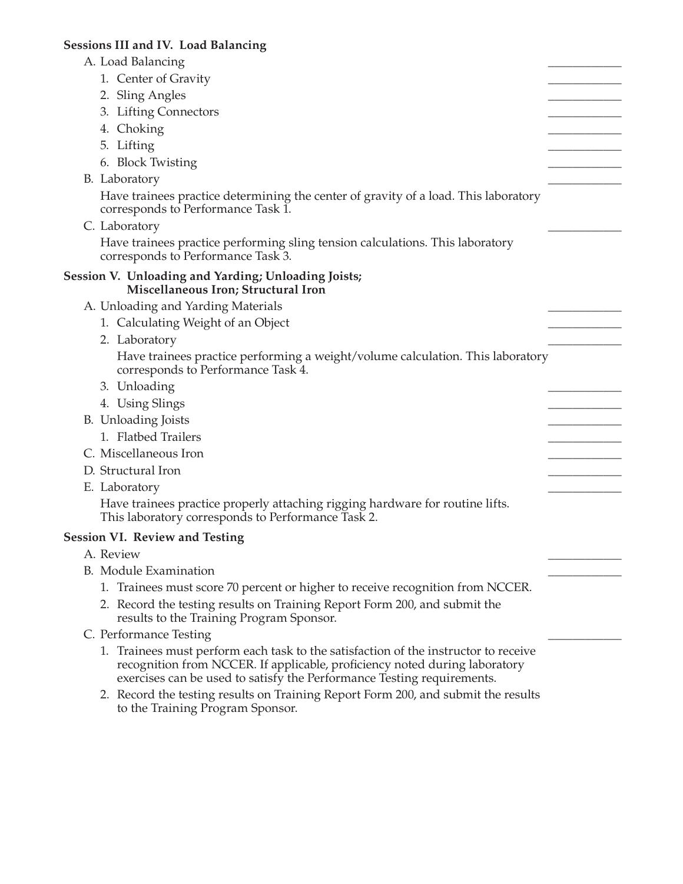**Sessions III and IV. Load Balancing**

A. Load Balancing ____________

1. Center of Gravity ____________
2. Sling Angles ____________
3. Lifting Connectors ____________
4. Choking ____________
5. Lifting ____________
6. Block Twisting ____________

B. Laboratory ____________

Have trainees practice determining the center of gravity of a load. This laboratory corresponds to Performance Task 1.

C. Laboratory ____________

Have trainees practice performing sling tension calculations. This laboratory corresponds to Performance Task 3.

**Session V. Unloading and Yarding; Unloading Joists; Miscellaneous Iron; Structural Iron**

A. Unloading and Yarding Materials ____________

1. Calculating Weight of an Object ____________
2. Laboratory ____________

   Have trainees practice performing a weight/volume calculation. This laboratory corresponds to Performance Task 4.

3. Unloading ____________
4. Using Slings ____________

B. Unloading Joists ____________

1. Flatbed Trailers ____________

C. Miscellaneous Iron ____________

D. Structural Iron ____________

E. Laboratory ____________

Have trainees practice properly attaching rigging hardware for routine lifts. This laboratory corresponds to Performance Task 2.

**Session VI. Review and Testing**

A. Review ____________

B. Module Examination ____________

1. Trainees must score 70 percent or higher to receive recognition from NCCER.
2. Record the testing results on Training Report Form 200, and submit the results to the Training Program Sponsor.

C. Performance Testing ____________

1. Trainees must perform each task to the satisfaction of the instructor to receive recognition from NCCER. If applicable, proficiency noted during laboratory exercises can be used to satisfy the Performance Testing requirements.
2. Record the testing results on Training Report Form 200, and submit the results to the Training Program Sponsor.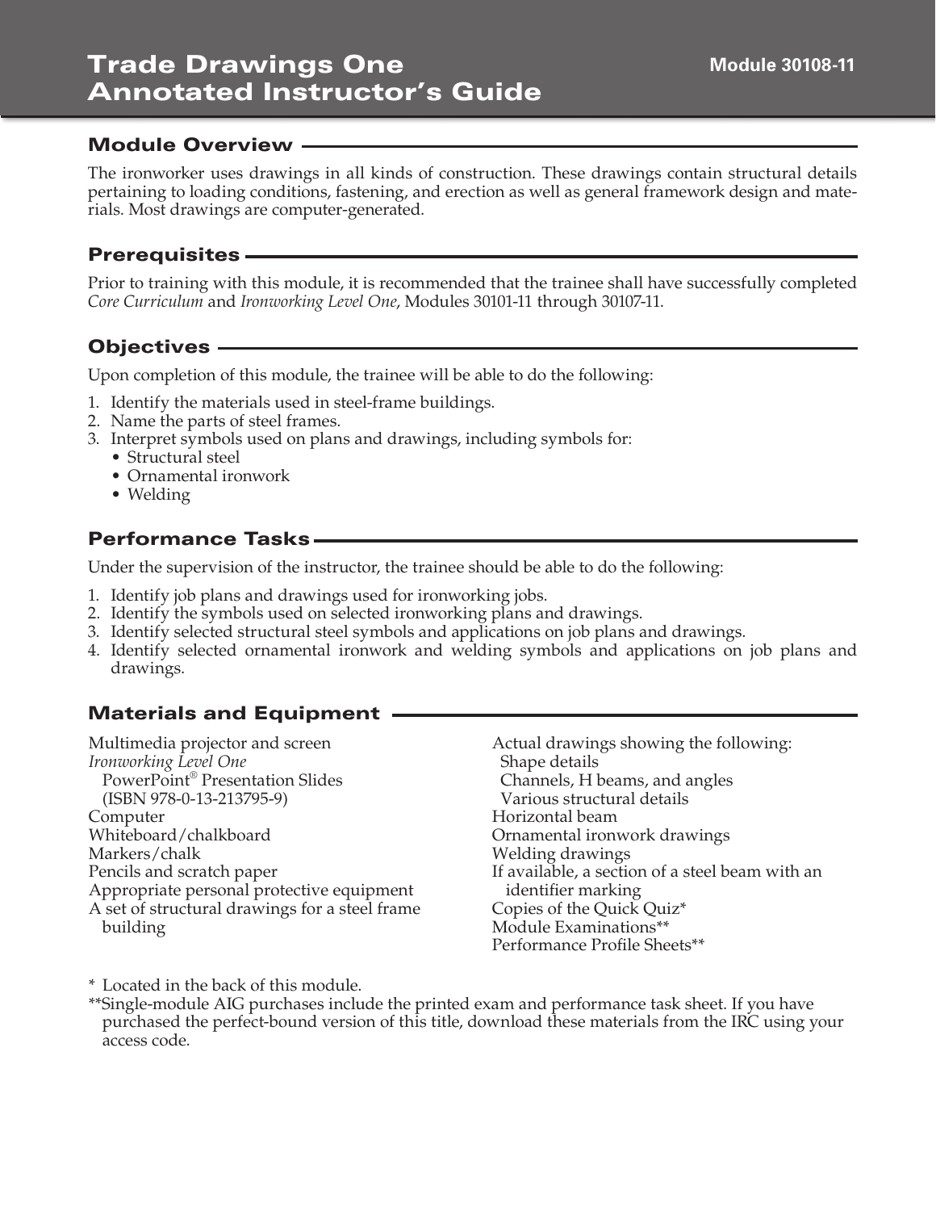# Trade Drawings One Annotated Instructor's Guide

**Module 30108-11**

## Module Overview

The ironworker uses drawings in all kinds of construction. These drawings contain structural details pertaining to loading conditions, fastening, and erection as well as general framework design and materials. Most drawings are computer-generated.

## Prerequisites

Prior to training with this module, it is recommended that the trainee shall have successfully completed *Core Curriculum* and *Ironworking Level One*, Modules 30101-11 through 30107-11.

## Objectives

Upon completion of this module, the trainee will be able to do the following:

1. Identify the materials used in steel-frame buildings.
2. Name the parts of steel frames.
3. Interpret symbols used on plans and drawings, including symbols for:
   - Structural steel
   - Ornamental ironwork
   - Welding

## Performance Tasks

Under the supervision of the instructor, the trainee should be able to do the following:

1. Identify job plans and drawings used for ironworking jobs.
2. Identify the symbols used on selected ironworking plans and drawings.
3. Identify selected structural steel symbols and applications on job plans and drawings.
4. Identify selected ornamental ironwork and welding symbols and applications on job plans and drawings.

## Materials and Equipment

Multimedia projector and screen
*Ironworking Level One* PowerPoint® Presentation Slides (ISBN 978-0-13-213795-9)
Computer
Whiteboard/chalkboard
Markers/chalk
Pencils and scratch paper
Appropriate personal protective equipment
A set of structural drawings for a steel frame building
Actual drawings showing the following:
- Shape details
- Channels, H beams, and angles
- Various structural details

Horizontal beam
Ornamental ironwork drawings
Welding drawings
If available, a section of a steel beam with an identifier marking
Copies of the Quick Quiz*
Module Examinations**
Performance Profile Sheets**

\* Located in the back of this module.
\*\*Single-module AIG purchases include the printed exam and performance task sheet. If you have purchased the perfect-bound version of this title, download these materials from the IRC using your access code.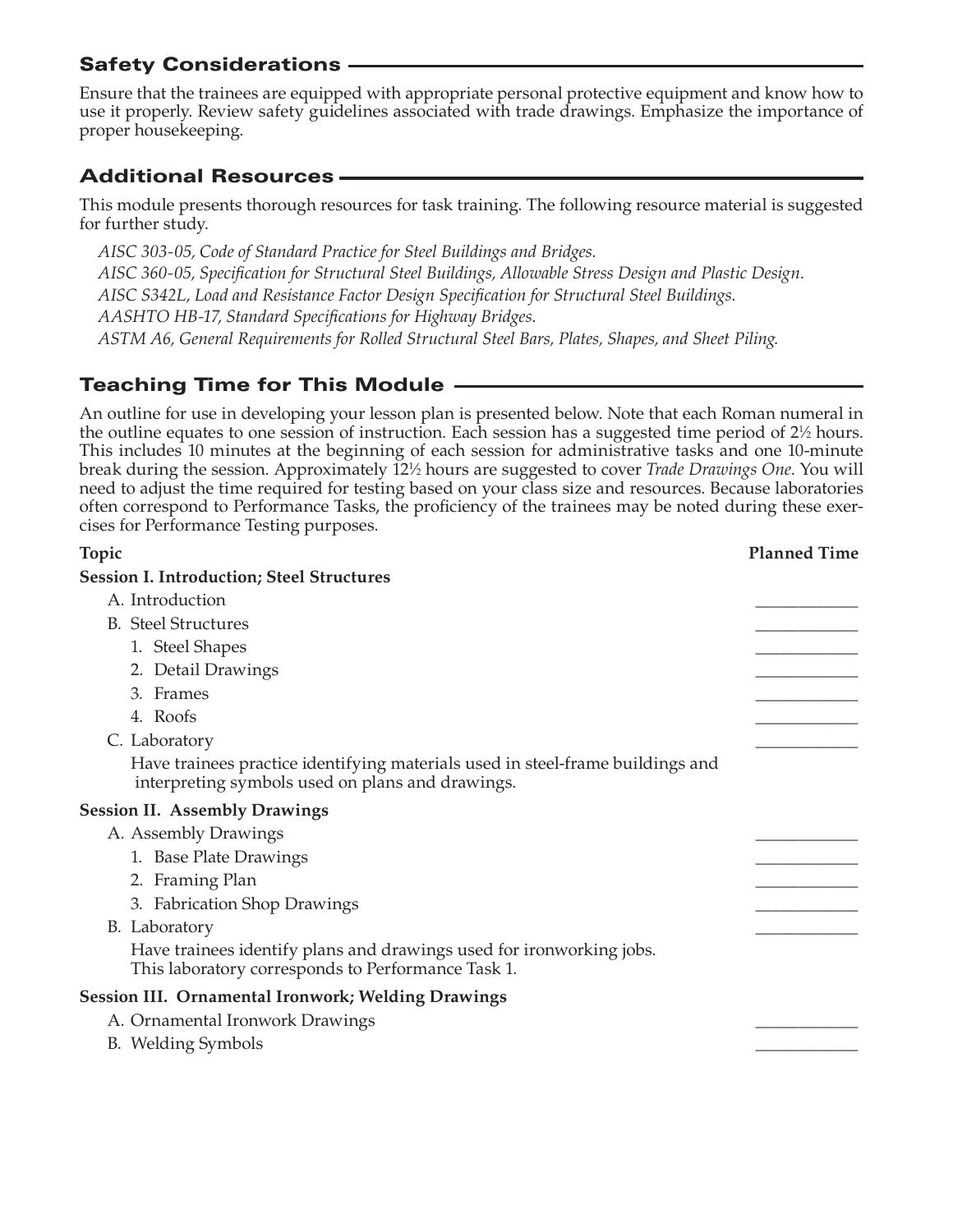## Safety Considerations

Ensure that the trainees are equipped with appropriate personal protective equipment and know how to use it properly. Review safety guidelines associated with trade drawings. Emphasize the importance of proper housekeeping.

## Additional Resources

This module presents thorough resources for task training. The following resource material is suggested for further study.

*AISC 303-05, Code of Standard Practice for Steel Buildings and Bridges.*
*AISC 360-05, Specification for Structural Steel Buildings, Allowable Stress Design and Plastic Design.*
*AISC S342L, Load and Resistance Factor Design Specification for Structural Steel Buildings.*
*AASHTO HB-17, Standard Specifications for Highway Bridges.*
*ASTM A6, General Requirements for Rolled Structural Steel Bars, Plates, Shapes, and Sheet Piling.*

## Teaching Time for This Module

An outline for use in developing your lesson plan is presented below. Note that each Roman numeral in the outline equates to one session of instruction. Each session has a suggested time period of 2½ hours. This includes 10 minutes at the beginning of each session for administrative tasks and one 10-minute break during the session. Approximately 12½ hours are suggested to cover *Trade Drawings One*. You will need to adjust the time required for testing based on your class size and resources. Because laboratories often correspond to Performance Tasks, the proficiency of the trainees may be noted during these exercises for Performance Testing purposes.

| Topic | Planned Time |
|---|---|
| **Session I. Introduction; Steel Structures** | |
| A. Introduction | ____________ |
| B. Steel Structures | ____________ |
| 1. Steel Shapes | ____________ |
| 2. Detail Drawings | ____________ |
| 3. Frames | ____________ |
| 4. Roofs | ____________ |
| C. Laboratory | ____________ |
| Have trainees practice identifying materials used in steel-frame buildings and interpreting symbols used on plans and drawings. | |
| **Session II. Assembly Drawings** | |
| A. Assembly Drawings | ____________ |
| 1. Base Plate Drawings | ____________ |
| 2. Framing Plan | ____________ |
| 3. Fabrication Shop Drawings | ____________ |
| B. Laboratory | ____________ |
| Have trainees identify plans and drawings used for ironworking jobs. This laboratory corresponds to Performance Task 1. | |
| **Session III. Ornamental Ironwork; Welding Drawings** | |
| A. Ornamental Ironwork Drawings | ____________ |
| B. Welding Symbols | ____________ |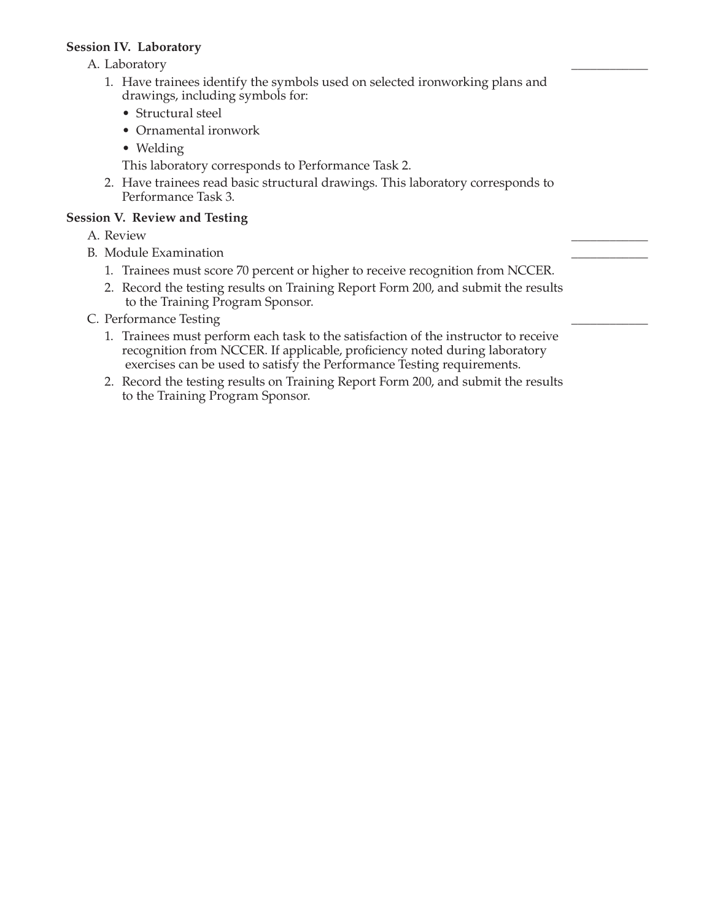**Session IV. Laboratory**

A. Laboratory ____________

1. Have trainees identify the symbols used on selected ironworking plans and drawings, including symbols for:
   - Structural steel
   - Ornamental ironwork
   - Welding

   This laboratory corresponds to Performance Task 2.
2. Have trainees read basic structural drawings. This laboratory corresponds to Performance Task 3.

**Session V. Review and Testing**

A. Review ____________

B. Module Examination ____________

1. Trainees must score 70 percent or higher to receive recognition from NCCER.
2. Record the testing results on Training Report Form 200, and submit the results to the Training Program Sponsor.

C. Performance Testing ____________

1. Trainees must perform each task to the satisfaction of the instructor to receive recognition from NCCER. If applicable, proficiency noted during laboratory exercises can be used to satisfy the Performance Testing requirements.
2. Record the testing results on Training Report Form 200, and submit the results to the Training Program Sponsor.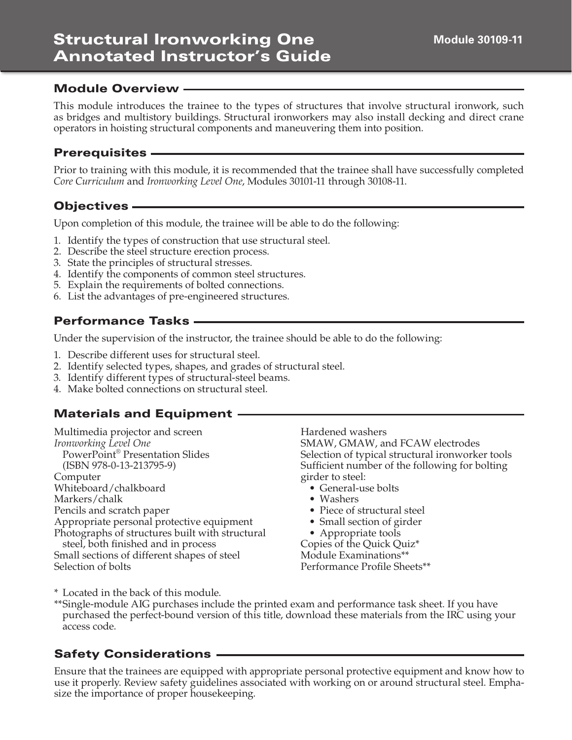# Structural Ironworking One Annotated Instructor's Guide

**Module 30109-11**

## Module Overview

This module introduces the trainee to the types of structures that involve structural ironwork, such as bridges and multistory buildings. Structural ironworkers may also install decking and direct crane operators in hoisting structural components and maneuvering them into position.

## Prerequisites

Prior to training with this module, it is recommended that the trainee shall have successfully completed *Core Curriculum* and *Ironworking Level One*, Modules 30101-11 through 30108-11.

## Objectives

Upon completion of this module, the trainee will be able to do the following:

1. Identify the types of construction that use structural steel.
2. Describe the steel structure erection process.
3. State the principles of structural stresses.
4. Identify the components of common steel structures.
5. Explain the requirements of bolted connections.
6. List the advantages of pre-engineered structures.

## Performance Tasks

Under the supervision of the instructor, the trainee should be able to do the following:

1. Describe different uses for structural steel.
2. Identify selected types, shapes, and grades of structural steel.
3. Identify different types of structural-steel beams.
4. Make bolted connections on structural steel.

## Materials and Equipment

Multimedia projector and screen
*Ironworking Level One* PowerPoint® Presentation Slides (ISBN 978-0-13-213795-9)
Computer
Whiteboard/chalkboard
Markers/chalk
Pencils and scratch paper
Appropriate personal protective equipment
Photographs of structures built with structural steel, both finished and in process
Small sections of different shapes of steel
Selection of bolts
Hardened washers
SMAW, GMAW, and FCAW electrodes
Selection of typical structural ironworker tools
Sufficient number of the following for bolting girder to steel:
- General-use bolts
- Washers
- Piece of structural steel
- Small section of girder
- Appropriate tools

Copies of the Quick Quiz*
Module Examinations**
Performance Profile Sheets**

\* Located in the back of this module.
\*\*Single-module AIG purchases include the printed exam and performance task sheet. If you have purchased the perfect-bound version of this title, download these materials from the IRC using your access code.

## Safety Considerations

Ensure that the trainees are equipped with appropriate personal protective equipment and know how to use it properly. Review safety guidelines associated with working on or around structural steel. Emphasize the importance of proper housekeeping.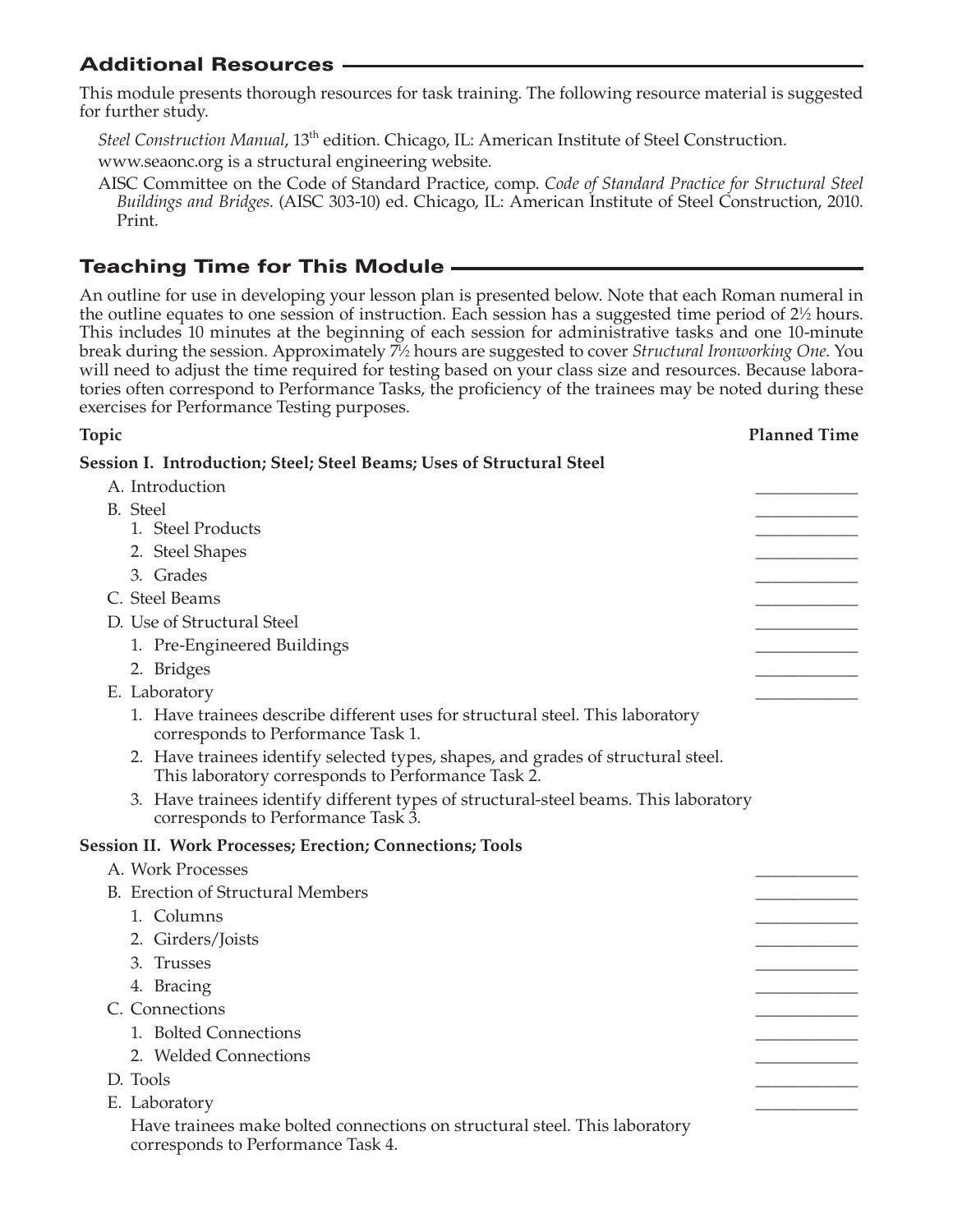## Additional Resources

This module presents thorough resources for task training. The following resource material is suggested for further study.

*Steel Construction Manual*, 13th edition. Chicago, IL: American Institute of Steel Construction.

www.seaonc.org is a structural engineering website.

AISC Committee on the Code of Standard Practice, comp. *Code of Standard Practice for Structural Steel Buildings and Bridges*. (AISC 303-10) ed. Chicago, IL: American Institute of Steel Construction, 2010. Print.

## Teaching Time for This Module

An outline for use in developing your lesson plan is presented below. Note that each Roman numeral in the outline equates to one session of instruction. Each session has a suggested time period of 2½ hours. This includes 10 minutes at the beginning of each session for administrative tasks and one 10-minute break during the session. Approximately 7½ hours are suggested to cover *Structural Ironworking One*. You will need to adjust the time required for testing based on your class size and resources. Because laboratories often correspond to Performance Tasks, the proficiency of the trainees may be noted during these exercises for Performance Testing purposes.

| Topic | Planned Time |
|---|---|
| **Session I. Introduction; Steel; Steel Beams; Uses of Structural Steel** | |
| A. Introduction | ____________ |
| B. Steel | ____________ |
| 1. Steel Products | ____________ |
| 2. Steel Shapes | ____________ |
| 3. Grades | ____________ |
| C. Steel Beams | ____________ |
| D. Use of Structural Steel | ____________ |
| 1. Pre-Engineered Buildings | ____________ |
| 2. Bridges | ____________ |
| E. Laboratory | ____________ |
| 1. Have trainees describe different uses for structural steel. This laboratory corresponds to Performance Task 1. | |
| 2. Have trainees identify selected types, shapes, and grades of structural steel. This laboratory corresponds to Performance Task 2. | |
| 3. Have trainees identify different types of structural-steel beams. This laboratory corresponds to Performance Task 3. | |
| **Session II. Work Processes; Erection; Connections; Tools** | |
| A. Work Processes | ____________ |
| B. Erection of Structural Members | ____________ |
| 1. Columns | ____________ |
| 2. Girders/Joists | ____________ |
| 3. Trusses | ____________ |
| 4. Bracing | ____________ |
| C. Connections | ____________ |
| 1. Bolted Connections | ____________ |
| 2. Welded Connections | ____________ |
| D. Tools | ____________ |
| E. Laboratory | ____________ |
| Have trainees make bolted connections on structural steel. This laboratory corresponds to Performance Task 4. | |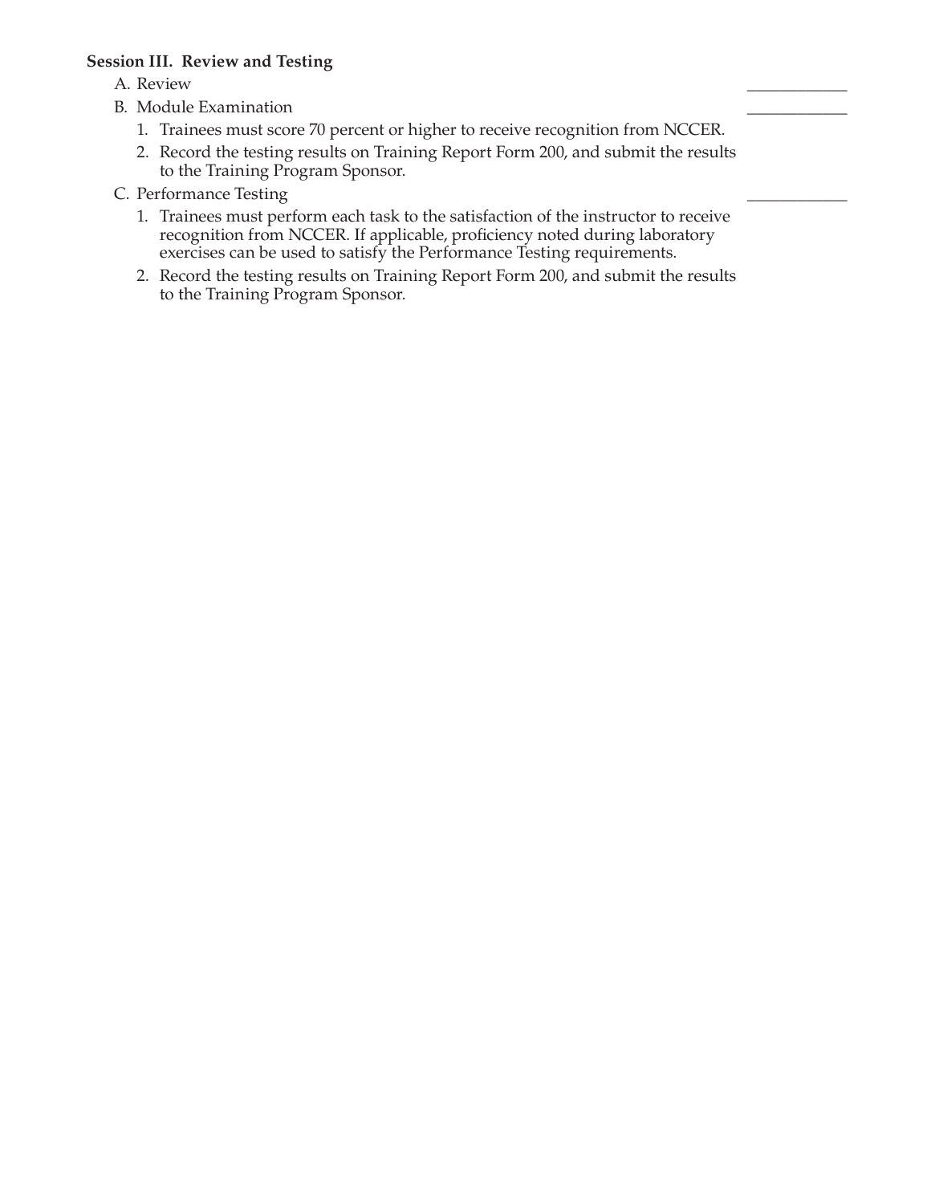**Session III. Review and Testing**

A. Review ____________

B. Module Examination ____________

1. Trainees must score 70 percent or higher to receive recognition from NCCER.
2. Record the testing results on Training Report Form 200, and submit the results to the Training Program Sponsor.

C. Performance Testing ____________

1. Trainees must perform each task to the satisfaction of the instructor to receive recognition from NCCER. If applicable, proficiency noted during laboratory exercises can be used to satisfy the Performance Testing requirements.
2. Record the testing results on Training Report Form 200, and submit the results to the Training Program Sponsor.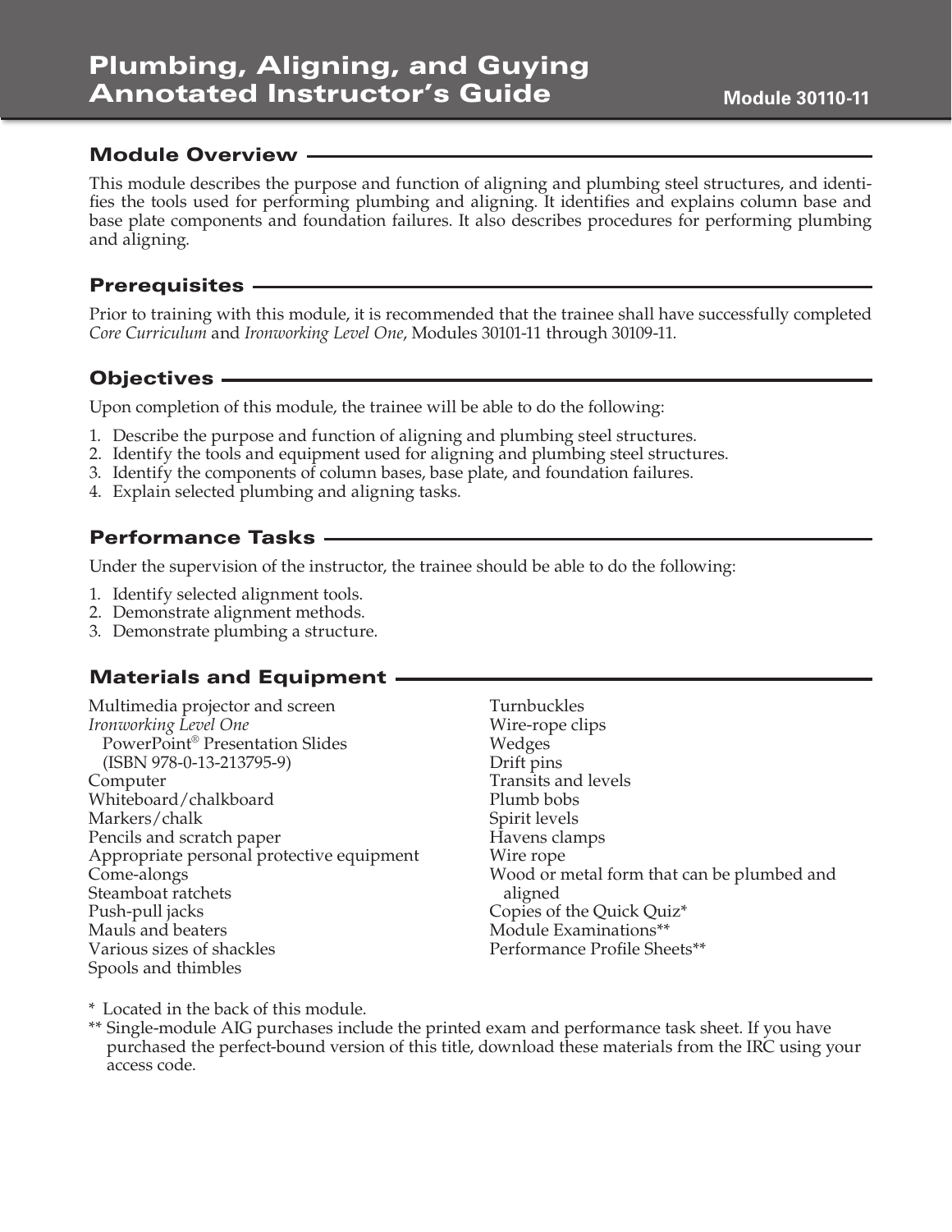# Plumbing, Aligning, and Guying Annotated Instructor's Guide

**Module 30110-11**

## Module Overview

This module describes the purpose and function of aligning and plumbing steel structures, and identifies the tools used for performing plumbing and aligning. It identifies and explains column base and base plate components and foundation failures. It also describes procedures for performing plumbing and aligning.

## Prerequisites

Prior to training with this module, it is recommended that the trainee shall have successfully completed *Core Curriculum* and *Ironworking Level One*, Modules 30101-11 through 30109-11.

## Objectives

Upon completion of this module, the trainee will be able to do the following:

1. Describe the purpose and function of aligning and plumbing steel structures.
2. Identify the tools and equipment used for aligning and plumbing steel structures.
3. Identify the components of column bases, base plate, and foundation failures.
4. Explain selected plumbing and aligning tasks.

## Performance Tasks

Under the supervision of the instructor, the trainee should be able to do the following:

1. Identify selected alignment tools.
2. Demonstrate alignment methods.
3. Demonstrate plumbing a structure.

## Materials and Equipment

- Multimedia projector and screen
- *Ironworking Level One* PowerPoint® Presentation Slides (ISBN 978-0-13-213795-9)
- Computer
- Whiteboard/chalkboard
- Markers/chalk
- Pencils and scratch paper
- Appropriate personal protective equipment
- Come-alongs
- Steamboat ratchets
- Push-pull jacks
- Mauls and beaters
- Various sizes of shackles
- Spools and thimbles
- Turnbuckles
- Wire-rope clips
- Wedges
- Drift pins
- Transits and levels
- Plumb bobs
- Spirit levels
- Havens clamps
- Wire rope
- Wood or metal form that can be plumbed and aligned
- Copies of the Quick Quiz*
- Module Examinations**
- Performance Profile Sheets**

\* Located in the back of this module.

** Single-module AIG purchases include the printed exam and performance task sheet. If you have purchased the perfect-bound version of this title, download these materials from the IRC using your access code.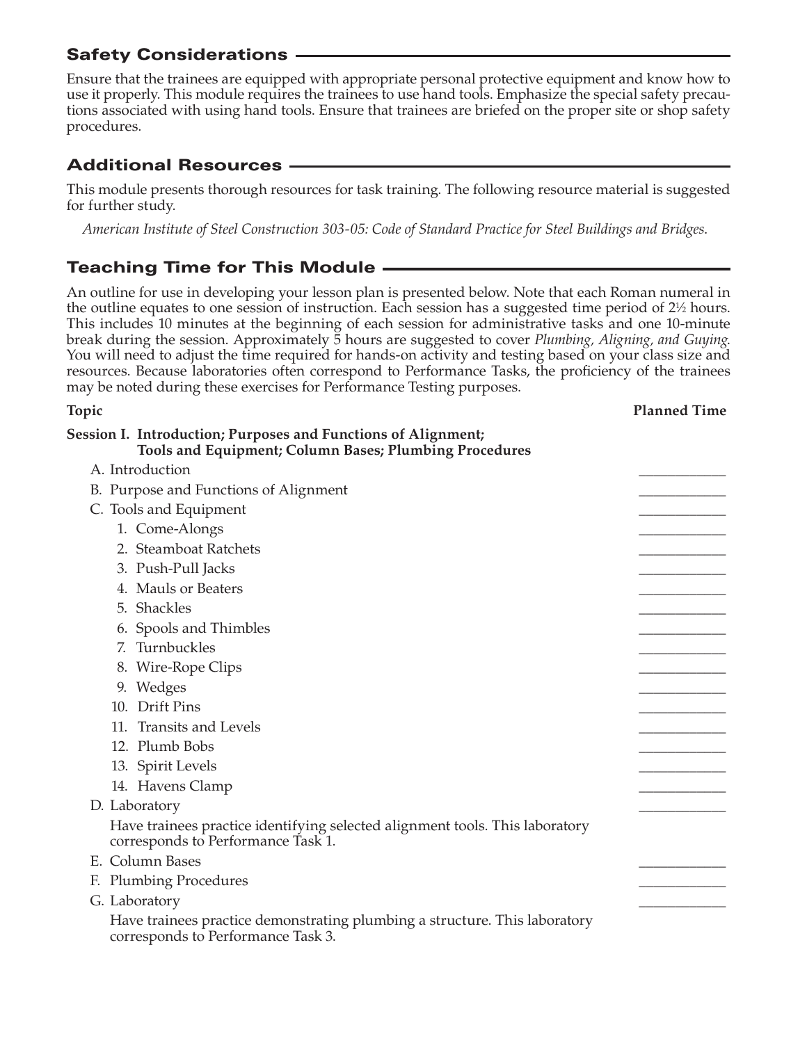## Safety Considerations

Ensure that the trainees are equipped with appropriate personal protective equipment and know how to use it properly. This module requires the trainees to use hand tools. Emphasize the special safety precautions associated with using hand tools. Ensure that trainees are briefed on the proper site or shop safety procedures.

## Additional Resources

This module presents thorough resources for task training. The following resource material is suggested for further study.

*American Institute of Steel Construction 303-05: Code of Standard Practice for Steel Buildings and Bridges.*

## Teaching Time for This Module

An outline for use in developing your lesson plan is presented below. Note that each Roman numeral in the outline equates to one session of instruction. Each session has a suggested time period of 2½ hours. This includes 10 minutes at the beginning of each session for administrative tasks and one 10-minute break during the session. Approximately 5 hours are suggested to cover *Plumbing, Aligning, and Guying*. You will need to adjust the time required for hands-on activity and testing based on your class size and resources. Because laboratories often correspond to Performance Tasks, the proficiency of the trainees may be noted during these exercises for Performance Testing purposes.

| **Topic** | **Planned Time** |
| --- | --- |
| **Session I. Introduction; Purposes and Functions of Alignment; Tools and Equipment; Column Bases; Plumbing Procedures** | |
| A. Introduction | ____________ |
| B. Purpose and Functions of Alignment | ____________ |
| C. Tools and Equipment | ____________ |
| 1. Come-Alongs | ____________ |
| 2. Steamboat Ratchets | ____________ |
| 3. Push-Pull Jacks | ____________ |
| 4. Mauls or Beaters | ____________ |
| 5. Shackles | ____________ |
| 6. Spools and Thimbles | ____________ |
| 7. Turnbuckles | ____________ |
| 8. Wire-Rope Clips | ____________ |
| 9. Wedges | ____________ |
| 10. Drift Pins | ____________ |
| 11. Transits and Levels | ____________ |
| 12. Plumb Bobs | ____________ |
| 13. Spirit Levels | ____________ |
| 14. Havens Clamp | ____________ |
| D. Laboratory | ____________ |
| Have trainees practice identifying selected alignment tools. This laboratory corresponds to Performance Task 1. | |
| E. Column Bases | ____________ |
| F. Plumbing Procedures | ____________ |
| G. Laboratory | ____________ |
| Have trainees practice demonstrating plumbing a structure. This laboratory corresponds to Performance Task 3. | |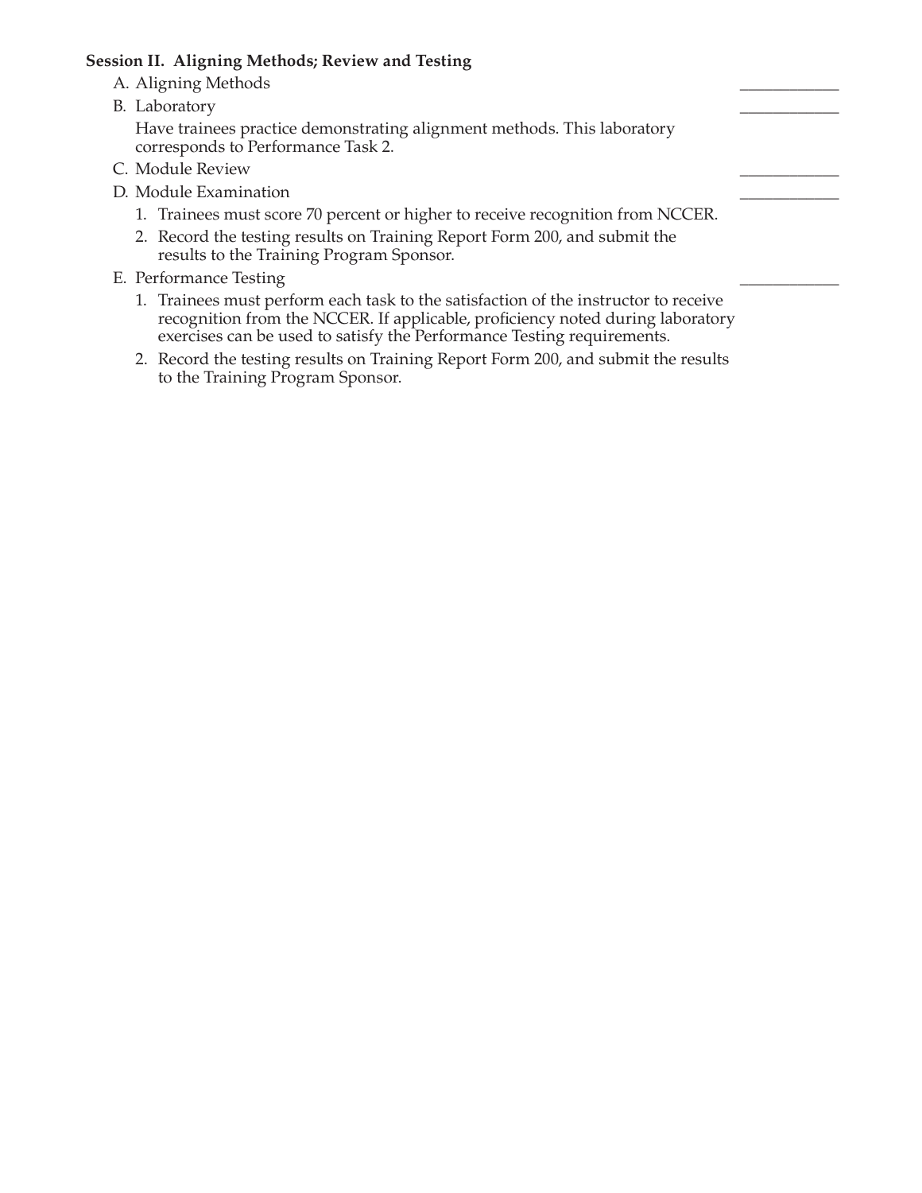**Session II. Aligning Methods; Review and Testing**

A. Aligning Methods ____________

B. Laboratory ____________

Have trainees practice demonstrating alignment methods. This laboratory corresponds to Performance Task 2.

C. Module Review ____________

D. Module Examination ____________

1. Trainees must score 70 percent or higher to receive recognition from NCCER.
2. Record the testing results on Training Report Form 200, and submit the results to the Training Program Sponsor.

E. Performance Testing ____________

1. Trainees must perform each task to the satisfaction of the instructor to receive recognition from the NCCER. If applicable, proficiency noted during laboratory exercises can be used to satisfy the Performance Testing requirements.
2. Record the testing results on Training Report Form 200, and submit the results to the Training Program Sponsor.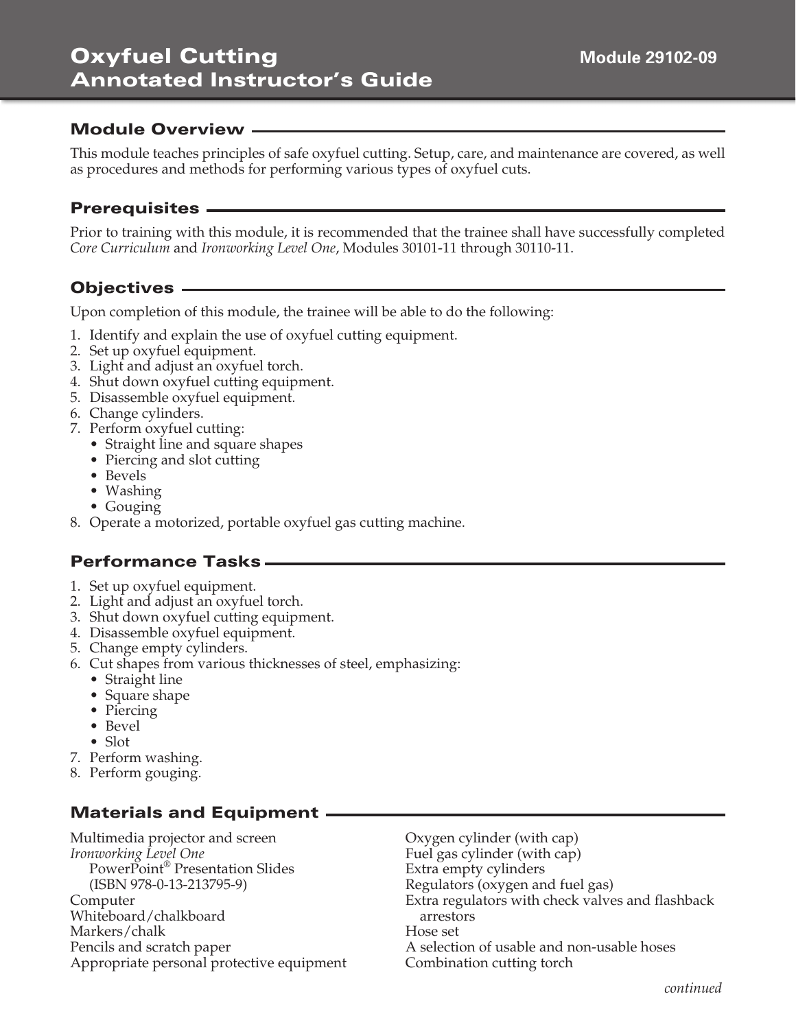# Oxyfuel Cutting Annotated Instructor's Guide

**Module 29102-09**

## Module Overview

This module teaches principles of safe oxyfuel cutting. Setup, care, and maintenance are covered, as well as procedures and methods for performing various types of oxyfuel cuts.

## Prerequisites

Prior to training with this module, it is recommended that the trainee shall have successfully completed *Core Curriculum* and *Ironworking Level One*, Modules 30101-11 through 30110-11.

## Objectives

Upon completion of this module, the trainee will be able to do the following:

1. Identify and explain the use of oxyfuel cutting equipment.
2. Set up oxyfuel equipment.
3. Light and adjust an oxyfuel torch.
4. Shut down oxyfuel cutting equipment.
5. Disassemble oxyfuel equipment.
6. Change cylinders.
7. Perform oxyfuel cutting:
   - Straight line and square shapes
   - Piercing and slot cutting
   - Bevels
   - Washing
   - Gouging
8. Operate a motorized, portable oxyfuel gas cutting machine.

## Performance Tasks

1. Set up oxyfuel equipment.
2. Light and adjust an oxyfuel torch.
3. Shut down oxyfuel cutting equipment.
4. Disassemble oxyfuel equipment.
5. Change empty cylinders.
6. Cut shapes from various thicknesses of steel, emphasizing:
   - Straight line
   - Square shape
   - Piercing
   - Bevel
   - Slot
7. Perform washing.
8. Perform gouging.

## Materials and Equipment

Multimedia projector and screen
*Ironworking Level One*
PowerPoint® Presentation Slides
(ISBN 978-0-13-213795-9)
Computer
Whiteboard/chalkboard
Markers/chalk
Pencils and scratch paper
Appropriate personal protective equipment
Oxygen cylinder (with cap)
Fuel gas cylinder (with cap)
Extra empty cylinders
Regulators (oxygen and fuel gas)
Extra regulators with check valves and flashback arrestors
Hose set
A selection of usable and non-usable hoses
Combination cutting torch

*continued*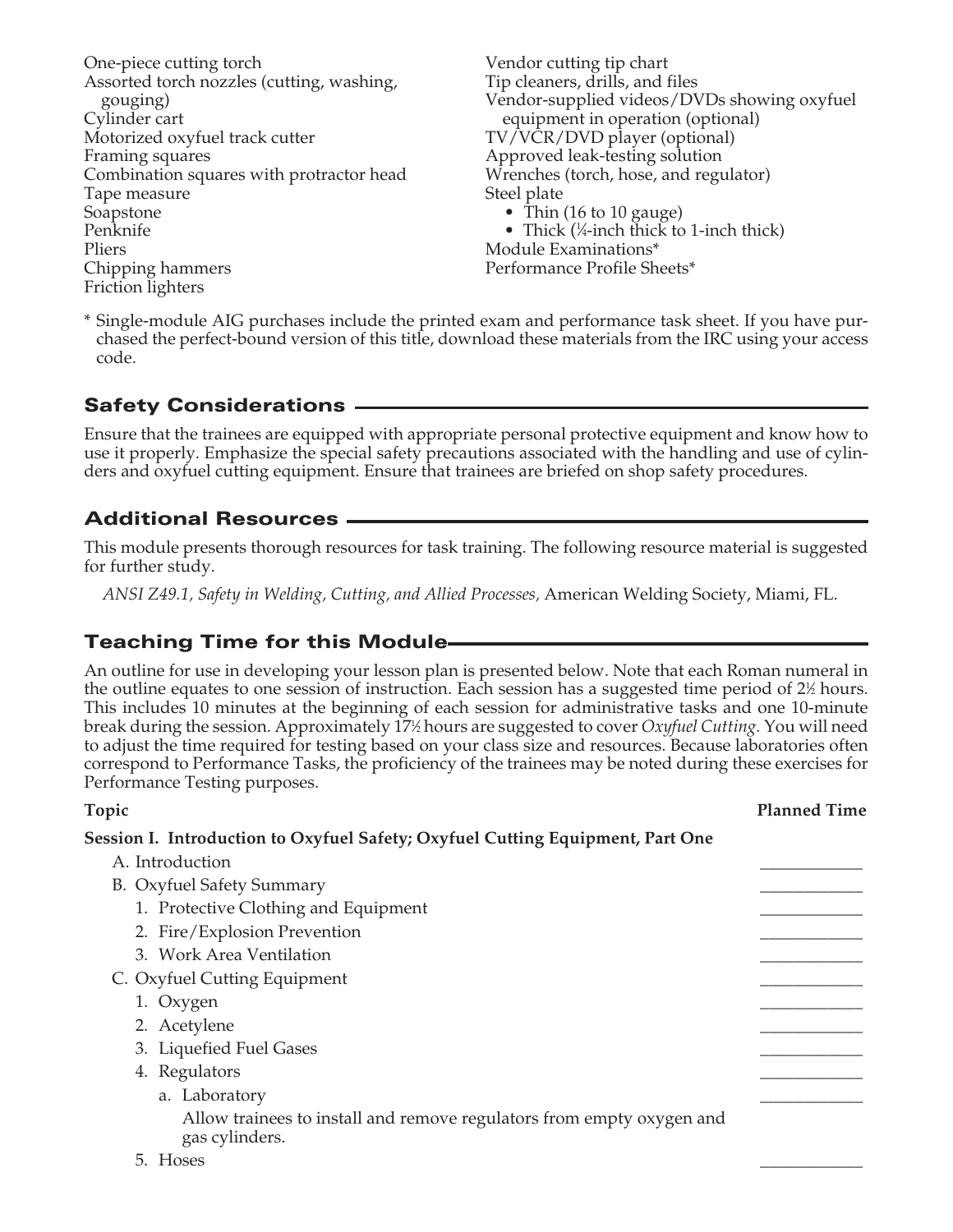- One-piece cutting torch
- Assorted torch nozzles (cutting, washing, gouging)
- Cylinder cart
- Motorized oxyfuel track cutter
- Framing squares
- Combination squares with protractor head
- Tape measure
- Soapstone
- Penknife
- Pliers
- Chipping hammers
- Friction lighters
- Vendor cutting tip chart
- Tip cleaners, drills, and files
- Vendor-supplied videos/DVDs showing oxyfuel equipment in operation (optional)
- TV/VCR/DVD player (optional)
- Approved leak-testing solution
- Wrenches (torch, hose, and regulator)
- Steel plate
  - Thin (16 to 10 gauge)
  - Thick (¼-inch thick to 1-inch thick)
- Module Examinations*
- Performance Profile Sheets*

* Single-module AIG purchases include the printed exam and performance task sheet. If you have purchased the perfect-bound version of this title, download these materials from the IRC using your access code.

## Safety Considerations

Ensure that the trainees are equipped with appropriate personal protective equipment and know how to use it properly. Emphasize the special safety precautions associated with the handling and use of cylinders and oxyfuel cutting equipment. Ensure that trainees are briefed on shop safety procedures.

## Additional Resources

This module presents thorough resources for task training. The following resource material is suggested for further study.

*ANSI Z49.1, Safety in Welding, Cutting, and Allied Processes,* American Welding Society, Miami, FL.

## Teaching Time for this Module

An outline for use in developing your lesson plan is presented below. Note that each Roman numeral in the outline equates to one session of instruction. Each session has a suggested time period of 2½ hours. This includes 10 minutes at the beginning of each session for administrative tasks and one 10-minute break during the session. Approximately 17½ hours are suggested to cover *Oxyfuel Cutting.* You will need to adjust the time required for testing based on your class size and resources. Because laboratories often correspond to Performance Tasks, the proficiency of the trainees may be noted during these exercises for Performance Testing purposes.

| Topic | Planned Time |
|---|---|
| **Session I. Introduction to Oxyfuel Safety; Oxyfuel Cutting Equipment, Part One** | |
| A. Introduction | ____________ |
| B. Oxyfuel Safety Summary | ____________ |
| 1. Protective Clothing and Equipment | ____________ |
| 2. Fire/Explosion Prevention | ____________ |
| 3. Work Area Ventilation | ____________ |
| C. Oxyfuel Cutting Equipment | ____________ |
| 1. Oxygen | ____________ |
| 2. Acetylene | ____________ |
| 3. Liquefied Fuel Gases | ____________ |
| 4. Regulators | ____________ |
| a. Laboratory | ____________ |
| Allow trainees to install and remove regulators from empty oxygen and gas cylinders. | |
| 5. Hoses | ____________ |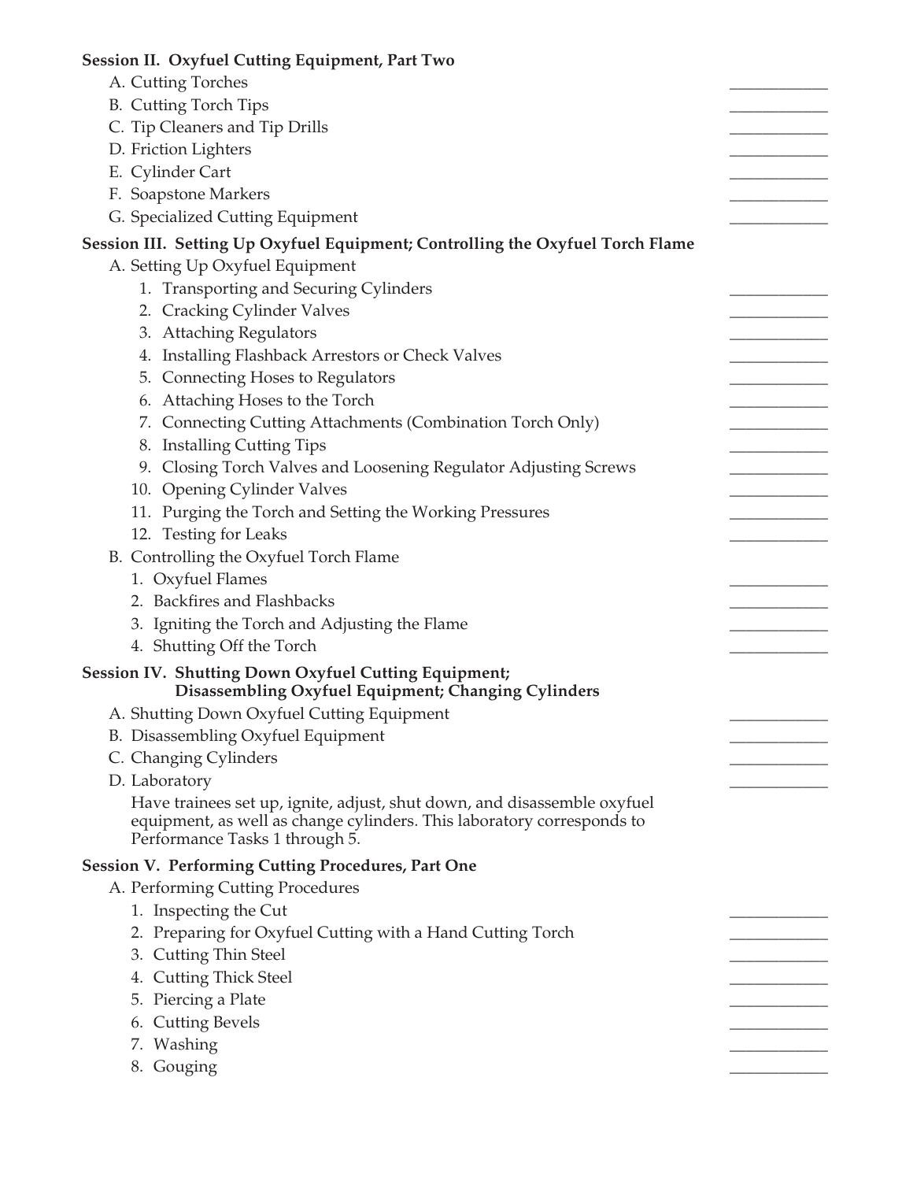**Session II. Oxyfuel Cutting Equipment, Part Two**

A. Cutting Torches ____________

B. Cutting Torch Tips ____________

C. Tip Cleaners and Tip Drills ____________

D. Friction Lighters ____________

E. Cylinder Cart ____________

F. Soapstone Markers ____________

G. Specialized Cutting Equipment ____________

**Session III. Setting Up Oxyfuel Equipment; Controlling the Oxyfuel Torch Flame**

A. Setting Up Oxyfuel Equipment

1. Transporting and Securing Cylinders ____________
2. Cracking Cylinder Valves ____________
3. Attaching Regulators ____________
4. Installing Flashback Arrestors or Check Valves ____________
5. Connecting Hoses to Regulators ____________
6. Attaching Hoses to the Torch ____________
7. Connecting Cutting Attachments (Combination Torch Only) ____________
8. Installing Cutting Tips ____________
9. Closing Torch Valves and Loosening Regulator Adjusting Screws ____________
10. Opening Cylinder Valves ____________
11. Purging the Torch and Setting the Working Pressures ____________
12. Testing for Leaks ____________

B. Controlling the Oxyfuel Torch Flame

1. Oxyfuel Flames ____________
2. Backfires and Flashbacks ____________
3. Igniting the Torch and Adjusting the Flame ____________
4. Shutting Off the Torch ____________

**Session IV. Shutting Down Oxyfuel Cutting Equipment; Disassembling Oxyfuel Equipment; Changing Cylinders**

A. Shutting Down Oxyfuel Cutting Equipment ____________

B. Disassembling Oxyfuel Equipment ____________

C. Changing Cylinders ____________

D. Laboratory ____________

Have trainees set up, ignite, adjust, shut down, and disassemble oxyfuel equipment, as well as change cylinders. This laboratory corresponds to Performance Tasks 1 through 5.

**Session V. Performing Cutting Procedures, Part One**

A. Performing Cutting Procedures

1. Inspecting the Cut ____________
2. Preparing for Oxyfuel Cutting with a Hand Cutting Torch ____________
3. Cutting Thin Steel ____________
4. Cutting Thick Steel ____________
5. Piercing a Plate ____________
6. Cutting Bevels ____________
7. Washing ____________
8. Gouging ____________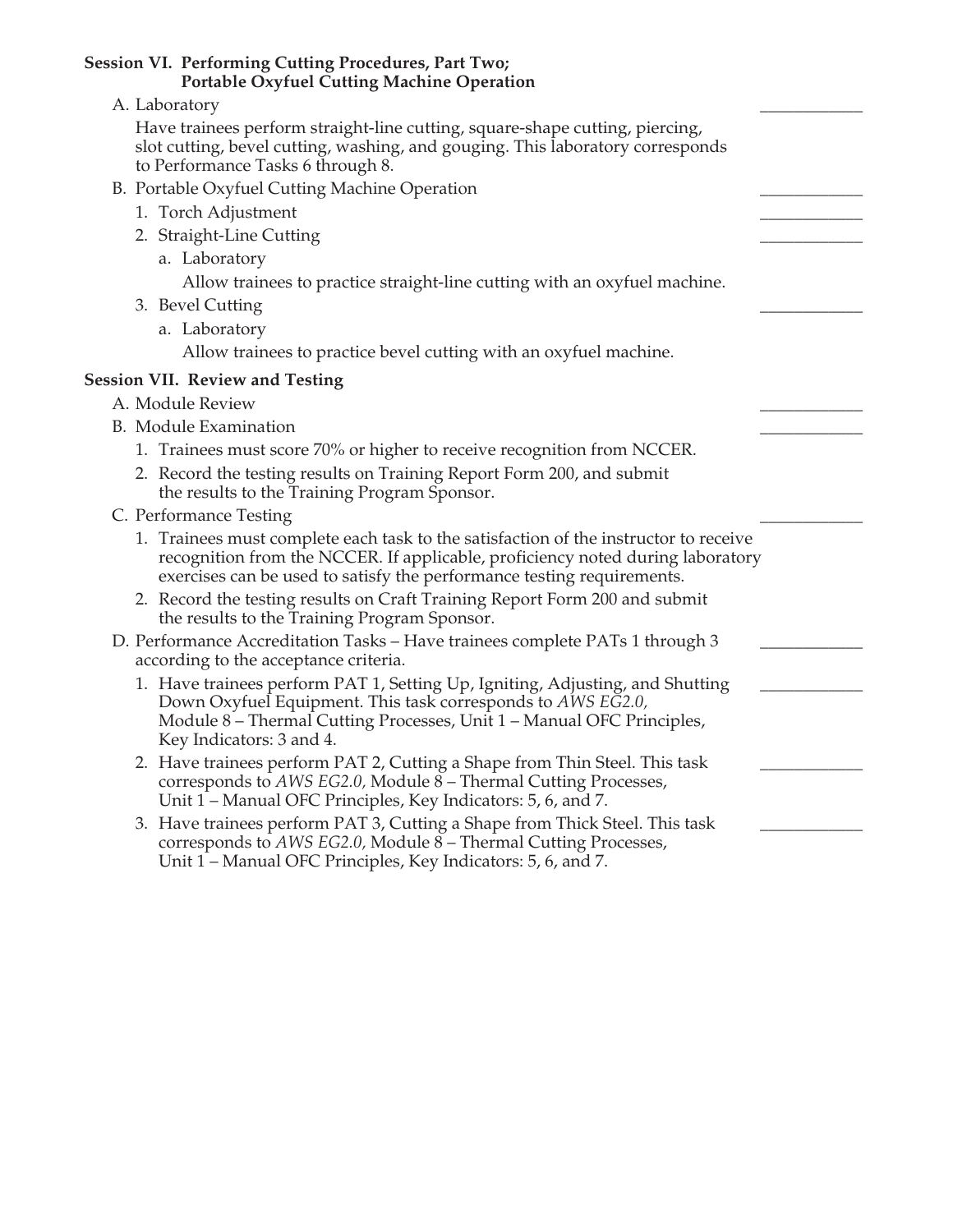**Session VI. Performing Cutting Procedures, Part Two; Portable Oxyfuel Cutting Machine Operation**

A. Laboratory ____________

Have trainees perform straight-line cutting, square-shape cutting, piercing, slot cutting, bevel cutting, washing, and gouging. This laboratory corresponds to Performance Tasks 6 through 8.

B. Portable Oxyfuel Cutting Machine Operation ____________

1. Torch Adjustment ____________
2. Straight-Line Cutting ____________
   a. Laboratory

   Allow trainees to practice straight-line cutting with an oxyfuel machine.
3. Bevel Cutting ____________
   a. Laboratory

   Allow trainees to practice bevel cutting with an oxyfuel machine.

**Session VII. Review and Testing**

A. Module Review ____________

B. Module Examination ____________

1. Trainees must score 70% or higher to receive recognition from NCCER.
2. Record the testing results on Training Report Form 200, and submit the results to the Training Program Sponsor.

C. Performance Testing ____________

1. Trainees must complete each task to the satisfaction of the instructor to receive recognition from the NCCER. If applicable, proficiency noted during laboratory exercises can be used to satisfy the performance testing requirements.
2. Record the testing results on Craft Training Report Form 200 and submit the results to the Training Program Sponsor.

D. Performance Accreditation Tasks – Have trainees complete PATs 1 through 3 according to the acceptance criteria. ____________

1. Have trainees perform PAT 1, Setting Up, Igniting, Adjusting, and Shutting Down Oxyfuel Equipment. This task corresponds to *AWS EG2.0,* Module 8 – Thermal Cutting Processes, Unit 1 – Manual OFC Principles, Key Indicators: 3 and 4. ____________
2. Have trainees perform PAT 2, Cutting a Shape from Thin Steel. This task corresponds to *AWS EG2.0,* Module 8 – Thermal Cutting Processes, Unit 1 – Manual OFC Principles, Key Indicators: 5, 6, and 7. ____________
3. Have trainees perform PAT 3, Cutting a Shape from Thick Steel. This task corresponds to *AWS EG2.0,* Module 8 – Thermal Cutting Processes, Unit 1 – Manual OFC Principles, Key Indicators: 5, 6, and 7. ____________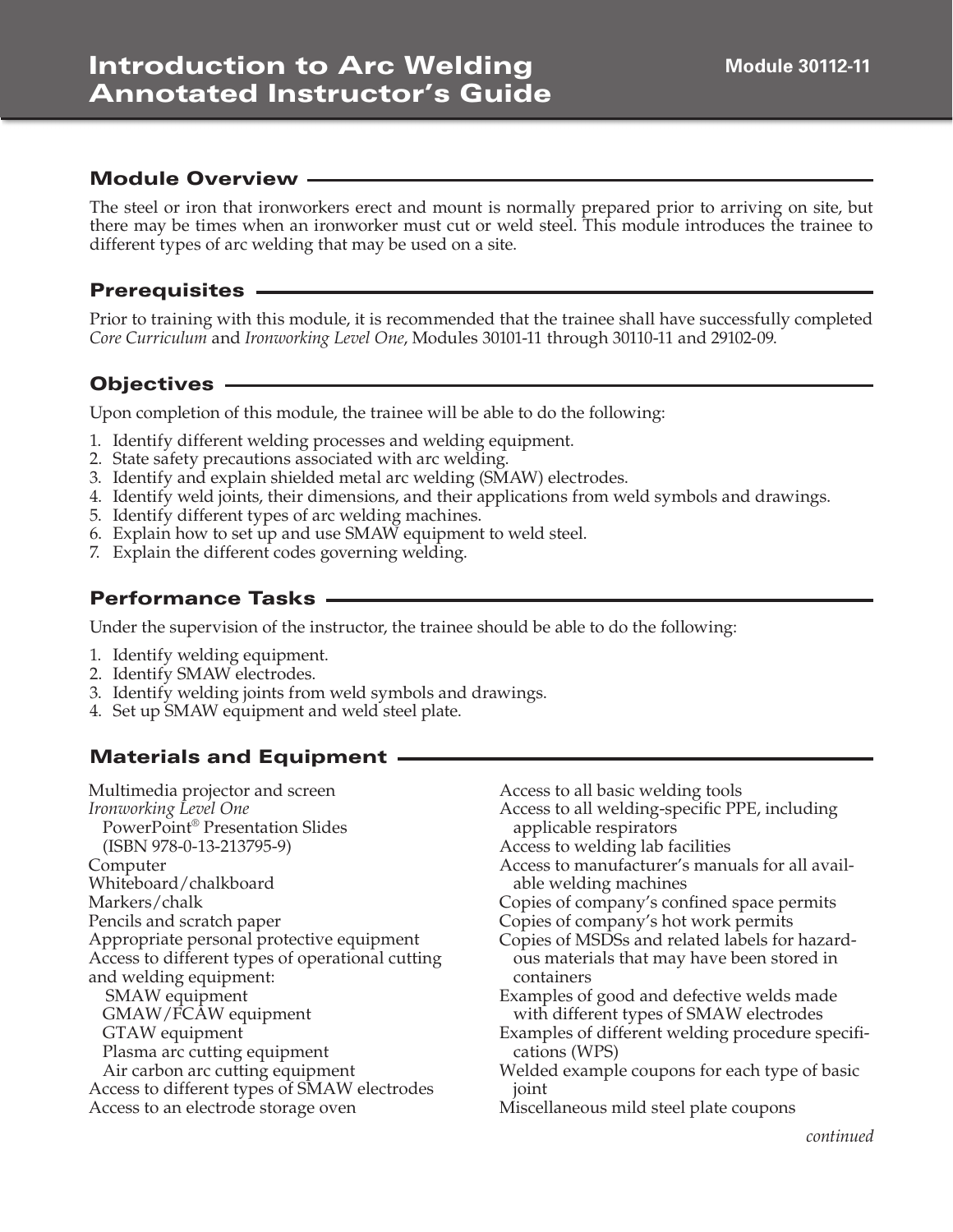# Introduction to Arc Welding Annotated Instructor's Guide

**Module 30112-11**

## Module Overview

The steel or iron that ironworkers erect and mount is normally prepared prior to arriving on site, but there may be times when an ironworker must cut or weld steel. This module introduces the trainee to different types of arc welding that may be used on a site.

## Prerequisites

Prior to training with this module, it is recommended that the trainee shall have successfully completed *Core Curriculum* and *Ironworking Level One*, Modules 30101-11 through 30110-11 and 29102-09.

## Objectives

Upon completion of this module, the trainee will be able to do the following:

1. Identify different welding processes and welding equipment.
2. State safety precautions associated with arc welding.
3. Identify and explain shielded metal arc welding (SMAW) electrodes.
4. Identify weld joints, their dimensions, and their applications from weld symbols and drawings.
5. Identify different types of arc welding machines.
6. Explain how to set up and use SMAW equipment to weld steel.
7. Explain the different codes governing welding.

## Performance Tasks

Under the supervision of the instructor, the trainee should be able to do the following:

1. Identify welding equipment.
2. Identify SMAW electrodes.
3. Identify welding joints from weld symbols and drawings.
4. Set up SMAW equipment and weld steel plate.

## Materials and Equipment

Multimedia projector and screen
*Ironworking Level One*
  PowerPoint® Presentation Slides
  (ISBN 978-0-13-213795-9)
Computer
Whiteboard/chalkboard
Markers/chalk
Pencils and scratch paper
Appropriate personal protective equipment
Access to different types of operational cutting and welding equipment:
  SMAW equipment
  GMAW/FCAW equipment
  GTAW equipment
  Plasma arc cutting equipment
  Air carbon arc cutting equipment
Access to different types of SMAW electrodes
Access to an electrode storage oven
Access to all basic welding tools
Access to all welding-specific PPE, including applicable respirators
Access to welding lab facilities
Access to manufacturer's manuals for all available welding machines
Copies of company's confined space permits
Copies of company's hot work permits
Copies of MSDSs and related labels for hazardous materials that may have been stored in containers
Examples of good and defective welds made with different types of SMAW electrodes
Examples of different welding procedure specifications (WPS)
Welded example coupons for each type of basic joint
Miscellaneous mild steel plate coupons

*continued*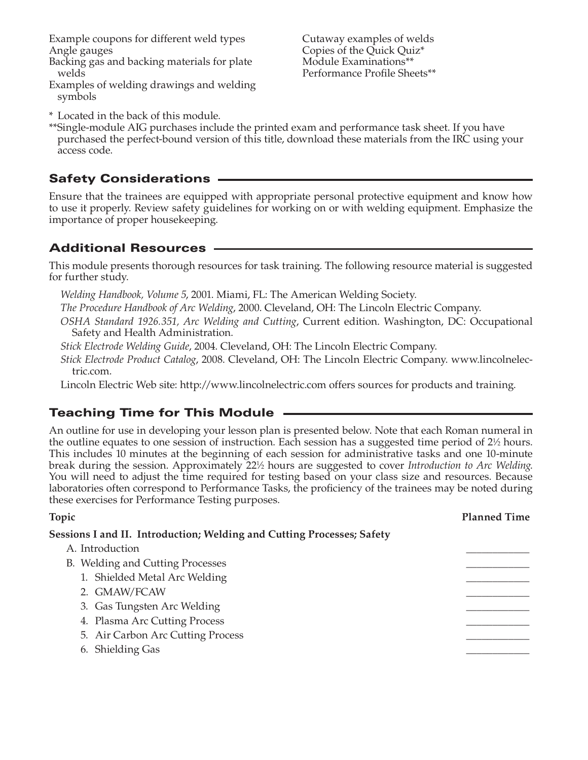Example coupons for different weld types
Angle gauges
Backing gas and backing materials for plate welds
Examples of welding drawings and welding symbols
Cutaway examples of welds
Copies of the Quick Quiz*
Module Examinations**
Performance Profile Sheets**

\* Located in the back of this module.
\*\*Single-module AIG purchases include the printed exam and performance task sheet. If you have purchased the perfect-bound version of this title, download these materials from the IRC using your access code.

## Safety Considerations

Ensure that the trainees are equipped with appropriate personal protective equipment and know how to use it properly. Review safety guidelines for working on or with welding equipment. Emphasize the importance of proper housekeeping.

## Additional Resources

This module presents thorough resources for task training. The following resource material is suggested for further study.

*Welding Handbook, Volume 5*, 2001. Miami, FL: The American Welding Society.

*The Procedure Handbook of Arc Welding*, 2000. Cleveland, OH: The Lincoln Electric Company.

*OSHA Standard 1926.351, Arc Welding and Cutting*, Current edition. Washington, DC: Occupational Safety and Health Administration.

*Stick Electrode Welding Guide*, 2004. Cleveland, OH: The Lincoln Electric Company.

*Stick Electrode Product Catalog*, 2008. Cleveland, OH: The Lincoln Electric Company. www.lincolnelectric.com.

Lincoln Electric Web site: http://www.lincolnelectric.com offers sources for products and training.

## Teaching Time for This Module

An outline for use in developing your lesson plan is presented below. Note that each Roman numeral in the outline equates to one session of instruction. Each session has a suggested time period of 2½ hours. This includes 10 minutes at the beginning of each session for administrative tasks and one 10-minute break during the session. Approximately 22½ hours are suggested to cover *Introduction to Arc Welding*. You will need to adjust the time required for testing based on your class size and resources. Because laboratories often correspond to Performance Tasks, the proficiency of the trainees may be noted during these exercises for Performance Testing purposes.

| Topic | Planned Time |
|---|---|
| **Sessions I and II. Introduction; Welding and Cutting Processes; Safety** | |
| A. Introduction | ____________ |
| B. Welding and Cutting Processes | ____________ |
| 1. Shielded Metal Arc Welding | ____________ |
| 2. GMAW/FCAW | ____________ |
| 3. Gas Tungsten Arc Welding | ____________ |
| 4. Plasma Arc Cutting Process | ____________ |
| 5. Air Carbon Arc Cutting Process | ____________ |
| 6. Shielding Gas | ____________ |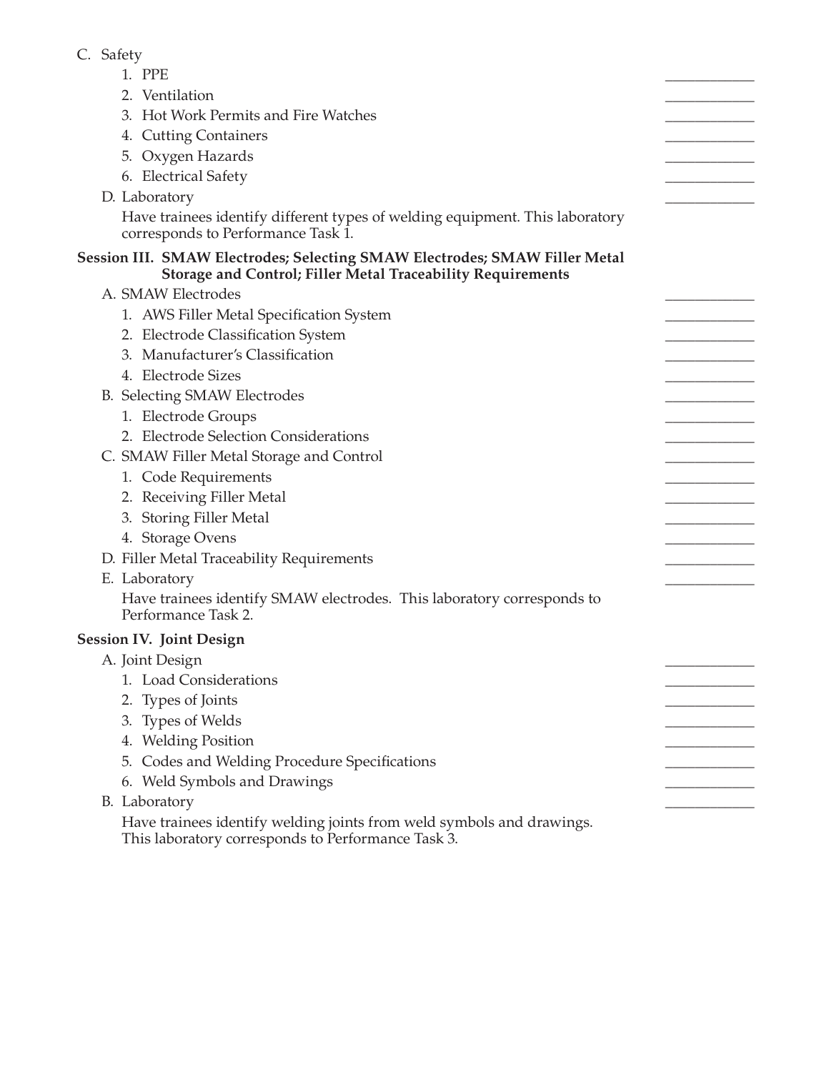C. Safety
   1. PPE ____________
   2. Ventilation ____________
   3. Hot Work Permits and Fire Watches ____________
   4. Cutting Containers ____________
   5. Oxygen Hazards ____________
   6. Electrical Safety ____________

D. Laboratory ____________

   Have trainees identify different types of welding equipment. This laboratory corresponds to Performance Task 1.

**Session III. SMAW Electrodes; Selecting SMAW Electrodes; SMAW Filler Metal Storage and Control; Filler Metal Traceability Requirements**

A. SMAW Electrodes ____________
   1. AWS Filler Metal Specification System ____________
   2. Electrode Classification System ____________
   3. Manufacturer's Classification ____________
   4. Electrode Sizes ____________

B. Selecting SMAW Electrodes ____________
   1. Electrode Groups ____________
   2. Electrode Selection Considerations ____________

C. SMAW Filler Metal Storage and Control ____________
   1. Code Requirements ____________
   2. Receiving Filler Metal ____________
   3. Storing Filler Metal ____________
   4. Storage Ovens ____________

D. Filler Metal Traceability Requirements ____________

E. Laboratory ____________

   Have trainees identify SMAW electrodes. This laboratory corresponds to Performance Task 2.

**Session IV. Joint Design**

A. Joint Design ____________
   1. Load Considerations ____________
   2. Types of Joints ____________
   3. Types of Welds ____________
   4. Welding Position ____________
   5. Codes and Welding Procedure Specifications ____________
   6. Weld Symbols and Drawings ____________

B. Laboratory ____________

   Have trainees identify welding joints from weld symbols and drawings. This laboratory corresponds to Performance Task 3.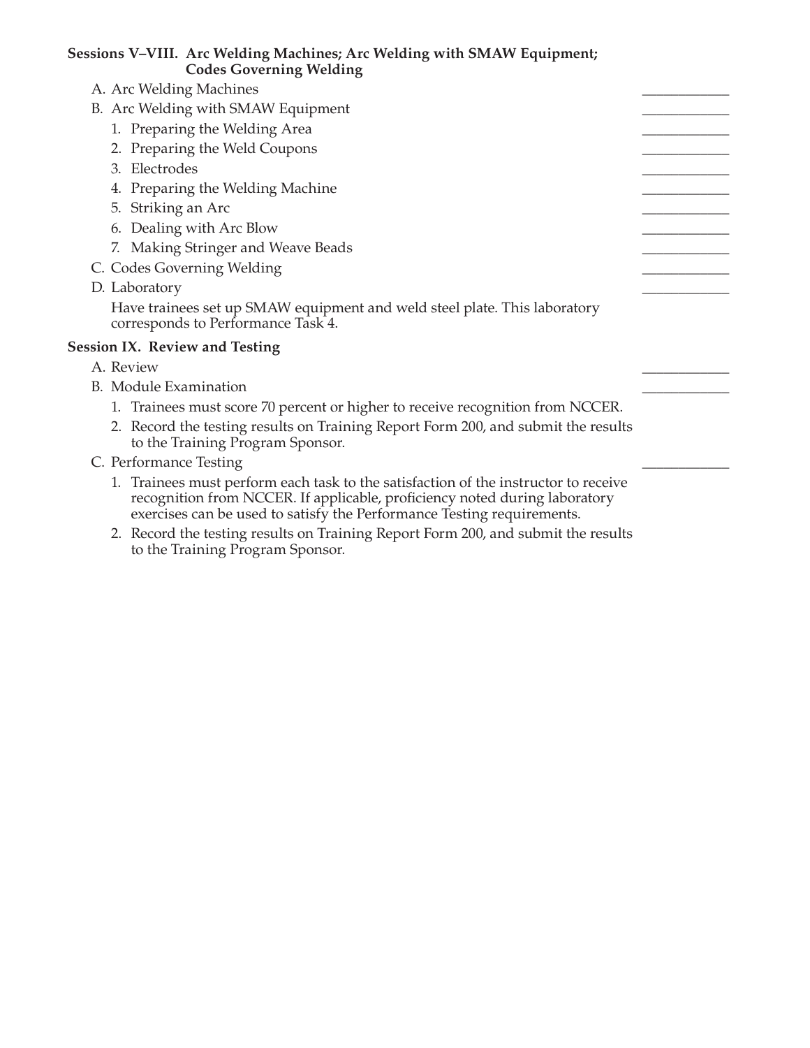**Sessions V–VIII. Arc Welding Machines; Arc Welding with SMAW Equipment; Codes Governing Welding**

A. Arc Welding Machines ____________

B. Arc Welding with SMAW Equipment ____________

1. Preparing the Welding Area ____________
2. Preparing the Weld Coupons ____________
3. Electrodes ____________
4. Preparing the Welding Machine ____________
5. Striking an Arc ____________
6. Dealing with Arc Blow ____________
7. Making Stringer and Weave Beads ____________

C. Codes Governing Welding ____________

D. Laboratory ____________

Have trainees set up SMAW equipment and weld steel plate. This laboratory corresponds to Performance Task 4.

**Session IX. Review and Testing**

A. Review ____________

B. Module Examination ____________

1. Trainees must score 70 percent or higher to receive recognition from NCCER.
2. Record the testing results on Training Report Form 200, and submit the results to the Training Program Sponsor.

C. Performance Testing ____________

1. Trainees must perform each task to the satisfaction of the instructor to receive recognition from NCCER. If applicable, proficiency noted during laboratory exercises can be used to satisfy the Performance Testing requirements.
2. Record the testing results on Training Report Form 200, and submit the results to the Training Program Sponsor.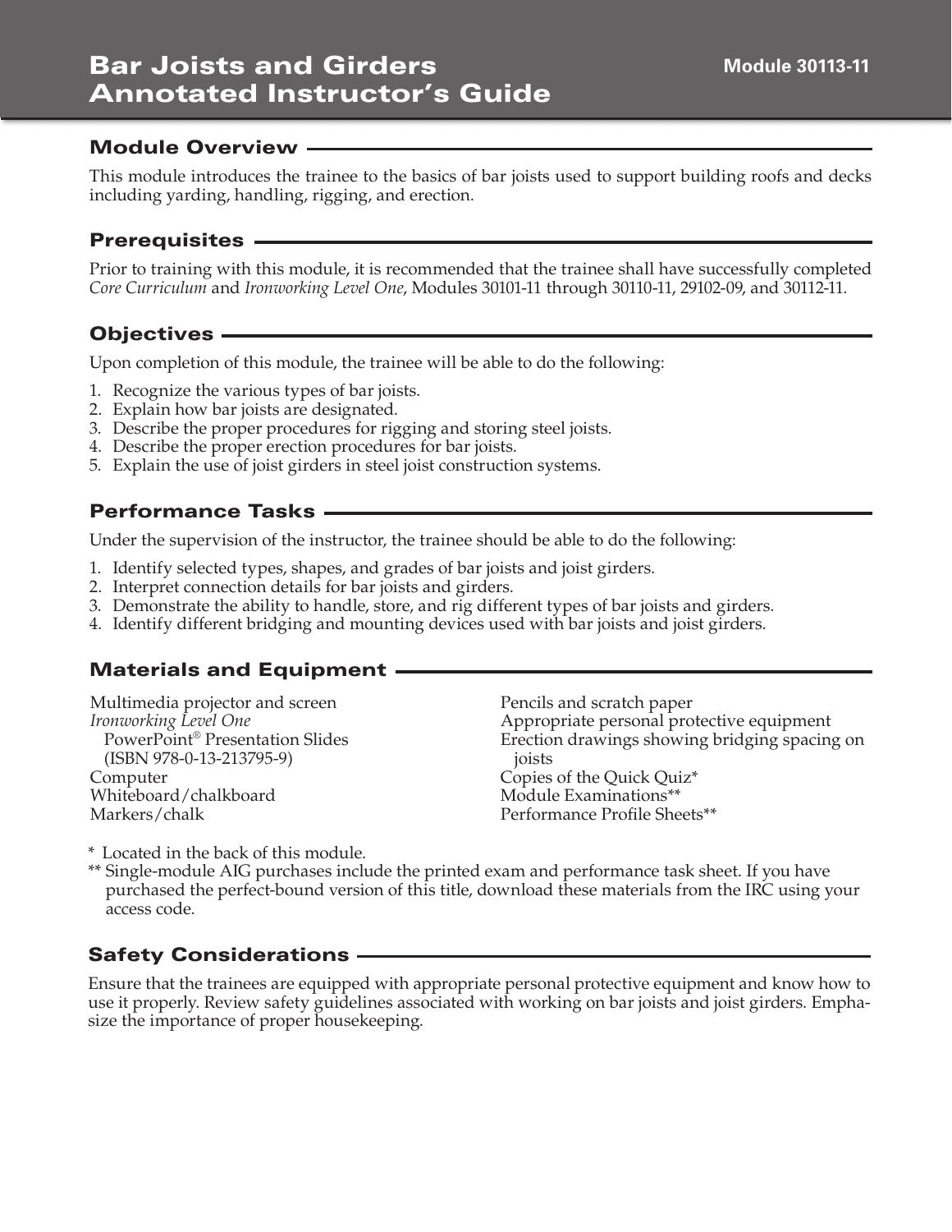# Bar Joists and Girders Annotated Instructor's Guide

Module 30113-11

## Module Overview

This module introduces the trainee to the basics of bar joists used to support building roofs and decks including yarding, handling, rigging, and erection.

## Prerequisites

Prior to training with this module, it is recommended that the trainee shall have successfully completed *Core Curriculum* and *Ironworking Level One*, Modules 30101-11 through 30110-11, 29102-09, and 30112-11.

## Objectives

Upon completion of this module, the trainee will be able to do the following:

1. Recognize the various types of bar joists.
2. Explain how bar joists are designated.
3. Describe the proper procedures for rigging and storing steel joists.
4. Describe the proper erection procedures for bar joists.
5. Explain the use of joist girders in steel joist construction systems.

## Performance Tasks

Under the supervision of the instructor, the trainee should be able to do the following:

1. Identify selected types, shapes, and grades of bar joists and joist girders.
2. Interpret connection details for bar joists and girders.
3. Demonstrate the ability to handle, store, and rig different types of bar joists and girders.
4. Identify different bridging and mounting devices used with bar joists and joist girders.

## Materials and Equipment

Multimedia projector and screen
*Ironworking Level One* PowerPoint® Presentation Slides (ISBN 978-0-13-213795-9)
Computer
Whiteboard/chalkboard
Markers/chalk
Pencils and scratch paper
Appropriate personal protective equipment
Erection drawings showing bridging spacing on joists
Copies of the Quick Quiz*
Module Examinations**
Performance Profile Sheets**

\* Located in the back of this module.
** Single-module AIG purchases include the printed exam and performance task sheet. If you have purchased the perfect-bound version of this title, download these materials from the IRC using your access code.

## Safety Considerations

Ensure that the trainees are equipped with appropriate personal protective equipment and know how to use it properly. Review safety guidelines associated with working on bar joists and joist girders. Emphasize the importance of proper housekeeping.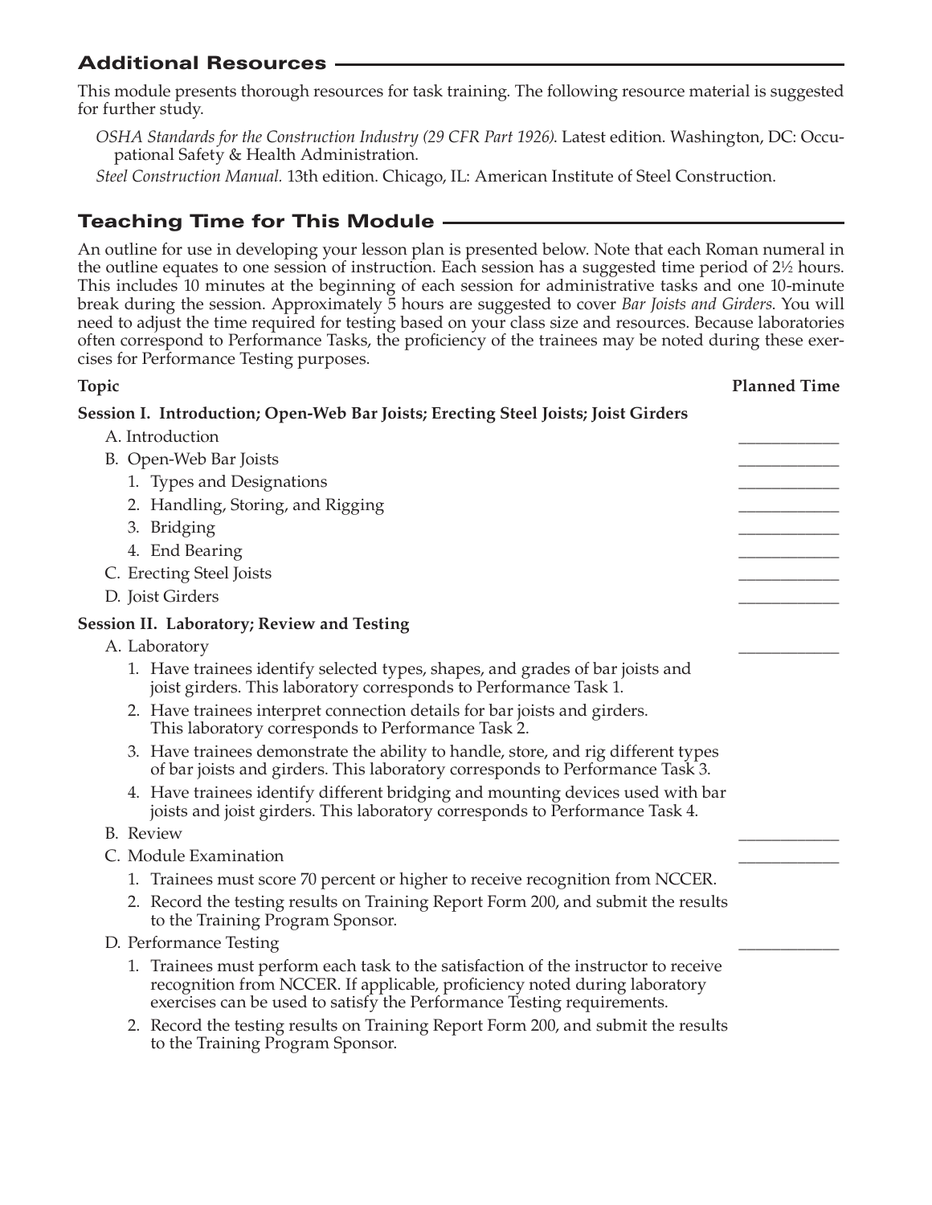## Additional Resources

This module presents thorough resources for task training. The following resource material is suggested for further study.

*OSHA Standards for the Construction Industry (29 CFR Part 1926)*. Latest edition. Washington, DC: Occupational Safety & Health Administration.

*Steel Construction Manual.* 13th edition. Chicago, IL: American Institute of Steel Construction.

## Teaching Time for This Module

An outline for use in developing your lesson plan is presented below. Note that each Roman numeral in the outline equates to one session of instruction. Each session has a suggested time period of 2½ hours. This includes 10 minutes at the beginning of each session for administrative tasks and one 10-minute break during the session. Approximately 5 hours are suggested to cover *Bar Joists and Girders.* You will need to adjust the time required for testing based on your class size and resources. Because laboratories often correspond to Performance Tasks, the proficiency of the trainees may be noted during these exercises for Performance Testing purposes.

| Topic | Planned Time |
|---|---|
| **Session I. Introduction; Open-Web Bar Joists; Erecting Steel Joists; Joist Girders** | |
| A. Introduction | ____________ |
| B. Open-Web Bar Joists | ____________ |
| 1. Types and Designations | ____________ |
| 2. Handling, Storing, and Rigging | ____________ |
| 3. Bridging | ____________ |
| 4. End Bearing | ____________ |
| C. Erecting Steel Joists | ____________ |
| D. Joist Girders | ____________ |
| **Session II. Laboratory; Review and Testing** | |
| A. Laboratory | ____________ |
| 1. Have trainees identify selected types, shapes, and grades of bar joists and joist girders. This laboratory corresponds to Performance Task 1. | |
| 2. Have trainees interpret connection details for bar joists and girders. This laboratory corresponds to Performance Task 2. | |
| 3. Have trainees demonstrate the ability to handle, store, and rig different types of bar joists and girders. This laboratory corresponds to Performance Task 3. | |
| 4. Have trainees identify different bridging and mounting devices used with bar joists and joist girders. This laboratory corresponds to Performance Task 4. | |
| B. Review | ____________ |
| C. Module Examination | ____________ |
| 1. Trainees must score 70 percent or higher to receive recognition from NCCER. | |
| 2. Record the testing results on Training Report Form 200, and submit the results to the Training Program Sponsor. | |
| D. Performance Testing | ____________ |
| 1. Trainees must perform each task to the satisfaction of the instructor to receive recognition from NCCER. If applicable, proficiency noted during laboratory exercises can be used to satisfy the Performance Testing requirements. | |
| 2. Record the testing results on Training Report Form 200, and submit the results to the Training Program Sponsor. | |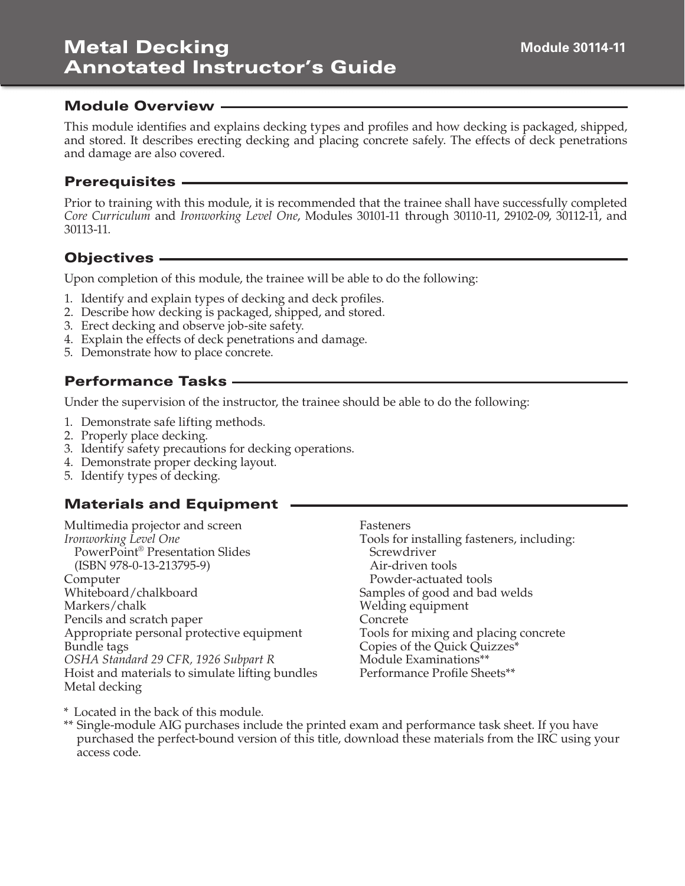# Metal Decking Annotated Instructor's Guide

Module 30114-11

## Module Overview

This module identifies and explains decking types and profiles and how decking is packaged, shipped, and stored. It describes erecting decking and placing concrete safely. The effects of deck penetrations and damage are also covered.

## Prerequisites

Prior to training with this module, it is recommended that the trainee shall have successfully completed *Core Curriculum* and *Ironworking Level One*, Modules 30101-11 through 30110-11, 29102-09, 30112-11, and 30113-11.

## Objectives

Upon completion of this module, the trainee will be able to do the following:

1. Identify and explain types of decking and deck profiles.
2. Describe how decking is packaged, shipped, and stored.
3. Erect decking and observe job-site safety.
4. Explain the effects of deck penetrations and damage.
5. Demonstrate how to place concrete.

## Performance Tasks

Under the supervision of the instructor, the trainee should be able to do the following:

1. Demonstrate safe lifting methods.
2. Properly place decking.
3. Identify safety precautions for decking operations.
4. Demonstrate proper decking layout.
5. Identify types of decking.

## Materials and Equipment

Multimedia projector and screen
*Ironworking Level One*
  PowerPoint® Presentation Slides
  (ISBN 978-0-13-213795-9)
Computer
Whiteboard/chalkboard
Markers/chalk
Pencils and scratch paper
Appropriate personal protective equipment
Bundle tags
*OSHA Standard 29 CFR, 1926 Subpart R*
Hoist and materials to simulate lifting bundles
Metal decking
Fasteners
Tools for installing fasteners, including:
  Screwdriver
  Air-driven tools
  Powder-actuated tools
Samples of good and bad welds
Welding equipment
Concrete
Tools for mixing and placing concrete
Copies of the Quick Quizzes*
Module Examinations**
Performance Profile Sheets**

\* Located in the back of this module.
\*\* Single-module AIG purchases include the printed exam and performance task sheet. If you have purchased the perfect-bound version of this title, download these materials from the IRC using your access code.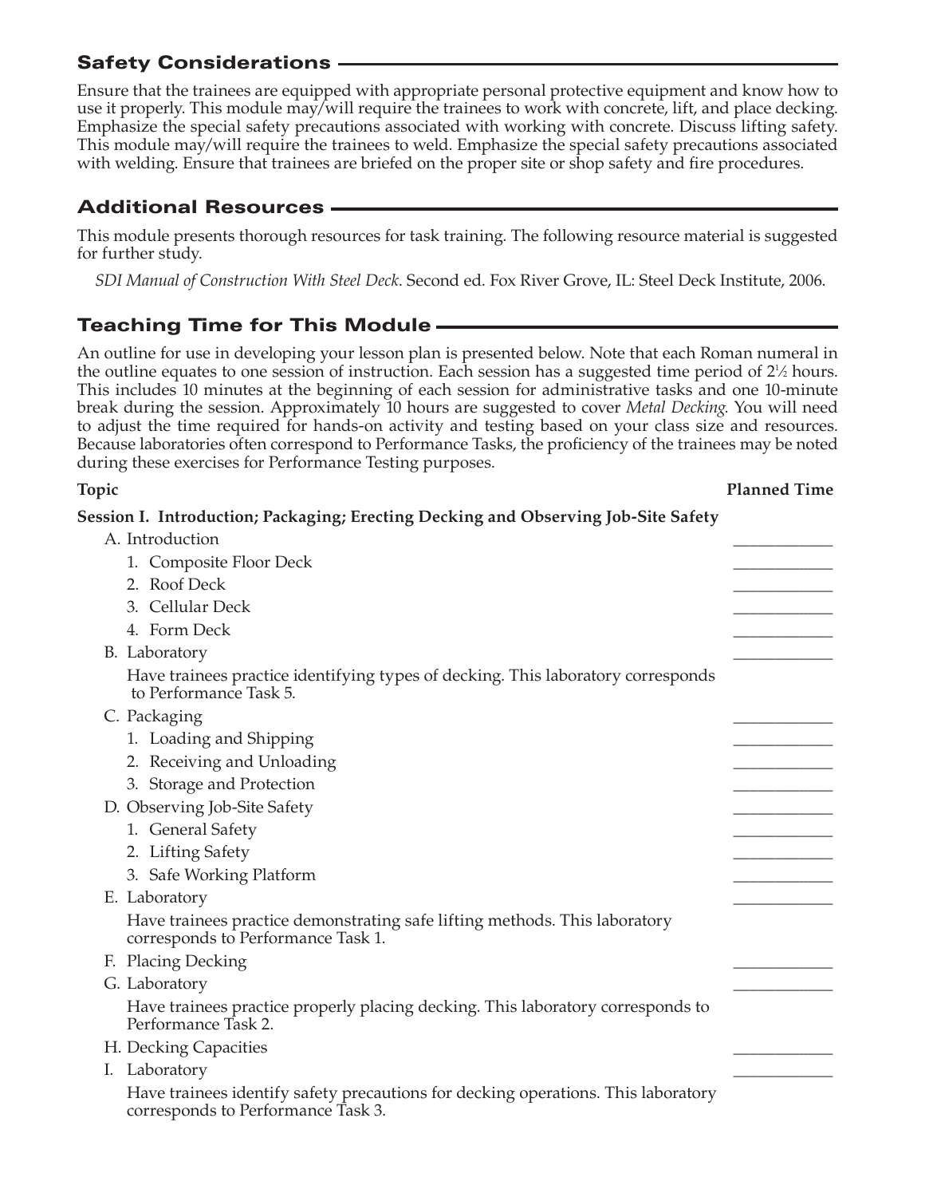## Safety Considerations

Ensure that the trainees are equipped with appropriate personal protective equipment and know how to use it properly. This module may/will require the trainees to work with concrete, lift, and place decking. Emphasize the special safety precautions associated with working with concrete. Discuss lifting safety. This module may/will require the trainees to weld. Emphasize the special safety precautions associated with welding. Ensure that trainees are briefed on the proper site or shop safety and fire procedures.

## Additional Resources

This module presents thorough resources for task training. The following resource material is suggested for further study.

*SDI Manual of Construction With Steel Deck*. Second ed. Fox River Grove, IL: Steel Deck Institute, 2006.

## Teaching Time for This Module

An outline for use in developing your lesson plan is presented below. Note that each Roman numeral in the outline equates to one session of instruction. Each session has a suggested time period of 2½ hours. This includes 10 minutes at the beginning of each session for administrative tasks and one 10-minute break during the session. Approximately 10 hours are suggested to cover *Metal Decking*. You will need to adjust the time required for hands-on activity and testing based on your class size and resources. Because laboratories often correspond to Performance Tasks, the proficiency of the trainees may be noted during these exercises for Performance Testing purposes.

| Topic | Planned Time |
|---|---|
| **Session I. Introduction; Packaging; Erecting Decking and Observing Job-Site Safety** | |
| A. Introduction | ____________ |
| 1. Composite Floor Deck | ____________ |
| 2. Roof Deck | ____________ |
| 3. Cellular Deck | ____________ |
| 4. Form Deck | ____________ |
| B. Laboratory | ____________ |
| Have trainees practice identifying types of decking. This laboratory corresponds to Performance Task 5. | |
| C. Packaging | ____________ |
| 1. Loading and Shipping | ____________ |
| 2. Receiving and Unloading | ____________ |
| 3. Storage and Protection | ____________ |
| D. Observing Job-Site Safety | ____________ |
| 1. General Safety | ____________ |
| 2. Lifting Safety | ____________ |
| 3. Safe Working Platform | ____________ |
| E. Laboratory | ____________ |
| Have trainees practice demonstrating safe lifting methods. This laboratory corresponds to Performance Task 1. | |
| F. Placing Decking | ____________ |
| G. Laboratory | ____________ |
| Have trainees practice properly placing decking. This laboratory corresponds to Performance Task 2. | |
| H. Decking Capacities | ____________ |
| I. Laboratory | ____________ |
| Have trainees identify safety precautions for decking operations. This laboratory corresponds to Performance Task 3. | |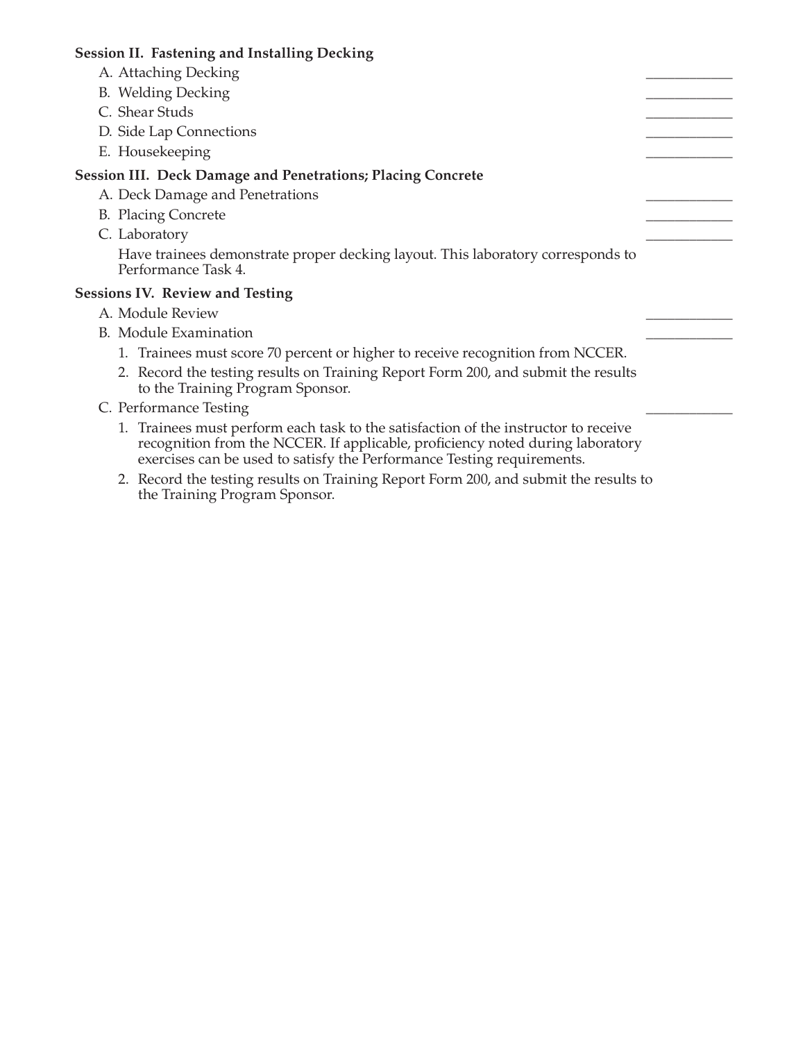**Session II. Fastening and Installing Decking**

A. Attaching Decking ____________

B. Welding Decking ____________

C. Shear Studs ____________

D. Side Lap Connections ____________

E. Housekeeping ____________

**Session III. Deck Damage and Penetrations; Placing Concrete**

A. Deck Damage and Penetrations ____________

B. Placing Concrete ____________

C. Laboratory ____________

Have trainees demonstrate proper decking layout. This laboratory corresponds to Performance Task 4.

**Sessions IV. Review and Testing**

A. Module Review ____________

B. Module Examination ____________

1. Trainees must score 70 percent or higher to receive recognition from NCCER.
2. Record the testing results on Training Report Form 200, and submit the results to the Training Program Sponsor.

C. Performance Testing ____________

1. Trainees must perform each task to the satisfaction of the instructor to receive recognition from the NCCER. If applicable, proficiency noted during laboratory exercises can be used to satisfy the Performance Testing requirements.
2. Record the testing results on Training Report Form 200, and submit the results to the Training Program Sponsor.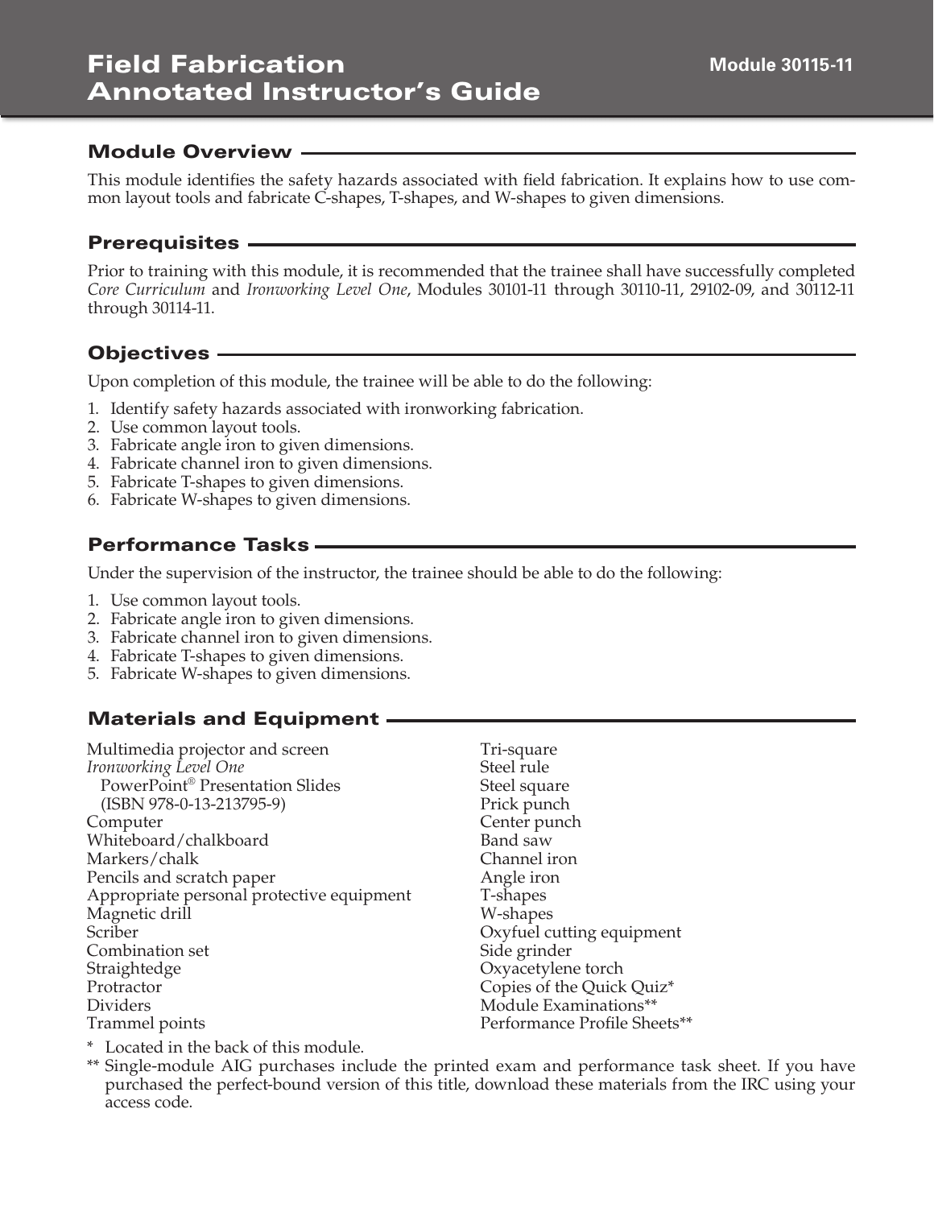# Field Fabrication Annotated Instructor's Guide

**Module 30115-11**

## Module Overview

This module identifies the safety hazards associated with field fabrication. It explains how to use common layout tools and fabricate C-shapes, T-shapes, and W-shapes to given dimensions.

## Prerequisites

Prior to training with this module, it is recommended that the trainee shall have successfully completed *Core Curriculum* and *Ironworking Level One*, Modules 30101-11 through 30110-11, 29102-09, and 30112-11 through 30114-11.

## Objectives

Upon completion of this module, the trainee will be able to do the following:

1. Identify safety hazards associated with ironworking fabrication.
2. Use common layout tools.
3. Fabricate angle iron to given dimensions.
4. Fabricate channel iron to given dimensions.
5. Fabricate T-shapes to given dimensions.
6. Fabricate W-shapes to given dimensions.

## Performance Tasks

Under the supervision of the instructor, the trainee should be able to do the following:

1. Use common layout tools.
2. Fabricate angle iron to given dimensions.
3. Fabricate channel iron to given dimensions.
4. Fabricate T-shapes to given dimensions.
5. Fabricate W-shapes to given dimensions.

## Materials and Equipment

Multimedia projector and screen
*Ironworking Level One* PowerPoint® Presentation Slides (ISBN 978-0-13-213795-9)
Computer
Whiteboard/chalkboard
Markers/chalk
Pencils and scratch paper
Appropriate personal protective equipment
Magnetic drill
Scriber
Combination set
Straightedge
Protractor
Dividers
Trammel points
Tri-square
Steel rule
Steel square
Prick punch
Center punch
Band saw
Channel iron
Angle iron
T-shapes
W-shapes
Oxyfuel cutting equipment
Side grinder
Oxyacetylene torch
Copies of the Quick Quiz*
Module Examinations**
Performance Profile Sheets**

\* Located in the back of this module.

** Single-module AIG purchases include the printed exam and performance task sheet. If you have purchased the perfect-bound version of this title, download these materials from the IRC using your access code.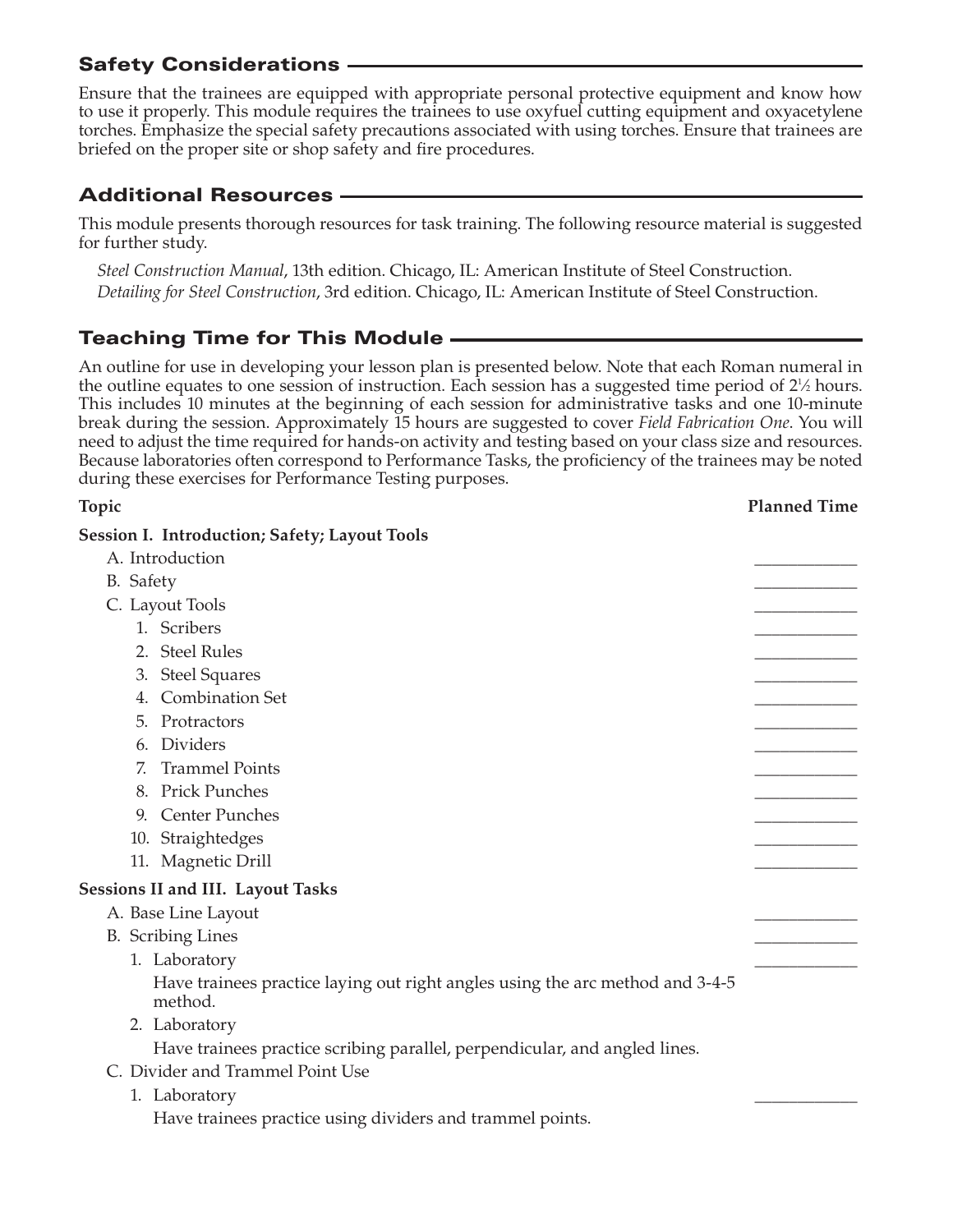## Safety Considerations

Ensure that the trainees are equipped with appropriate personal protective equipment and know how to use it properly. This module requires the trainees to use oxyfuel cutting equipment and oxyacetylene torches. Emphasize the special safety precautions associated with using torches. Ensure that trainees are briefed on the proper site or shop safety and fire procedures.

## Additional Resources

This module presents thorough resources for task training. The following resource material is suggested for further study.

*Steel Construction Manual*, 13th edition. Chicago, IL: American Institute of Steel Construction.
*Detailing for Steel Construction*, 3rd edition. Chicago, IL: American Institute of Steel Construction.

## Teaching Time for This Module

An outline for use in developing your lesson plan is presented below. Note that each Roman numeral in the outline equates to one session of instruction. Each session has a suggested time period of 2½ hours. This includes 10 minutes at the beginning of each session for administrative tasks and one 10-minute break during the session. Approximately 15 hours are suggested to cover *Field Fabrication One*. You will need to adjust the time required for hands-on activity and testing based on your class size and resources. Because laboratories often correspond to Performance Tasks, the proficiency of the trainees may be noted during these exercises for Performance Testing purposes.

| Topic | Planned Time |
|---|---|
| **Session I. Introduction; Safety; Layout Tools** | |
| A. Introduction | ____________ |
| B. Safety | ____________ |
| C. Layout Tools | ____________ |
| 1. Scribers | ____________ |
| 2. Steel Rules | ____________ |
| 3. Steel Squares | ____________ |
| 4. Combination Set | ____________ |
| 5. Protractors | ____________ |
| 6. Dividers | ____________ |
| 7. Trammel Points | ____________ |
| 8. Prick Punches | ____________ |
| 9. Center Punches | ____________ |
| 10. Straightedges | ____________ |
| 11. Magnetic Drill | ____________ |
| **Sessions II and III. Layout Tasks** | |
| A. Base Line Layout | ____________ |
| B. Scribing Lines | ____________ |
| 1. Laboratory | ____________ |
| Have trainees practice laying out right angles using the arc method and 3-4-5 method. | |
| 2. Laboratory | |
| Have trainees practice scribing parallel, perpendicular, and angled lines. | |
| C. Divider and Trammel Point Use | |
| 1. Laboratory | ____________ |
| Have trainees practice using dividers and trammel points. | |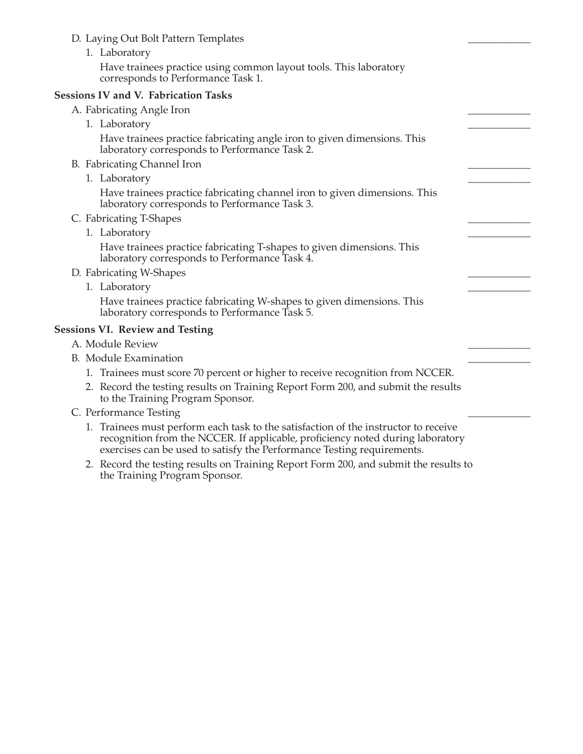D. Laying Out Bolt Pattern Templates ____________

1. Laboratory

   Have trainees practice using common layout tools. This laboratory corresponds to Performance Task 1.

**Sessions IV and V. Fabrication Tasks**

A. Fabricating Angle Iron ____________

1. Laboratory ____________

   Have trainees practice fabricating angle iron to given dimensions. This laboratory corresponds to Performance Task 2.

B. Fabricating Channel Iron ____________

1. Laboratory ____________

   Have trainees practice fabricating channel iron to given dimensions. This laboratory corresponds to Performance Task 3.

C. Fabricating T-Shapes ____________

1. Laboratory ____________

   Have trainees practice fabricating T-shapes to given dimensions. This laboratory corresponds to Performance Task 4.

D. Fabricating W-Shapes ____________

1. Laboratory ____________

   Have trainees practice fabricating W-shapes to given dimensions. This laboratory corresponds to Performance Task 5.

**Sessions VI. Review and Testing**

A. Module Review ____________

B. Module Examination ____________

1. Trainees must score 70 percent or higher to receive recognition from NCCER.
2. Record the testing results on Training Report Form 200, and submit the results to the Training Program Sponsor.

C. Performance Testing ____________

1. Trainees must perform each task to the satisfaction of the instructor to receive recognition from the NCCER. If applicable, proficiency noted during laboratory exercises can be used to satisfy the Performance Testing requirements.
2. Record the testing results on Training Report Form 200, and submit the results to the Training Program Sponsor.